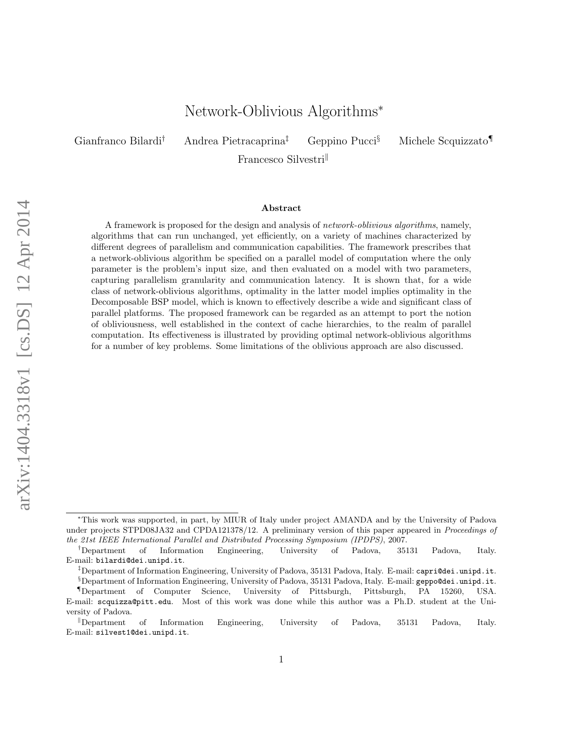# Network-Oblivious Algorithms*

Gianfranco Bilardi[†] Andrea Pietracaprina[‡] Geppino Pucci[§] Michele Scquizzato[¶]
Francesco Silvestri[‖]

## Abstract

A framework is proposed for the design and analysis of *network-oblivious algorithms*, namely, algorithms that can run unchanged, yet efficiently, on a variety of machines characterized by different degrees of parallelism and communication capabilities. The framework prescribes that a network-oblivious algorithm be specified on a parallel model of computation where the only parameter is the problem's input size, and then evaluated on a model with two parameters, capturing parallelism granularity and communication latency. It is shown that, for a wide class of network-oblivious algorithms, optimality in the latter model implies optimality in the Decomposable BSP model, which is known to effectively describe a wide and significant class of parallel platforms. The proposed framework can be regarded as an attempt to port the notion of obliviousness, well established in the context of cache hierarchies, to the realm of parallel computation. Its effectiveness is illustrated by providing optimal network-oblivious algorithms for a number of key problems. Some limitations of the oblivious approach are also discussed.

---

*This work was supported, in part, by MIUR of Italy under project AMANDA and by the University of Padova under projects STPD08JA32 and CPDA121378/12. A preliminary version of this paper appeared in *Proceedings of the 21st IEEE International Parallel and Distributed Processing Symposium (IPDPS)*, 2007.

[†]Department of Information Engineering, University of Padova, 35131 Padova, Italy. E-mail: bilardi@dei.unipd.it.

[‡]Department of Information Engineering, University of Padova, 35131 Padova, Italy. E-mail: capri@dei.unipd.it.

[§]Department of Information Engineering, University of Padova, 35131 Padova, Italy. E-mail: geppo@dei.unipd.it.

[¶]Department of Computer Science, University of Pittsburgh, Pittsburgh, PA 15260, USA. E-mail: scquizza@pitt.edu. Most of this work was done while this author was a Ph.D. student at the University of Padova.

[‖]Department of Information Engineering, University of Padova, 35131 Padova, Italy. E-mail: silvest1@dei.unipd.it.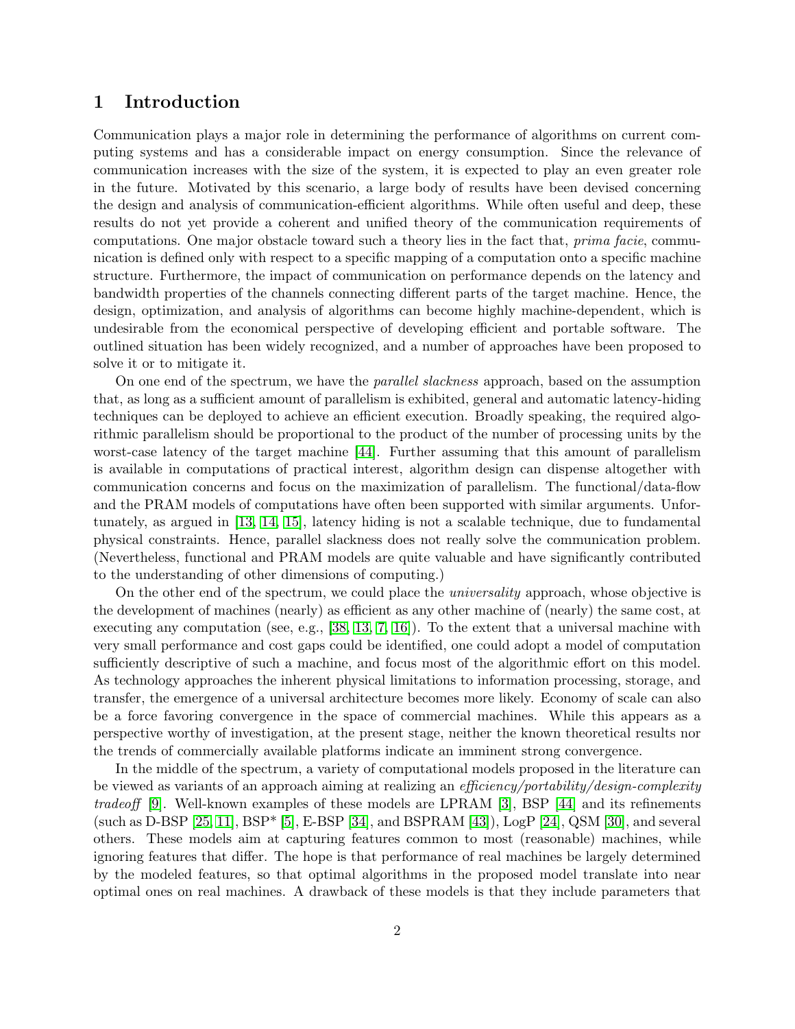# 1 Introduction

Communication plays a major role in determining the performance of algorithms on current computing systems and has a considerable impact on energy consumption. Since the relevance of communication increases with the size of the system, it is expected to play an even greater role in the future. Motivated by this scenario, a large body of results have been devised concerning the design and analysis of communication-efficient algorithms. While often useful and deep, these results do not yet provide a coherent and unified theory of the communication requirements of computations. One major obstacle toward such a theory lies in the fact that, *prima facie*, communication is defined only with respect to a specific mapping of a computation onto a specific machine structure. Furthermore, the impact of communication on performance depends on the latency and bandwidth properties of the channels connecting different parts of the target machine. Hence, the design, optimization, and analysis of algorithms can become highly machine-dependent, which is undesirable from the economical perspective of developing efficient and portable software. The outlined situation has been widely recognized, and a number of approaches have been proposed to solve it or to mitigate it.

On one end of the spectrum, we have the *parallel slackness* approach, based on the assumption that, as long as a sufficient amount of parallelism is exhibited, general and automatic latency-hiding techniques can be deployed to achieve an efficient execution. Broadly speaking, the required algorithmic parallelism should be proportional to the product of the number of processing units by the worst-case latency of the target machine [44]. Further assuming that this amount of parallelism is available in computations of practical interest, algorithm design can dispense altogether with communication concerns and focus on the maximization of parallelism. The functional/data-flow and the PRAM models of computations have often been supported with similar arguments. Unfortunately, as argued in [13, 14, 15], latency hiding is not a scalable technique, due to fundamental physical constraints. Hence, parallel slackness does not really solve the communication problem. (Nevertheless, functional and PRAM models are quite valuable and have significantly contributed to the understanding of other dimensions of computing.)

On the other end of the spectrum, we could place the *universality* approach, whose objective is the development of machines (nearly) as efficient as any other machine of (nearly) the same cost, at executing any computation (see, e.g., [38, 13, 7, 16]). To the extent that a universal machine with very small performance and cost gaps could be identified, one could adopt a model of computation sufficiently descriptive of such a machine, and focus most of the algorithmic effort on this model. As technology approaches the inherent physical limitations to information processing, storage, and transfer, the emergence of a universal architecture becomes more likely. Economy of scale can also be a force favoring convergence in the space of commercial machines. While this appears as a perspective worthy of investigation, at the present stage, neither the known theoretical results nor the trends of commercially available platforms indicate an imminent strong convergence.

In the middle of the spectrum, a variety of computational models proposed in the literature can be viewed as variants of an approach aiming at realizing an *efficiency/portability/design-complexity tradeoff* [9]. Well-known examples of these models are LPRAM [3], BSP [44] and its refinements (such as D-BSP [25, 11], BSP* [5], E-BSP [34], and BSPRAM [43]), LogP [24], QSM [30], and several others. These models aim at capturing features common to most (reasonable) machines, while ignoring features that differ. The hope is that performance of real machines be largely determined by the modeled features, so that optimal algorithms in the proposed model translate into near optimal ones on real machines. A drawback of these models is that they include parameters that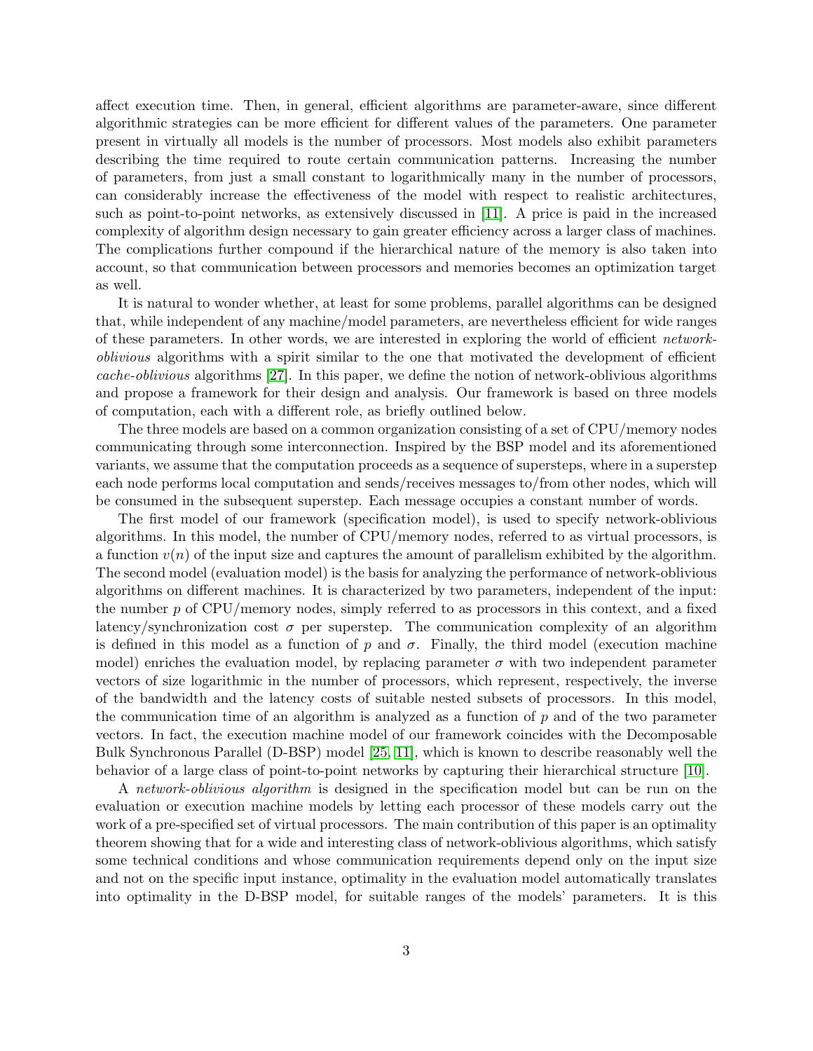affect execution time. Then, in general, efficient algorithms are parameter-aware, since different algorithmic strategies can be more efficient for different values of the parameters. One parameter present in virtually all models is the number of processors. Most models also exhibit parameters describing the time required to route certain communication patterns. Increasing the number of parameters, from just a small constant to logarithmically many in the number of processors, can considerably increase the effectiveness of the model with respect to realistic architectures, such as point-to-point networks, as extensively discussed in [11]. A price is paid in the increased complexity of algorithm design necessary to gain greater efficiency across a larger class of machines. The complications further compound if the hierarchical nature of the memory is also taken into account, so that communication between processors and memories becomes an optimization target as well.

It is natural to wonder whether, at least for some problems, parallel algorithms can be designed that, while independent of any machine/model parameters, are nevertheless efficient for wide ranges of these parameters. In other words, we are interested in exploring the world of efficient *network-oblivious* algorithms with a spirit similar to the one that motivated the development of efficient *cache-oblivious* algorithms [27]. In this paper, we define the notion of network-oblivious algorithms and propose a framework for their design and analysis. Our framework is based on three models of computation, each with a different role, as briefly outlined below.

The three models are based on a common organization consisting of a set of CPU/memory nodes communicating through some interconnection. Inspired by the BSP model and its aforementioned variants, we assume that the computation proceeds as a sequence of supersteps, where in a superstep each node performs local computation and sends/receives messages to/from other nodes, which will be consumed in the subsequent superstep. Each message occupies a constant number of words.

The first model of our framework (specification model), is used to specify network-oblivious algorithms. In this model, the number of CPU/memory nodes, referred to as virtual processors, is a function $v(n)$ of the input size and captures the amount of parallelism exhibited by the algorithm. The second model (evaluation model) is the basis for analyzing the performance of network-oblivious algorithms on different machines. It is characterized by two parameters, independent of the input: the number $p$ of CPU/memory nodes, simply referred to as processors in this context, and a fixed latency/synchronization cost $\sigma$ per superstep. The communication complexity of an algorithm is defined in this model as a function of $p$ and $\sigma$. Finally, the third model (execution machine model) enriches the evaluation model, by replacing parameter $\sigma$ with two independent parameter vectors of size logarithmic in the number of processors, which represent, respectively, the inverse of the bandwidth and the latency costs of suitable nested subsets of processors. In this model, the communication time of an algorithm is analyzed as a function of $p$ and of the two parameter vectors. In fact, the execution machine model of our framework coincides with the Decomposable Bulk Synchronous Parallel (D-BSP) model [25, 11], which is known to describe reasonably well the behavior of a large class of point-to-point networks by capturing their hierarchical structure [10].

A *network-oblivious algorithm* is designed in the specification model but can be run on the evaluation or execution machine models by letting each processor of these models carry out the work of a pre-specified set of virtual processors. The main contribution of this paper is an optimality theorem showing that for a wide and interesting class of network-oblivious algorithms, which satisfy some technical conditions and whose communication requirements depend only on the input size and not on the specific input instance, optimality in the evaluation model automatically translates into optimality in the D-BSP model, for suitable ranges of the models' parameters. It is this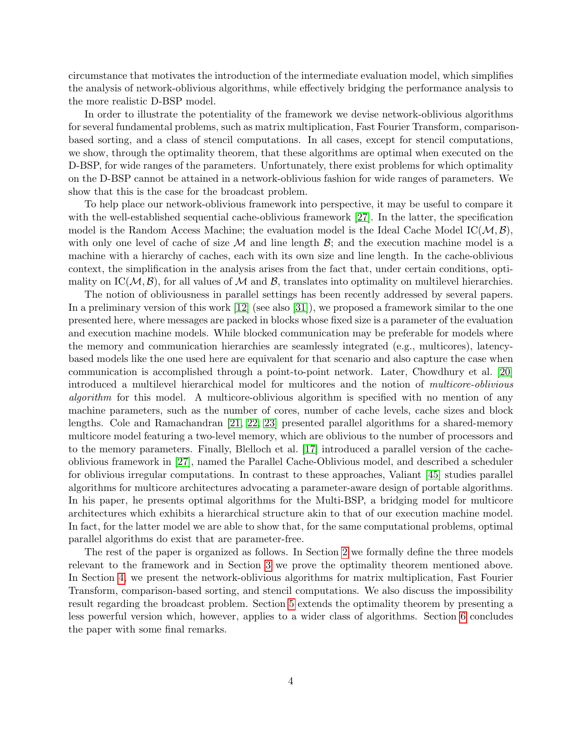circumstance that motivates the introduction of the intermediate evaluation model, which simplifies the analysis of network-oblivious algorithms, while effectively bridging the performance analysis to the more realistic D-BSP model.

In order to illustrate the potentiality of the framework we devise network-oblivious algorithms for several fundamental problems, such as matrix multiplication, Fast Fourier Transform, comparison-based sorting, and a class of stencil computations. In all cases, except for stencil computations, we show, through the optimality theorem, that these algorithms are optimal when executed on the D-BSP, for wide ranges of the parameters. Unfortunately, there exist problems for which optimality on the D-BSP cannot be attained in a network-oblivious fashion for wide ranges of parameters. We show that this is the case for the broadcast problem.

To help place our network-oblivious framework into perspective, it may be useful to compare it with the well-established sequential cache-oblivious framework [27]. In the latter, the specification model is the Random Access Machine; the evaluation model is the Ideal Cache Model $\mathrm{IC}(\mathcal{M}, \mathcal{B})$, with only one level of cache of size $\mathcal{M}$ and line length $\mathcal{B}$; and the execution machine model is a machine with a hierarchy of caches, each with its own size and line length. In the cache-oblivious context, the simplification in the analysis arises from the fact that, under certain conditions, optimality on $\mathrm{IC}(\mathcal{M}, \mathcal{B})$, for all values of $\mathcal{M}$ and $\mathcal{B}$, translates into optimality on multilevel hierarchies.

The notion of obliviousness in parallel settings has been recently addressed by several papers. In a preliminary version of this work [12] (see also [31]), we proposed a framework similar to the one presented here, where messages are packed in blocks whose fixed size is a parameter of the evaluation and execution machine models. While blocked communication may be preferable for models where the memory and communication hierarchies are seamlessly integrated (e.g., multicores), latency-based models like the one used here are equivalent for that scenario and also capture the case when communication is accomplished through a point-to-point network. Later, Chowdhury et al. [20] introduced a multilevel hierarchical model for multicores and the notion of *multicore-oblivious algorithm* for this model. A multicore-oblivious algorithm is specified with no mention of any machine parameters, such as the number of cores, number of cache levels, cache sizes and block lengths. Cole and Ramachandran [21, 22, 23] presented parallel algorithms for a shared-memory multicore model featuring a two-level memory, which are oblivious to the number of processors and to the memory parameters. Finally, Blelloch et al. [17] introduced a parallel version of the cache-oblivious framework in [27], named the Parallel Cache-Oblivious model, and described a scheduler for oblivious irregular computations. In contrast to these approaches, Valiant [45] studies parallel algorithms for multicore architectures advocating a parameter-aware design of portable algorithms. In his paper, he presents optimal algorithms for the Multi-BSP, a bridging model for multicore architectures which exhibits a hierarchical structure akin to that of our execution machine model. In fact, for the latter model we are able to show that, for the same computational problems, optimal parallel algorithms do exist that are parameter-free.

The rest of the paper is organized as follows. In Section 2 we formally define the three models relevant to the framework and in Section 3 we prove the optimality theorem mentioned above. In Section 4, we present the network-oblivious algorithms for matrix multiplication, Fast Fourier Transform, comparison-based sorting, and stencil computations. We also discuss the impossibility result regarding the broadcast problem. Section 5 extends the optimality theorem by presenting a less powerful version which, however, applies to a wider class of algorithms. Section 6 concludes the paper with some final remarks.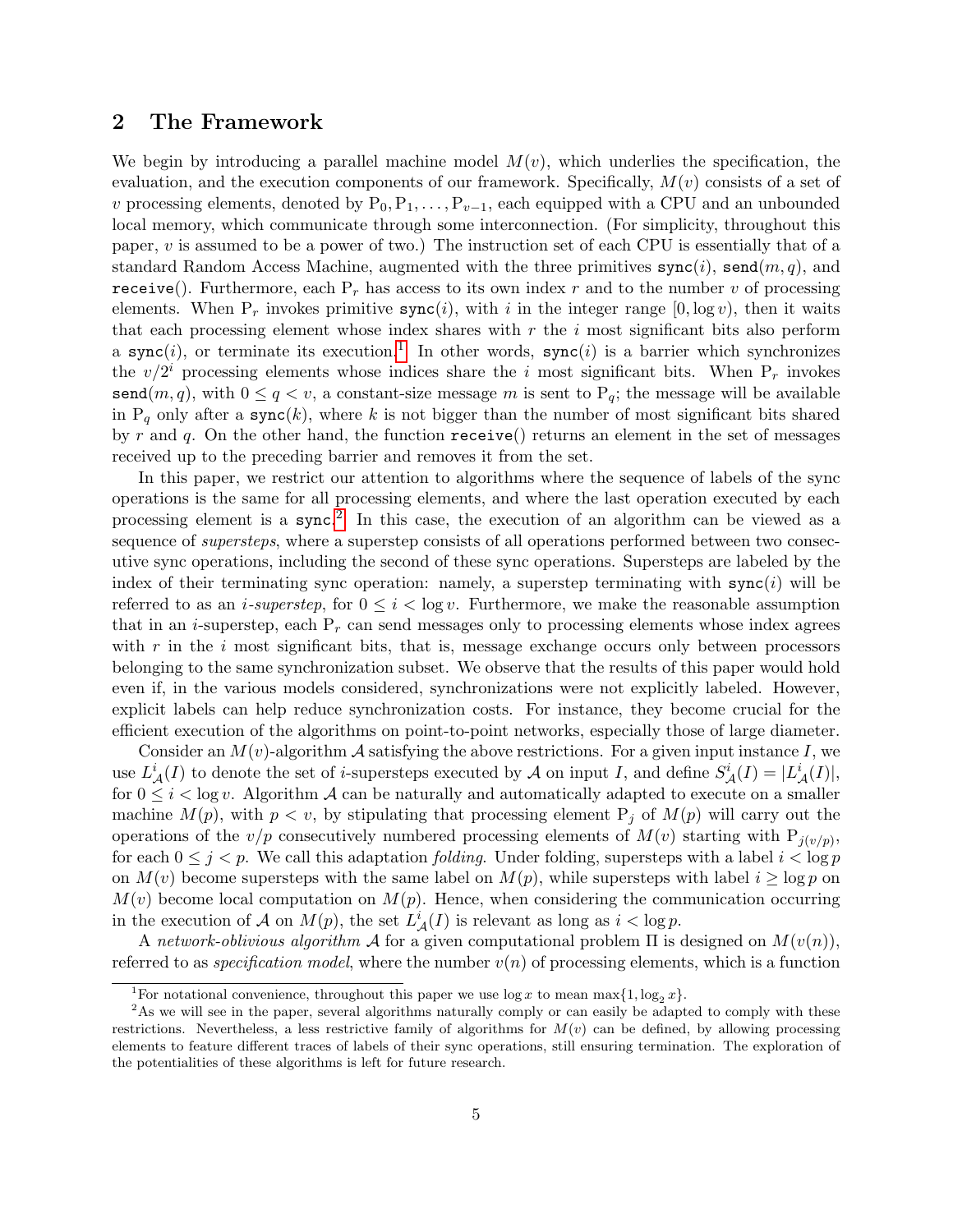## 2 The Framework

We begin by introducing a parallel machine model $M(v)$, which underlies the specification, the evaluation, and the execution components of our framework. Specifically, $M(v)$ consists of a set of $v$ processing elements, denoted by $\mathrm{P}_0, \mathrm{P}_1, \ldots, \mathrm{P}_{v-1}$, each equipped with a CPU and an unbounded local memory, which communicate through some interconnection. (For simplicity, throughout this paper, $v$ is assumed to be a power of two.) The instruction set of each CPU is essentially that of a standard Random Access Machine, augmented with the three primitives `sync`$(i)$, `send`$(m, q)$, and `receive`$()$. Furthermore, each $\mathrm{P}_r$ has access to its own index $r$ and to the number $v$ of processing elements. When $\mathrm{P}_r$ invokes primitive `sync`$(i)$, with $i$ in the integer range $[0, \log v)$, then it waits that each processing element whose index shares with $r$ the $i$ most significant bits also perform a `sync`$(i)$, or terminate its execution.[1] In other words, `sync`$(i)$ is a barrier which synchronizes the $v/2^i$ processing elements whose indices share the $i$ most significant bits. When $\mathrm{P}_r$ invokes `send`$(m, q)$, with $0 \le q < v$, a constant-size message $m$ is sent to $\mathrm{P}_q$; the message will be available in $\mathrm{P}_q$ only after a `sync`$(k)$, where $k$ is not bigger than the number of most significant bits shared by $r$ and $q$. On the other hand, the function `receive`$()$ returns an element in the set of messages received up to the preceding barrier and removes it from the set.

In this paper, we restrict our attention to algorithms where the sequence of labels of the sync operations is the same for all processing elements, and where the last operation executed by each processing element is a `sync`.[2] In this case, the execution of an algorithm can be viewed as a sequence of *supersteps*, where a superstep consists of all operations performed between two consecutive sync operations, including the second of these sync operations. Supersteps are labeled by the index of their terminating sync operation: namely, a superstep terminating with `sync`$(i)$ will be referred to as an *$i$-superstep*, for $0 \le i < \log v$. Furthermore, we make the reasonable assumption that in an $i$-superstep, each $\mathrm{P}_r$ can send messages only to processing elements whose index agrees with $r$ in the $i$ most significant bits, that is, message exchange occurs only between processors belonging to the same synchronization subset. We observe that the results of this paper would hold even if, in the various models considered, synchronizations were not explicitly labeled. However, explicit labels can help reduce synchronization costs. For instance, they become crucial for the efficient execution of the algorithms on point-to-point networks, especially those of large diameter.

Consider an $M(v)$-algorithm $\mathcal{A}$ satisfying the above restrictions. For a given input instance $I$, we use $L^i_{\mathcal{A}}(I)$ to denote the set of $i$-supersteps executed by $\mathcal{A}$ on input $I$, and define $S^i_{\mathcal{A}}(I) = |L^i_{\mathcal{A}}(I)|$, for $0 \le i < \log v$. Algorithm $\mathcal{A}$ can be naturally and automatically adapted to execute on a smaller machine $M(p)$, with $p < v$, by stipulating that processing element $\mathrm{P}_j$ of $M(p)$ will carry out the operations of the $v/p$ consecutively numbered processing elements of $M(v)$ starting with $\mathrm{P}_{j(v/p)}$, for each $0 \le j < p$. We call this adaptation *folding*. Under folding, supersteps with a label $i < \log p$ on $M(v)$ become supersteps with the same label on $M(p)$, while supersteps with label $i \ge \log p$ on $M(v)$ become local computation on $M(p)$. Hence, when considering the communication occurring in the execution of $\mathcal{A}$ on $M(p)$, the set $L^i_{\mathcal{A}}(I)$ is relevant as long as $i < \log p$.

A *network-oblivious algorithm* $\mathcal{A}$ for a given computational problem $\Pi$ is designed on $M(v(n))$, referred to as *specification model*, where the number $v(n)$ of processing elements, which is a function

---

[1] For notational convenience, throughout this paper we use $\log x$ to mean $\max\{1, \log_2 x\}$.

[2] As we will see in the paper, several algorithms naturally comply or can easily be adapted to comply with these restrictions. Nevertheless, a less restrictive family of algorithms for $M(v)$ can be defined, by allowing processing elements to feature different traces of labels of their sync operations, still ensuring termination. The exploration of the potentialities of these algorithms is left for future research.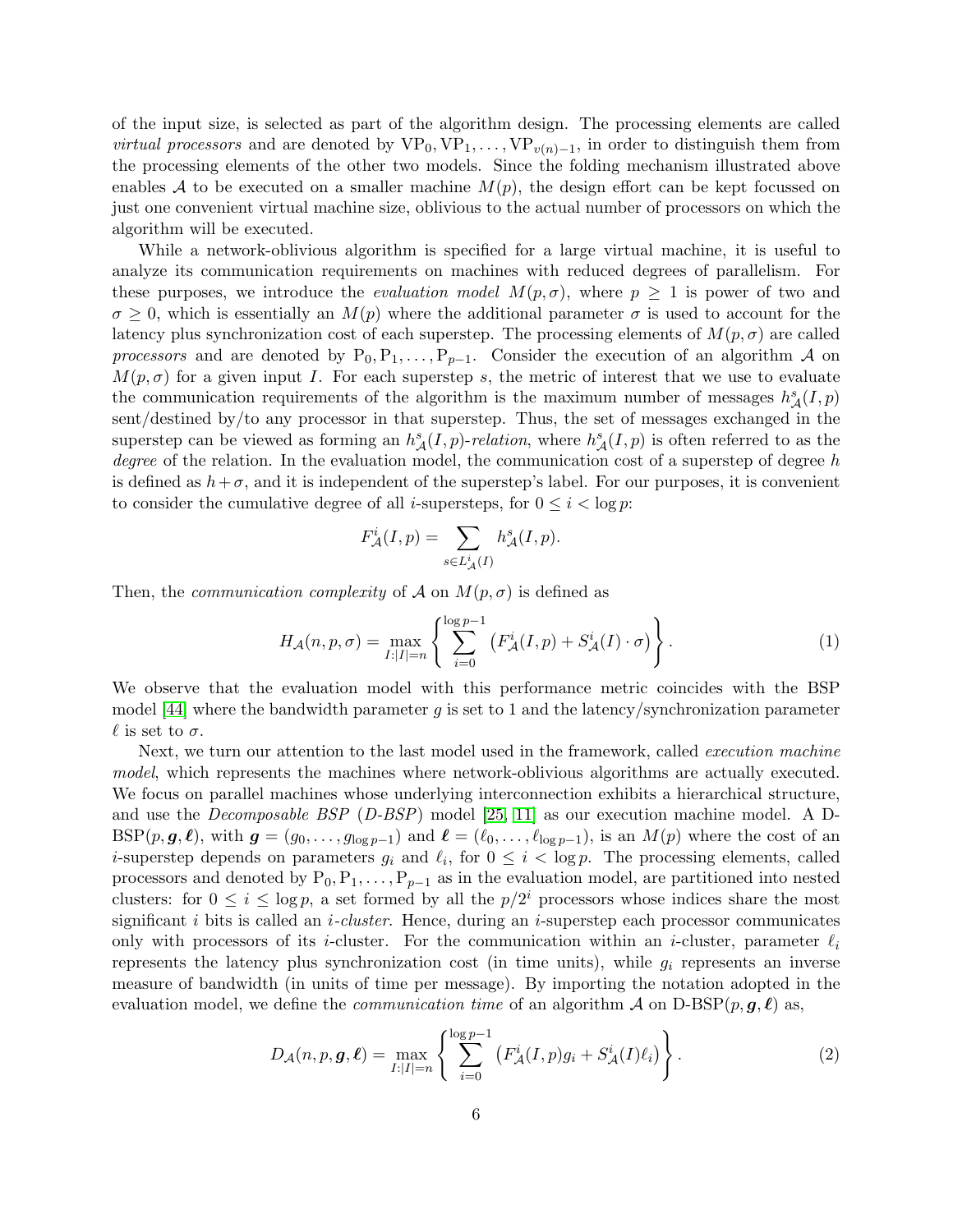of the input size, is selected as part of the algorithm design. The processing elements are called *virtual processors* and are denoted by $\mathrm{VP}_0, \mathrm{VP}_1, \ldots, \mathrm{VP}_{v(n)-1}$, in order to distinguish them from the processing elements of the other two models. Since the folding mechanism illustrated above enables $\mathcal{A}$ to be executed on a smaller machine $M(p)$, the design effort can be kept focussed on just one convenient virtual machine size, oblivious to the actual number of processors on which the algorithm will be executed.

While a network-oblivious algorithm is specified for a large virtual machine, it is useful to analyze its communication requirements on machines with reduced degrees of parallelism. For these purposes, we introduce the *evaluation model* $M(p, \sigma)$, where $p \geq 1$ is power of two and $\sigma \geq 0$, which is essentially an $M(p)$ where the additional parameter $\sigma$ is used to account for the latency plus synchronization cost of each superstep. The processing elements of $M(p, \sigma)$ are called *processors* and are denoted by $\mathrm{P}_0, \mathrm{P}_1, \ldots, \mathrm{P}_{p-1}$. Consider the execution of an algorithm $\mathcal{A}$ on $M(p, \sigma)$ for a given input $I$. For each superstep $s$, the metric of interest that we use to evaluate the communication requirements of the algorithm is the maximum number of messages $h^s_{\mathcal{A}}(I, p)$ sent/destined by/to any processor in that superstep. Thus, the set of messages exchanged in the superstep can be viewed as forming an $h^s_{\mathcal{A}}(I, p)$-*relation*, where $h^s_{\mathcal{A}}(I, p)$ is often referred to as the *degree* of the relation. In the evaluation model, the communication cost of a superstep of degree $h$ is defined as $h + \sigma$, and it is independent of the superstep's label. For our purposes, it is convenient to consider the cumulative degree of all $i$-supersteps, for $0 \leq i < \log p$:

$$F^i_{\mathcal{A}}(I, p) = \sum_{s \in L^i_{\mathcal{A}}(I)} h^s_{\mathcal{A}}(I, p).$$

Then, the *communication complexity* of $\mathcal{A}$ on $M(p, \sigma)$ is defined as

$$H_{\mathcal{A}}(n, p, \sigma) = \max_{I : |I| = n} \left\{ \sum_{i=0}^{\log p - 1} \left( F^i_{\mathcal{A}}(I, p) + S^i_{\mathcal{A}}(I) \cdot \sigma \right) \right\}. \tag{1}$$

We observe that the evaluation model with this performance metric coincides with the BSP model [44] where the bandwidth parameter $g$ is set to 1 and the latency/synchronization parameter $\ell$ is set to $\sigma$.

Next, we turn our attention to the last model used in the framework, called *execution machine model*, which represents the machines where network-oblivious algorithms are actually executed. We focus on parallel machines whose underlying interconnection exhibits a hierarchical structure, and use the *Decomposable BSP* (*D-BSP*) model [25, 11] as our execution machine model. A D-BSP$(p, \boldsymbol{g}, \boldsymbol{\ell})$, with $\boldsymbol{g} = (g_0, \ldots, g_{\log p - 1})$ and $\boldsymbol{\ell} = (\ell_0, \ldots, \ell_{\log p - 1})$, is an $M(p)$ where the cost of an $i$-superstep depends on parameters $g_i$ and $\ell_i$, for $0 \leq i < \log p$. The processing elements, called processors and denoted by $\mathrm{P}_0, \mathrm{P}_1, \ldots, \mathrm{P}_{p-1}$ as in the evaluation model, are partitioned into nested clusters: for $0 \leq i \leq \log p$, a set formed by all the $p/2^i$ processors whose indices share the most significant $i$ bits is called an $i$-*cluster*. Hence, during an $i$-superstep each processor communicates only with processors of its $i$-cluster. For the communication within an $i$-cluster, parameter $\ell_i$ represents the latency plus synchronization cost (in time units), while $g_i$ represents an inverse measure of bandwidth (in units of time per message). By importing the notation adopted in the evaluation model, we define the *communication time* of an algorithm $\mathcal{A}$ on D-BSP$(p, \boldsymbol{g}, \boldsymbol{\ell})$ as,

$$D_{\mathcal{A}}(n, p, \boldsymbol{g}, \boldsymbol{\ell}) = \max_{I : |I| = n} \left\{ \sum_{i=0}^{\log p - 1} \left( F^i_{\mathcal{A}}(I, p) g_i + S^i_{\mathcal{A}}(I) \ell_i \right) \right\}. \tag{2}$$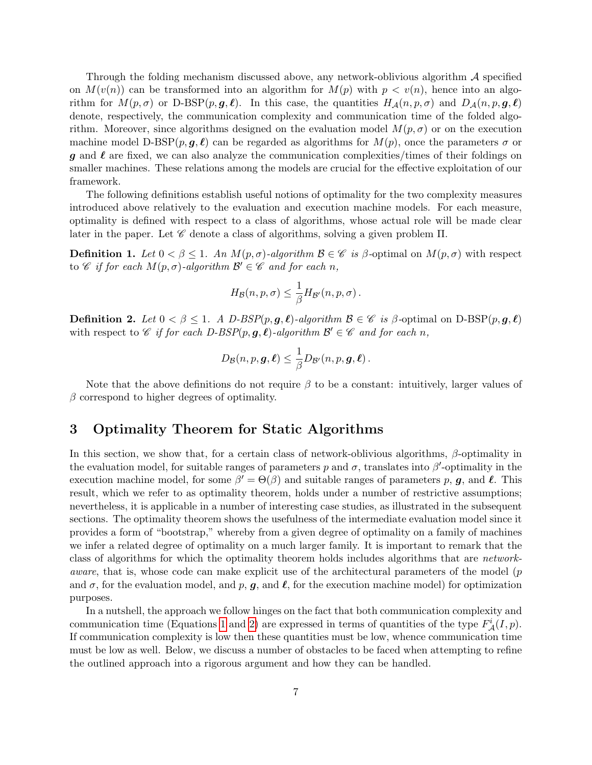Through the folding mechanism discussed above, any network-oblivious algorithm $\mathcal{A}$ specified on $M(v(n))$ can be transformed into an algorithm for $M(p)$ with $p < v(n)$, hence into an algorithm for $M(p, \sigma)$ or D-BSP$(p, \boldsymbol{g}, \boldsymbol{\ell})$. In this case, the quantities $H_{\mathcal{A}}(n, p, \sigma)$ and $D_{\mathcal{A}}(n, p, \boldsymbol{g}, \boldsymbol{\ell})$ denote, respectively, the communication complexity and communication time of the folded algorithm. Moreover, since algorithms designed on the evaluation model $M(p, \sigma)$ or on the execution machine model D-BSP$(p, \boldsymbol{g}, \boldsymbol{\ell})$ can be regarded as algorithms for $M(p)$, once the parameters $\sigma$ or $\boldsymbol{g}$ and $\boldsymbol{\ell}$ are fixed, we can also analyze the communication complexities/times of their foldings on smaller machines. These relations among the models are crucial for the effective exploitation of our framework.

The following definitions establish useful notions of optimality for the two complexity measures introduced above relatively to the evaluation and execution machine models. For each measure, optimality is defined with respect to a class of algorithms, whose actual role will be made clear later in the paper. Let $\mathscr{C}$ denote a class of algorithms, solving a given problem $\Pi$.

**Definition 1.** *Let $0 < \beta \leq 1$. An $M(p, \sigma)$-algorithm $\mathcal{B} \in \mathscr{C}$ is* $\beta$-optimal on $M(p, \sigma)$ with respect to $\mathscr{C}$ *if for each $M(p, \sigma)$-algorithm $\mathcal{B}' \in \mathscr{C}$ and for each $n$,*

$$H_{\mathcal{B}}(n, p, \sigma) \leq \frac{1}{\beta} H_{\mathcal{B}'}(n, p, \sigma).$$

**Definition 2.** *Let $0 < \beta \leq 1$. A D-BSP$(p, \boldsymbol{g}, \boldsymbol{\ell})$-algorithm $\mathcal{B} \in \mathscr{C}$ is* $\beta$-optimal on D-BSP$(p, \boldsymbol{g}, \boldsymbol{\ell})$ *with respect to $\mathscr{C}$ if for each D-BSP$(p, \boldsymbol{g}, \boldsymbol{\ell})$-algorithm $\mathcal{B}' \in \mathscr{C}$ and for each $n$,*

$$D_{\mathcal{B}}(n, p, \boldsymbol{g}, \boldsymbol{\ell}) \leq \frac{1}{\beta} D_{\mathcal{B}'}(n, p, \boldsymbol{g}, \boldsymbol{\ell}).$$

Note that the above definitions do not require $\beta$ to be a constant: intuitively, larger values of $\beta$ correspond to higher degrees of optimality.

## 3 Optimality Theorem for Static Algorithms

In this section, we show that, for a certain class of network-oblivious algorithms, $\beta$-optimality in the evaluation model, for suitable ranges of parameters $p$ and $\sigma$, translates into $\beta'$-optimality in the execution machine model, for some $\beta' = \Theta(\beta)$ and suitable ranges of parameters $p$, $\boldsymbol{g}$, and $\boldsymbol{\ell}$. This result, which we refer to as optimality theorem, holds under a number of restrictive assumptions; nevertheless, it is applicable in a number of interesting case studies, as illustrated in the subsequent sections. The optimality theorem shows the usefulness of the intermediate evaluation model since it provides a form of "bootstrap," whereby from a given degree of optimality on a family of machines we infer a related degree of optimality on a much larger family. It is important to remark that the class of algorithms for which the optimality theorem holds includes algorithms that are *network-aware*, that is, whose code can make explicit use of the architectural parameters of the model ($p$ and $\sigma$, for the evaluation model, and $p$, $\boldsymbol{g}$, and $\boldsymbol{\ell}$, for the execution machine model) for optimization purposes.

In a nutshell, the approach we follow hinges on the fact that both communication complexity and communication time (Equations 1 and 2) are expressed in terms of quantities of the type $F^i_{\mathcal{A}}(I, p)$. If communication complexity is low then these quantities must be low, whence communication time must be low as well. Below, we discuss a number of obstacles to be faced when attempting to refine the outlined approach into a rigorous argument and how they can be handled.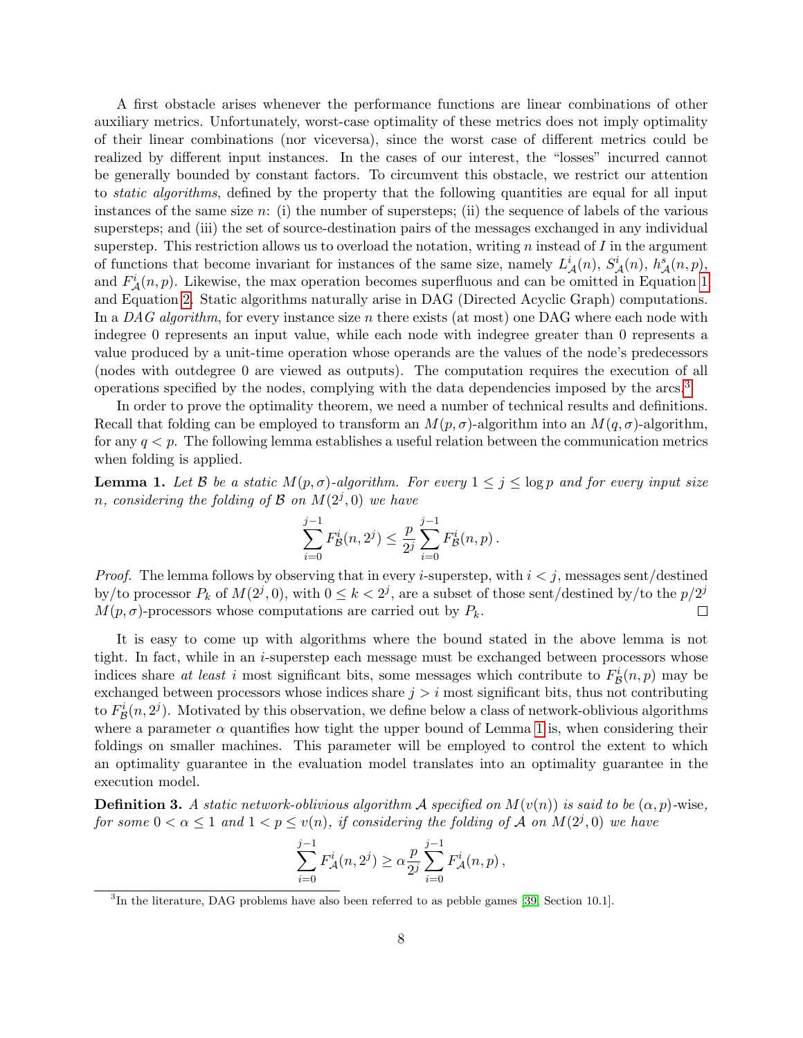A first obstacle arises whenever the performance functions are linear combinations of other auxiliary metrics. Unfortunately, worst-case optimality of these metrics does not imply optimality of their linear combinations (nor viceversa), since the worst case of different metrics could be realized by different input instances. In the cases of our interest, the "losses" incurred cannot be generally bounded by constant factors. To circumvent this obstacle, we restrict our attention to *static algorithms*, defined by the property that the following quantities are equal for all input instances of the same size $n$: (i) the number of supersteps; (ii) the sequence of labels of the various supersteps; and (iii) the set of source-destination pairs of the messages exchanged in any individual superstep. This restriction allows us to overload the notation, writing $n$ instead of $I$ in the argument of functions that become invariant for instances of the same size, namely $L^i_{\mathcal{A}}(n)$, $S^i_{\mathcal{A}}(n)$, $h^s_{\mathcal{A}}(n,p)$, and $F^i_{\mathcal{A}}(n,p)$. Likewise, the max operation becomes superfluous and can be omitted in Equation 1 and Equation 2. Static algorithms naturally arise in DAG (Directed Acyclic Graph) computations. In a *DAG algorithm*, for every instance size $n$ there exists (at most) one DAG where each node with indegree 0 represents an input value, while each node with indegree greater than 0 represents a value produced by a unit-time operation whose operands are the values of the node's predecessors (nodes with outdegree 0 are viewed as outputs). The computation requires the execution of all operations specified by the nodes, complying with the data dependencies imposed by the arcs.[3]

In order to prove the optimality theorem, we need a number of technical results and definitions. Recall that folding can be employed to transform an $M(p,\sigma)$-algorithm into an $M(q,\sigma)$-algorithm, for any $q < p$. The following lemma establishes a useful relation between the communication metrics when folding is applied.

**Lemma 1.** *Let $\mathcal{B}$ be a static $M(p,\sigma)$-algorithm. For every $1 \le j \le \log p$ and for every input size $n$, considering the folding of $\mathcal{B}$ on $M(2^j,0)$ we have*

$$\sum_{i=0}^{j-1} F^i_{\mathcal{B}}(n,2^j) \le \frac{p}{2^j}\sum_{i=0}^{j-1} F^i_{\mathcal{B}}(n,p)\,.$$

*Proof.* The lemma follows by observing that in every $i$-superstep, with $i < j$, messages sent/destined by/to processor $P_k$ of $M(2^j,0)$, with $0 \le k < 2^j$, are a subset of those sent/destined by/to the $p/2^j$ $M(p,\sigma)$-processors whose computations are carried out by $P_k$. □

It is easy to come up with algorithms where the bound stated in the above lemma is not tight. In fact, while in an $i$-superstep each message must be exchanged between processors whose indices share *at least* $i$ most significant bits, some messages which contribute to $F^i_{\mathcal{B}}(n,p)$ may be exchanged between processors whose indices share $j > i$ most significant bits, thus not contributing to $F^i_{\mathcal{B}}(n,2^j)$. Motivated by this observation, we define below a class of network-oblivious algorithms where a parameter $\alpha$ quantifies how tight the upper bound of Lemma 1 is, when considering their foldings on smaller machines. This parameter will be employed to control the extent to which an optimality guarantee in the evaluation model translates into an optimality guarantee in the execution model.

**Definition 3.** *A static network-oblivious algorithm $\mathcal{A}$ specified on $M(v(n))$ is said to be $(\alpha,p)$-wise, for some $0 < \alpha \le 1$ and $1 < p \le v(n)$, if considering the folding of $\mathcal{A}$ on $M(2^j,0)$ we have*

$$\sum_{i=0}^{j-1} F^i_{\mathcal{A}}(n,2^j) \ge \alpha\frac{p}{2^j}\sum_{i=0}^{j-1} F^i_{\mathcal{A}}(n,p)\,,$$

[3] In the literature, DAG problems have also been referred to as pebble games [39, Section 10.1].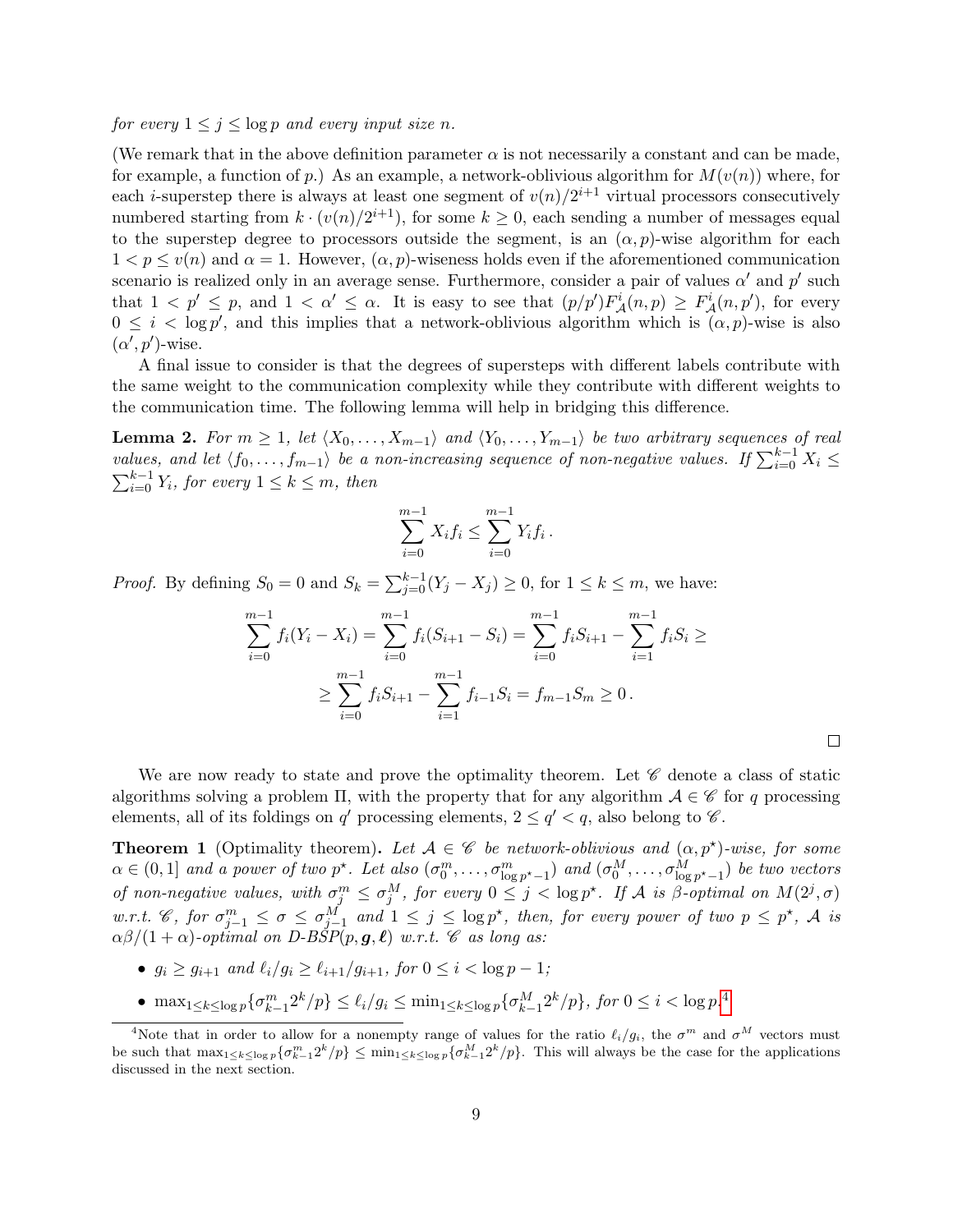*for every* $1 \leq j \leq \log p$ *and every input size* $n$.

(We remark that in the above definition parameter $\alpha$ is not necessarily a constant and can be made, for example, a function of $p$.) As an example, a network-oblivious algorithm for $M(v(n))$ where, for each $i$-superstep there is always at least one segment of $v(n)/2^{i+1}$ virtual processors consecutively numbered starting from $k \cdot (v(n)/2^{i+1})$, for some $k \geq 0$, each sending a number of messages equal to the superstep degree to processors outside the segment, is an $(\alpha, p)$-wise algorithm for each $1 < p \leq v(n)$ and $\alpha = 1$. However, $(\alpha, p)$-wiseness holds even if the aforementioned communication scenario is realized only in an average sense. Furthermore, consider a pair of values $\alpha'$ and $p'$ such that $1 < p' \leq p$, and $1 < \alpha' \leq \alpha$. It is easy to see that $(p/p')F^i_{\mathcal{A}}(n, p) \geq F^i_{\mathcal{A}}(n, p')$, for every $0 \leq i < \log p'$, and this implies that a network-oblivious algorithm which is $(\alpha, p)$-wise is also $(\alpha', p')$-wise.

A final issue to consider is that the degrees of supersteps with different labels contribute with the same weight to the communication complexity while they contribute with different weights to the communication time. The following lemma will help in bridging this difference.

**Lemma 2.** *For* $m \geq 1$, *let* $\langle X_0, \ldots, X_{m-1} \rangle$ *and* $\langle Y_0, \ldots, Y_{m-1} \rangle$ *be two arbitrary sequences of real values, and let* $\langle f_0, \ldots, f_{m-1} \rangle$ *be a non-increasing sequence of non-negative values. If* $\sum_{i=0}^{k-1} X_i \leq \sum_{i=0}^{k-1} Y_i$, *for every* $1 \leq k \leq m$, *then*

$$\sum_{i=0}^{m-1} X_i f_i \leq \sum_{i=0}^{m-1} Y_i f_i \,.$$

*Proof.* By defining $S_0 = 0$ and $S_k = \sum_{j=0}^{k-1}(Y_j - X_j) \geq 0$, for $1 \leq k \leq m$, we have:

$$\sum_{i=0}^{m-1} f_i(Y_i - X_i) = \sum_{i=0}^{m-1} f_i(S_{i+1} - S_i) = \sum_{i=0}^{m-1} f_i S_{i+1} - \sum_{i=1}^{m-1} f_i S_i \geq$$

$$\geq \sum_{i=0}^{m-1} f_i S_{i+1} - \sum_{i=1}^{m-1} f_{i-1} S_i = f_{m-1} S_m \geq 0 \,.$$

□

We are now ready to state and prove the optimality theorem. Let $\mathscr{C}$ denote a class of static algorithms solving a problem $\Pi$, with the property that for any algorithm $\mathcal{A} \in \mathscr{C}$ for $q$ processing elements, all of its foldings on $q'$ processing elements, $2 \leq q' < q$, also belong to $\mathscr{C}$.

**Theorem 1** (Optimality theorem)**.** *Let* $\mathcal{A} \in \mathscr{C}$ *be network-oblivious and* $(\alpha, p^\star)$*-wise, for some* $\alpha \in (0, 1]$ *and a power of two* $p^\star$. *Let also* $(\sigma^m_0, \ldots, \sigma^m_{\log p^\star - 1})$ *and* $(\sigma^M_0, \ldots, \sigma^M_{\log p^\star - 1})$ *be two vectors of non-negative values, with* $\sigma^m_j \leq \sigma^M_j$, *for every* $0 \leq j < \log p^\star$. *If* $\mathcal{A}$ *is* $\beta$*-optimal on* $M(2^j, \sigma)$ *w.r.t.* $\mathscr{C}$, *for* $\sigma^m_{j-1} \leq \sigma \leq \sigma^M_{j-1}$ *and* $1 \leq j \leq \log p^\star$, *then, for every power of two* $p \leq p^\star$, $\mathcal{A}$ *is* $\alpha\beta/(1+\alpha)$*-optimal on D-BSP*$(p, \boldsymbol{g}, \boldsymbol{\ell})$ *w.r.t.* $\mathscr{C}$ *as long as:*

- $g_i \geq g_{i+1}$ *and* $\ell_i / g_i \geq \ell_{i+1}/g_{i+1}$, *for* $0 \leq i < \log p - 1$;
- $\max_{1 \leq k \leq \log p}\{\sigma^m_{k-1} 2^k / p\} \leq \ell_i / g_i \leq \min_{1 \leq k \leq \log p}\{\sigma^M_{k-1} 2^k / p\}$, *for* $0 \leq i < \log p$.[4]

[4] Note that in order to allow for a nonempty range of values for the ratio $\ell_i/g_i$, the $\sigma^m$ and $\sigma^M$ vectors must be such that $\max_{1 \leq k \leq \log p}\{\sigma^m_{k-1} 2^k / p\} \leq \min_{1 \leq k \leq \log p}\{\sigma^M_{k-1} 2^k / p\}$. This will always be the case for the applications discussed in the next section.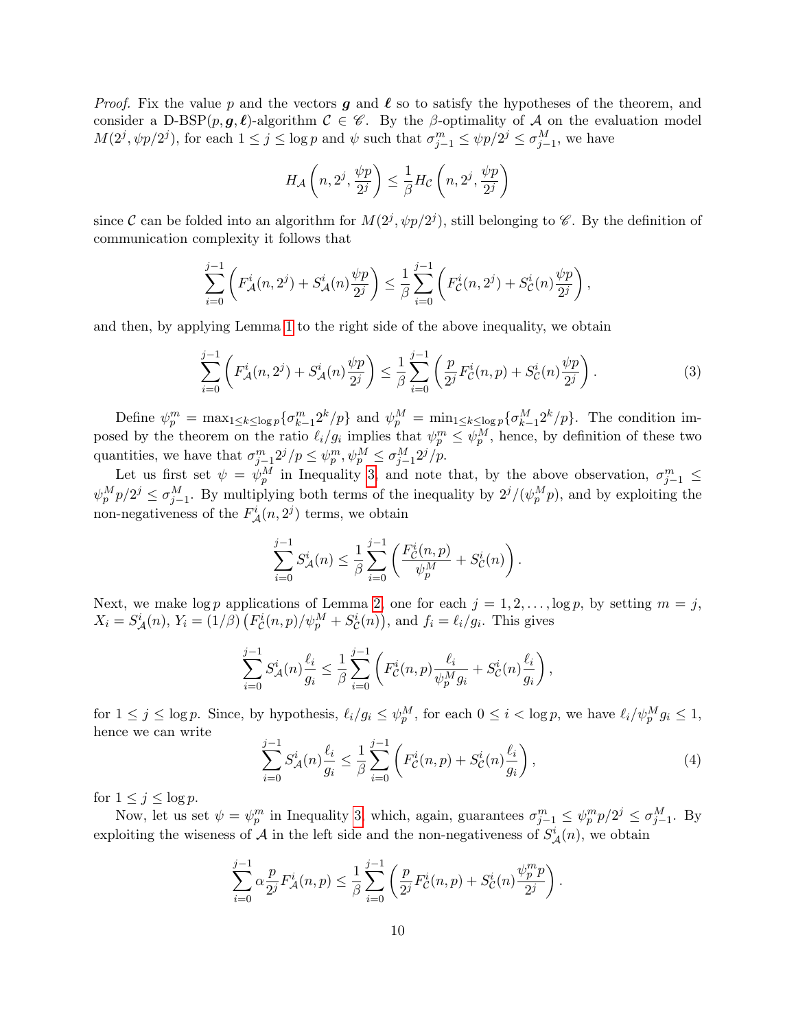*Proof.* Fix the value $p$ and the vectors $\boldsymbol{g}$ and $\boldsymbol{\ell}$ so to satisfy the hypotheses of the theorem, and consider a D-BSP$(p, \boldsymbol{g}, \boldsymbol{\ell})$-algorithm $\mathcal{C} \in \mathscr{C}$. By the $\beta$-optimality of $\mathcal{A}$ on the evaluation model $M(2^j, \psi p/2^j)$, for each $1 \leq j \leq \log p$ and $\psi$ such that $\sigma^m_{j-1} \leq \psi p/2^j \leq \sigma^M_{j-1}$, we have

$$H_{\mathcal{A}}\left(n, 2^j, \frac{\psi p}{2^j}\right) \leq \frac{1}{\beta} H_{\mathcal{C}}\left(n, 2^j, \frac{\psi p}{2^j}\right)$$

since $\mathcal{C}$ can be folded into an algorithm for $M(2^j, \psi p/2^j)$, still belonging to $\mathscr{C}$. By the definition of communication complexity it follows that

$$\sum_{i=0}^{j-1}\left(F^i_{\mathcal{A}}(n, 2^j) + S^i_{\mathcal{A}}(n)\frac{\psi p}{2^j}\right) \leq \frac{1}{\beta}\sum_{i=0}^{j-1}\left(F^i_{\mathcal{C}}(n, 2^j) + S^i_{\mathcal{C}}(n)\frac{\psi p}{2^j}\right),$$

and then, by applying Lemma 1 to the right side of the above inequality, we obtain

$$\sum_{i=0}^{j-1}\left(F^i_{\mathcal{A}}(n, 2^j) + S^i_{\mathcal{A}}(n)\frac{\psi p}{2^j}\right) \leq \frac{1}{\beta}\sum_{i=0}^{j-1}\left(\frac{p}{2^j}F^i_{\mathcal{C}}(n, p) + S^i_{\mathcal{C}}(n)\frac{\psi p}{2^j}\right). \tag{3}$$

Define $\psi^m_p = \max_{1 \leq k \leq \log p}\{\sigma^m_{k-1}2^k/p\}$ and $\psi^M_p = \min_{1 \leq k \leq \log p}\{\sigma^M_{k-1}2^k/p\}$. The condition imposed by the theorem on the ratio $\ell_i/g_i$ implies that $\psi^m_p \leq \psi^M_p$, hence, by definition of these two quantities, we have that $\sigma^m_{j-1}2^j/p \leq \psi^m_p, \psi^M_p \leq \sigma^M_{j-1}2^j/p$.

Let us first set $\psi = \psi^M_p$ in Inequality 3, and note that, by the above observation, $\sigma^m_{j-1} \leq \psi^M_p p/2^j \leq \sigma^M_{j-1}$. By multiplying both terms of the inequality by $2^j/(\psi^M_p p)$, and by exploiting the non-negativeness of the $F^i_{\mathcal{A}}(n, 2^j)$ terms, we obtain

$$\sum_{i=0}^{j-1} S^i_{\mathcal{A}}(n) \leq \frac{1}{\beta}\sum_{i=0}^{j-1}\left(\frac{F^i_{\mathcal{C}}(n, p)}{\psi^M_p} + S^i_{\mathcal{C}}(n)\right).$$

Next, we make $\log p$ applications of Lemma 2, one for each $j = 1, 2, \ldots, \log p$, by setting $m = j$, $X_i = S^i_{\mathcal{A}}(n)$, $Y_i = (1/\beta)\left(F^i_{\mathcal{C}}(n, p)/\psi^M_p + S^i_{\mathcal{C}}(n)\right)$, and $f_i = \ell_i/g_i$. This gives

$$\sum_{i=0}^{j-1} S^i_{\mathcal{A}}(n)\frac{\ell_i}{g_i} \leq \frac{1}{\beta}\sum_{i=0}^{j-1}\left(F^i_{\mathcal{C}}(n, p)\frac{\ell_i}{\psi^M_p g_i} + S^i_{\mathcal{C}}(n)\frac{\ell_i}{g_i}\right),$$

for $1 \leq j \leq \log p$. Since, by hypothesis, $\ell_i/g_i \leq \psi^M_p$, for each $0 \leq i < \log p$, we have $\ell_i/\psi^M_p g_i \leq 1$, hence we can write

$$\sum_{i=0}^{j-1} S^i_{\mathcal{A}}(n)\frac{\ell_i}{g_i} \leq \frac{1}{\beta}\sum_{i=0}^{j-1}\left(F^i_{\mathcal{C}}(n, p) + S^i_{\mathcal{C}}(n)\frac{\ell_i}{g_i}\right), \tag{4}$$

for $1 \leq j \leq \log p$.

Now, let us set $\psi = \psi^m_p$ in Inequality 3, which, again, guarantees $\sigma^m_{j-1} \leq \psi^m_p p/2^j \leq \sigma^M_{j-1}$. By exploiting the wiseness of $\mathcal{A}$ in the left side and the non-negativeness of $S^i_{\mathcal{A}}(n)$, we obtain

$$\sum_{i=0}^{j-1} \alpha\frac{p}{2^j}F^i_{\mathcal{A}}(n, p) \leq \frac{1}{\beta}\sum_{i=0}^{j-1}\left(\frac{p}{2^j}F^i_{\mathcal{C}}(n, p) + S^i_{\mathcal{C}}(n)\frac{\psi^m_p p}{2^j}\right).$$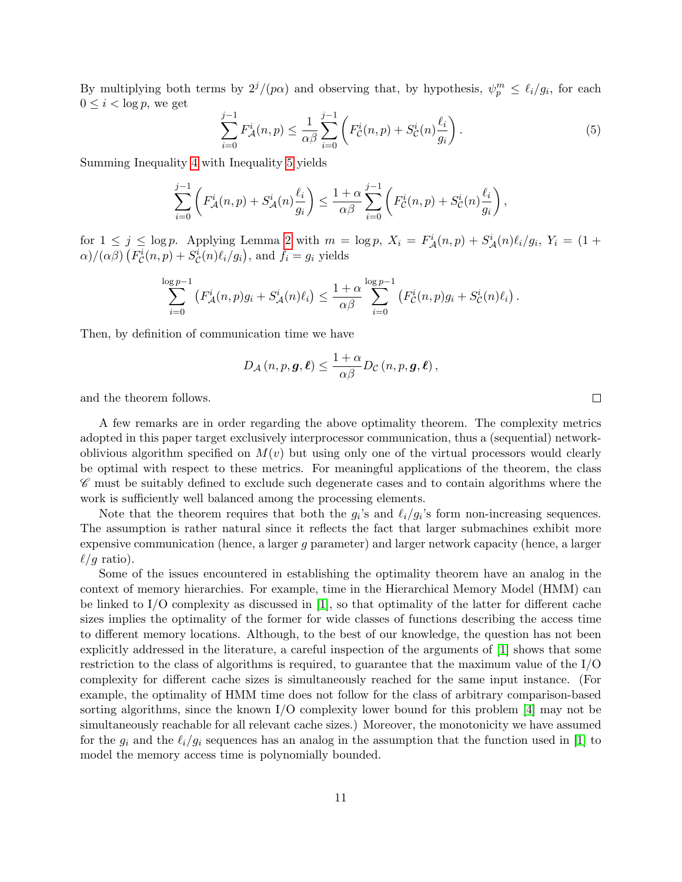By multiplying both terms by $2^j/(p\alpha)$ and observing that, by hypothesis, $\psi_p^m \leq \ell_i/g_i$, for each $0 \leq i < \log p$, we get

$$\sum_{i=0}^{j-1} F_{\mathcal{A}}^i(n,p) \leq \frac{1}{\alpha\beta} \sum_{i=0}^{j-1} \left( F_{\mathcal{C}}^i(n,p) + S_{\mathcal{C}}^i(n) \frac{\ell_i}{g_i} \right). \tag{5}$$

Summing Inequality 4 with Inequality 5 yields

$$\sum_{i=0}^{j-1} \left( F_{\mathcal{A}}^i(n,p) + S_{\mathcal{A}}^i(n) \frac{\ell_i}{g_i} \right) \leq \frac{1+\alpha}{\alpha\beta} \sum_{i=0}^{j-1} \left( F_{\mathcal{C}}^i(n,p) + S_{\mathcal{C}}^i(n) \frac{\ell_i}{g_i} \right),$$

for $1 \leq j \leq \log p$. Applying Lemma 2 with $m = \log p$, $X_i = F_{\mathcal{A}}^i(n,p) + S_{\mathcal{A}}^i(n)\ell_i/g_i$, $Y_i = (1+\alpha)/(\alpha\beta)\left(F_{\mathcal{C}}^i(n,p) + S_{\mathcal{C}}^i(n)\ell_i/g_i\right)$, and $f_i = g_i$ yields

$$\sum_{i=0}^{\log p - 1} \left( F_{\mathcal{A}}^i(n,p) g_i + S_{\mathcal{A}}^i(n) \ell_i \right) \leq \frac{1+\alpha}{\alpha\beta} \sum_{i=0}^{\log p - 1} \left( F_{\mathcal{C}}^i(n,p) g_i + S_{\mathcal{C}}^i(n) \ell_i \right).$$

Then, by definition of communication time we have

$$D_{\mathcal{A}}\left(n, p, \boldsymbol{g}, \boldsymbol{\ell}\right) \leq \frac{1+\alpha}{\alpha\beta} D_{\mathcal{C}}\left(n, p, \boldsymbol{g}, \boldsymbol{\ell}\right),$$

and the theorem follows. □

A few remarks are in order regarding the above optimality theorem. The complexity metrics adopted in this paper target exclusively interprocessor communication, thus a (sequential) network-oblivious algorithm specified on $M(v)$ but using only one of the virtual processors would clearly be optimal with respect to these metrics. For meaningful applications of the theorem, the class $\mathscr{C}$ must be suitably defined to exclude such degenerate cases and to contain algorithms where the work is sufficiently well balanced among the processing elements.

Note that the theorem requires that both the $g_i$'s and $\ell_i/g_i$'s form non-increasing sequences. The assumption is rather natural since it reflects the fact that larger submachines exhibit more expensive communication (hence, a larger $g$ parameter) and larger network capacity (hence, a larger $\ell/g$ ratio).

Some of the issues encountered in establishing the optimality theorem have an analog in the context of memory hierarchies. For example, time in the Hierarchical Memory Model (HMM) can be linked to I/O complexity as discussed in [1], so that optimality of the latter for different cache sizes implies the optimality of the former for wide classes of functions describing the access time to different memory locations. Although, to the best of our knowledge, the question has not been explicitly addressed in the literature, a careful inspection of the arguments of [1] shows that some restriction to the class of algorithms is required, to guarantee that the maximum value of the I/O complexity for different cache sizes is simultaneously reached for the same input instance. (For example, the optimality of HMM time does not follow for the class of arbitrary comparison-based sorting algorithms, since the known I/O complexity lower bound for this problem [4] may not be simultaneously reachable for all relevant cache sizes.) Moreover, the monotonicity we have assumed for the $g_i$ and the $\ell_i/g_i$ sequences has an analog in the assumption that the function used in [1] to model the memory access time is polynomially bounded.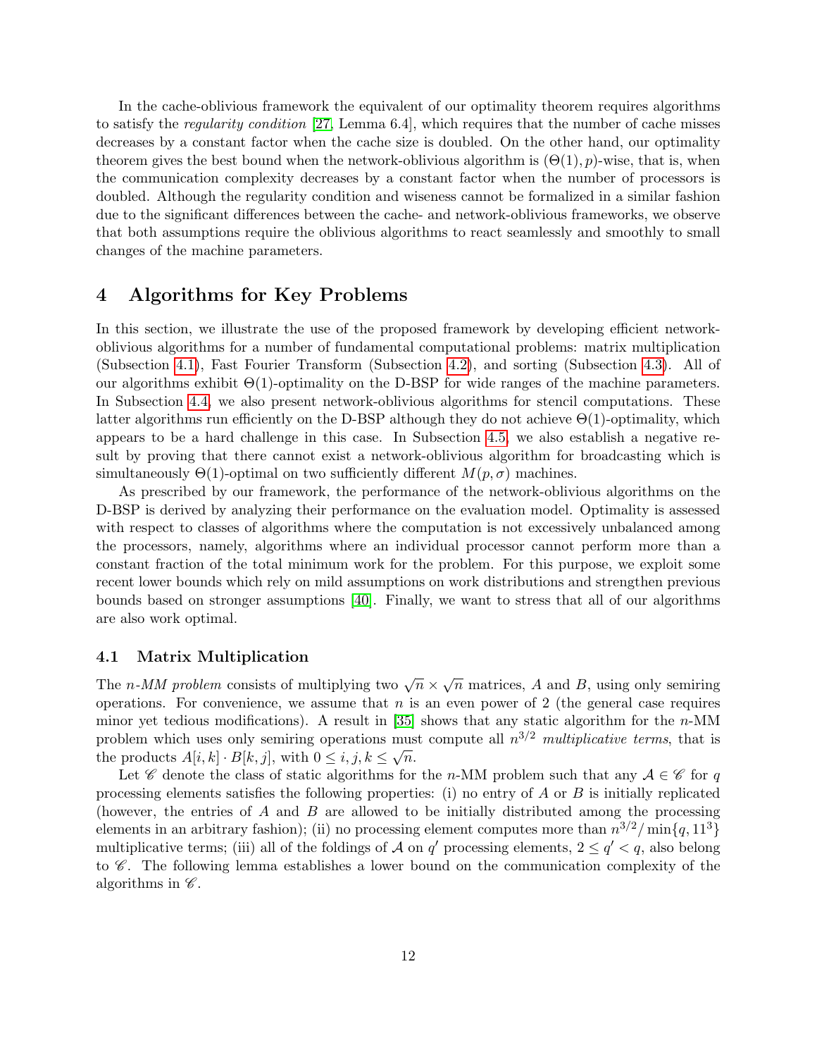In the cache-oblivious framework the equivalent of our optimality theorem requires algorithms to satisfy the *regularity condition* [27, Lemma 6.4], which requires that the number of cache misses decreases by a constant factor when the cache size is doubled. On the other hand, our optimality theorem gives the best bound when the network-oblivious algorithm is $(\Theta(1), p)$-wise, that is, when the communication complexity decreases by a constant factor when the number of processors is doubled. Although the regularity condition and wiseness cannot be formalized in a similar fashion due to the significant differences between the cache- and network-oblivious frameworks, we observe that both assumptions require the oblivious algorithms to react seamlessly and smoothly to small changes of the machine parameters.

# 4 Algorithms for Key Problems

In this section, we illustrate the use of the proposed framework by developing efficient network-oblivious algorithms for a number of fundamental computational problems: matrix multiplication (Subsection 4.1), Fast Fourier Transform (Subsection 4.2), and sorting (Subsection 4.3). All of our algorithms exhibit $\Theta(1)$-optimality on the D-BSP for wide ranges of the machine parameters. In Subsection 4.4, we also present network-oblivious algorithms for stencil computations. These latter algorithms run efficiently on the D-BSP although they do not achieve $\Theta(1)$-optimality, which appears to be a hard challenge in this case. In Subsection 4.5, we also establish a negative result by proving that there cannot exist a network-oblivious algorithm for broadcasting which is simultaneously $\Theta(1)$-optimal on two sufficiently different $M(p, \sigma)$ machines.

As prescribed by our framework, the performance of the network-oblivious algorithms on the D-BSP is derived by analyzing their performance on the evaluation model. Optimality is assessed with respect to classes of algorithms where the computation is not excessively unbalanced among the processors, namely, algorithms where an individual processor cannot perform more than a constant fraction of the total minimum work for the problem. For this purpose, we exploit some recent lower bounds which rely on mild assumptions on work distributions and strengthen previous bounds based on stronger assumptions [40]. Finally, we want to stress that all of our algorithms are also work optimal.

## 4.1 Matrix Multiplication

The *n-MM problem* consists of multiplying two $\sqrt{n} \times \sqrt{n}$ matrices, $A$ and $B$, using only semiring operations. For convenience, we assume that $n$ is an even power of 2 (the general case requires minor yet tedious modifications). A result in [35] shows that any static algorithm for the $n$-MM problem which uses only semiring operations must compute all $n^{3/2}$ *multiplicative terms*, that is the products $A[i,k] \cdot B[k,j]$, with $0 \leq i, j, k \leq \sqrt{n}$.

Let $\mathscr{C}$ denote the class of static algorithms for the $n$-MM problem such that any $\mathcal{A} \in \mathscr{C}$ for $q$ processing elements satisfies the following properties: (i) no entry of $A$ or $B$ is initially replicated (however, the entries of $A$ and $B$ are allowed to be initially distributed among the processing elements in an arbitrary fashion); (ii) no processing element computes more than $n^{3/2}/\min\{q, 11^3\}$ multiplicative terms; (iii) all of the foldings of $\mathcal{A}$ on $q'$ processing elements, $2 \leq q' < q$, also belong to $\mathscr{C}$. The following lemma establishes a lower bound on the communication complexity of the algorithms in $\mathscr{C}$.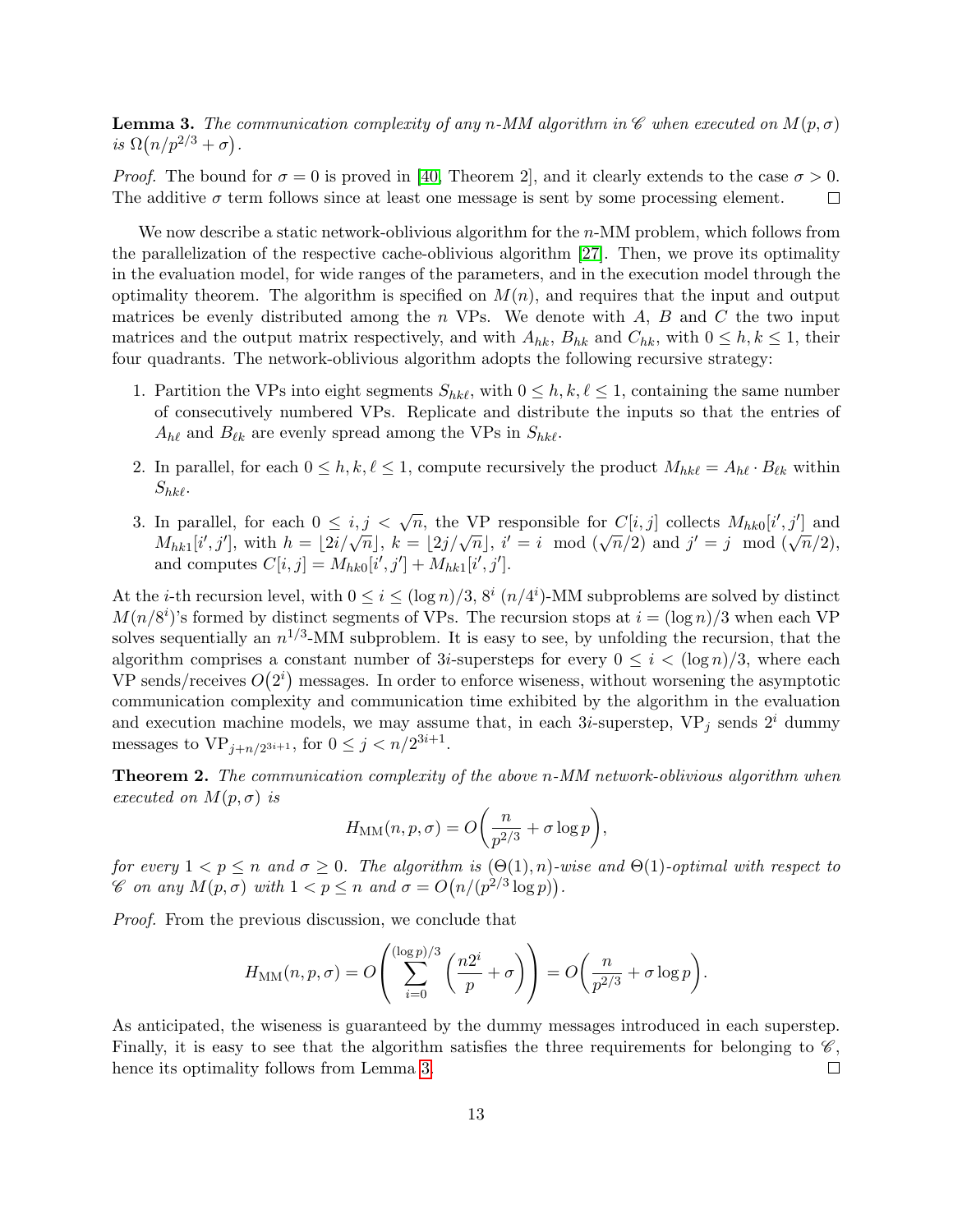**Lemma 3.** *The communication complexity of any n-MM algorithm in $\mathscr{C}$ when executed on $M(p, \sigma)$ is $\Omega\big(n/p^{2/3} + \sigma\big)$.*

*Proof.* The bound for $\sigma = 0$ is proved in [40, Theorem 2], and it clearly extends to the case $\sigma > 0$. The additive $\sigma$ term follows since at least one message is sent by some processing element. □

We now describe a static network-oblivious algorithm for the $n$-MM problem, which follows from the parallelization of the respective cache-oblivious algorithm [27]. Then, we prove its optimality in the evaluation model, for wide ranges of the parameters, and in the execution model through the optimality theorem. The algorithm is specified on $M(n)$, and requires that the input and output matrices be evenly distributed among the $n$ VPs. We denote with $A$, $B$ and $C$ the two input matrices and the output matrix respectively, and with $A_{hk}$, $B_{hk}$ and $C_{hk}$, with $0 \le h, k \le 1$, their four quadrants. The network-oblivious algorithm adopts the following recursive strategy:

1. Partition the VPs into eight segments $S_{hk\ell}$, with $0 \le h, k, \ell \le 1$, containing the same number of consecutively numbered VPs. Replicate and distribute the inputs so that the entries of $A_{h\ell}$ and $B_{\ell k}$ are evenly spread among the VPs in $S_{hk\ell}$.
2. In parallel, for each $0 \le h, k, \ell \le 1$, compute recursively the product $M_{hk\ell} = A_{h\ell} \cdot B_{\ell k}$ within $S_{hk\ell}$.
3. In parallel, for each $0 \le i, j < \sqrt{n}$, the VP responsible for $C[i, j]$ collects $M_{hk0}[i', j']$ and $M_{hk1}[i', j']$, with $h = \lfloor 2i/\sqrt{n} \rfloor$, $k = \lfloor 2j/\sqrt{n} \rfloor$, $i' = i \mod (\sqrt{n}/2)$ and $j' = j \mod (\sqrt{n}/2)$, and computes $C[i, j] = M_{hk0}[i', j'] + M_{hk1}[i', j']$.

At the $i$-th recursion level, with $0 \le i \le (\log n)/3$, $8^i$ $(n/4^i)$-MM subproblems are solved by distinct $M(n/8^i)$'s formed by distinct segments of VPs. The recursion stops at $i = (\log n)/3$ when each VP solves sequentially an $n^{1/3}$-MM subproblem. It is easy to see, by unfolding the recursion, that the algorithm comprises a constant number of $3i$-supersteps for every $0 \le i < (\log n)/3$, where each VP sends/receives $O\big(2^i\big)$ messages. In order to enforce wiseness, without worsening the asymptotic communication complexity and communication time exhibited by the algorithm in the evaluation and execution machine models, we may assume that, in each $3i$-superstep, $\text{VP}_j$ sends $2^i$ dummy messages to $\text{VP}_{j+n/2^{3i+1}}$, for $0 \le j < n/2^{3i+1}$.

**Theorem 2.** *The communication complexity of the above n-MM network-oblivious algorithm when executed on $M(p, \sigma)$ is*

$$H_{\text{MM}}(n, p, \sigma) = O\bigg(\frac{n}{p^{2/3}} + \sigma \log p\bigg),$$

*for every $1 < p \le n$ and $\sigma \ge 0$. The algorithm is $(\Theta(1), n)$-wise and $\Theta(1)$-optimal with respect to $\mathscr{C}$ on any $M(p, \sigma)$ with $1 < p \le n$ and $\sigma = O\big(n/(p^{2/3} \log p)\big)$.*

*Proof.* From the previous discussion, we conclude that

$$H_{\text{MM}}(n, p, \sigma) = O\left(\sum_{i=0}^{(\log p)/3} \left(\frac{n 2^i}{p} + \sigma\right)\right) = O\bigg(\frac{n}{p^{2/3}} + \sigma \log p\bigg).$$

As anticipated, the wiseness is guaranteed by the dummy messages introduced in each superstep. Finally, it is easy to see that the algorithm satisfies the three requirements for belonging to $\mathscr{C}$, hence its optimality follows from Lemma 3. □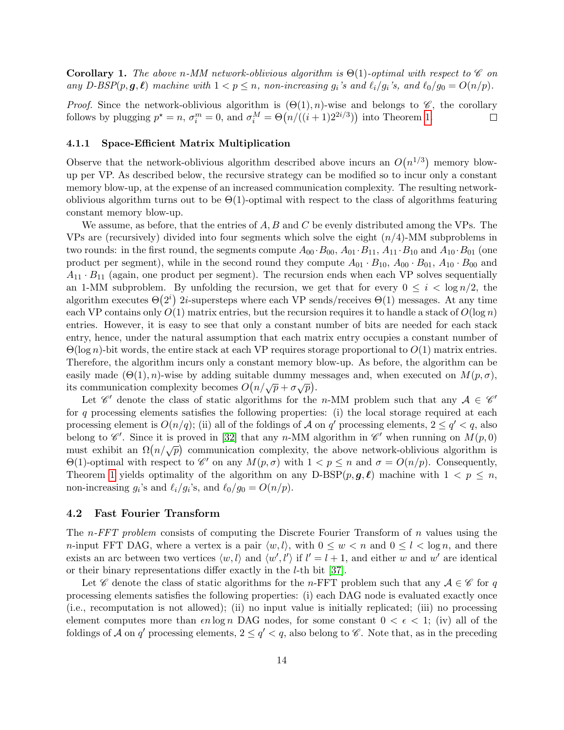**Corollary 1.** *The above n-MM network-oblivious algorithm is $\Theta(1)$-optimal with respect to $\mathscr{C}$ on any D-BSP$(p, \boldsymbol{g}, \boldsymbol{\ell})$ machine with $1 < p \leq n$, non-increasing $g_i$'s and $\ell_i/g_i$'s, and $\ell_0/g_0 = O(n/p)$.*

*Proof.* Since the network-oblivious algorithm is $(\Theta(1), n)$-wise and belongs to $\mathscr{C}$, the corollary follows by plugging $p^\star = n$, $\sigma_i^m = 0$, and $\sigma_i^M = \Theta\big(n/((i+1)2^{2i/3})\big)$ into Theorem 1. □

#### 4.1.1 Space-Efficient Matrix Multiplication

Observe that the network-oblivious algorithm described above incurs an $O\big(n^{1/3}\big)$ memory blow-up per VP. As described below, the recursive strategy can be modified so to incur only a constant memory blow-up, at the expense of an increased communication complexity. The resulting network-oblivious algorithm turns out to be $\Theta(1)$-optimal with respect to the class of algorithms featuring constant memory blow-up.

We assume, as before, that the entries of $A, B$ and $C$ be evenly distributed among the VPs. The VPs are (recursively) divided into four segments which solve the eight $(n/4)$-MM subproblems in two rounds: in the first round, the segments compute $A_{00} \cdot B_{00}$, $A_{01} \cdot B_{11}$, $A_{11} \cdot B_{10}$ and $A_{10} \cdot B_{01}$ (one product per segment), while in the second round they compute $A_{01} \cdot B_{10}$, $A_{00} \cdot B_{01}$, $A_{10} \cdot B_{00}$ and $A_{11} \cdot B_{11}$ (again, one product per segment). The recursion ends when each VP solves sequentially an 1-MM subproblem. By unfolding the recursion, we get that for every $0 \leq i < \log n/2$, the algorithm executes $\Theta\big(2^i\big)$ $2i$-supersteps where each VP sends/receives $\Theta(1)$ messages. At any time each VP contains only $O(1)$ matrix entries, but the recursion requires it to handle a stack of $O(\log n)$ entries. However, it is easy to see that only a constant number of bits are needed for each stack entry, hence, under the natural assumption that each matrix entry occupies a constant number of $\Theta(\log n)$-bit words, the entire stack at each VP requires storage proportional to $O(1)$ matrix entries. Therefore, the algorithm incurs only a constant memory blow-up. As before, the algorithm can be easily made $(\Theta(1), n)$-wise by adding suitable dummy messages and, when executed on $M(p, \sigma)$, its communication complexity becomes $O\big(n/\sqrt{p} + \sigma\sqrt{p}\big)$.

Let $\mathscr{C}'$ denote the class of static algorithms for the $n$-MM problem such that any $\mathcal{A} \in \mathscr{C}'$ for $q$ processing elements satisfies the following properties: (i) the local storage required at each processing element is $O(n/q)$; (ii) all of the foldings of $\mathcal{A}$ on $q'$ processing elements, $2 \leq q' < q$, also belong to $\mathscr{C}'$. Since it is proved in [32] that any $n$-MM algorithm in $\mathscr{C}'$ when running on $M(p, 0)$ must exhibit an $\Omega\big(n/\sqrt{p}\big)$ communication complexity, the above network-oblivious algorithm is $\Theta(1)$-optimal with respect to $\mathscr{C}'$ on any $M(p, \sigma)$ with $1 < p \leq n$ and $\sigma = O(n/p)$. Consequently, Theorem 1 yields optimality of the algorithm on any D-BSP$(p, \boldsymbol{g}, \boldsymbol{\ell})$ machine with $1 < p \leq n$, non-increasing $g_i$'s and $\ell_i/g_i$'s, and $\ell_0/g_0 = O(n/p)$.

### 4.2 Fast Fourier Transform

The *n-FFT problem* consists of computing the Discrete Fourier Transform of $n$ values using the $n$-input FFT DAG, where a vertex is a pair $\langle w, l \rangle$, with $0 \leq w < n$ and $0 \leq l < \log n$, and there exists an arc between two vertices $\langle w, l \rangle$ and $\langle w', l' \rangle$ if $l' = l + 1$, and either $w$ and $w'$ are identical or their binary representations differ exactly in the $l$-th bit [37].

Let $\mathscr{C}$ denote the class of static algorithms for the $n$-FFT problem such that any $\mathcal{A} \in \mathscr{C}$ for $q$ processing elements satisfies the following properties: (i) each DAG node is evaluated exactly once (i.e., recomputation is not allowed); (ii) no input value is initially replicated; (iii) no processing element computes more than $\epsilon n \log n$ DAG nodes, for some constant $0 < \epsilon < 1$; (iv) all of the foldings of $\mathcal{A}$ on $q'$ processing elements, $2 \leq q' < q$, also belong to $\mathscr{C}$. Note that, as in the preceding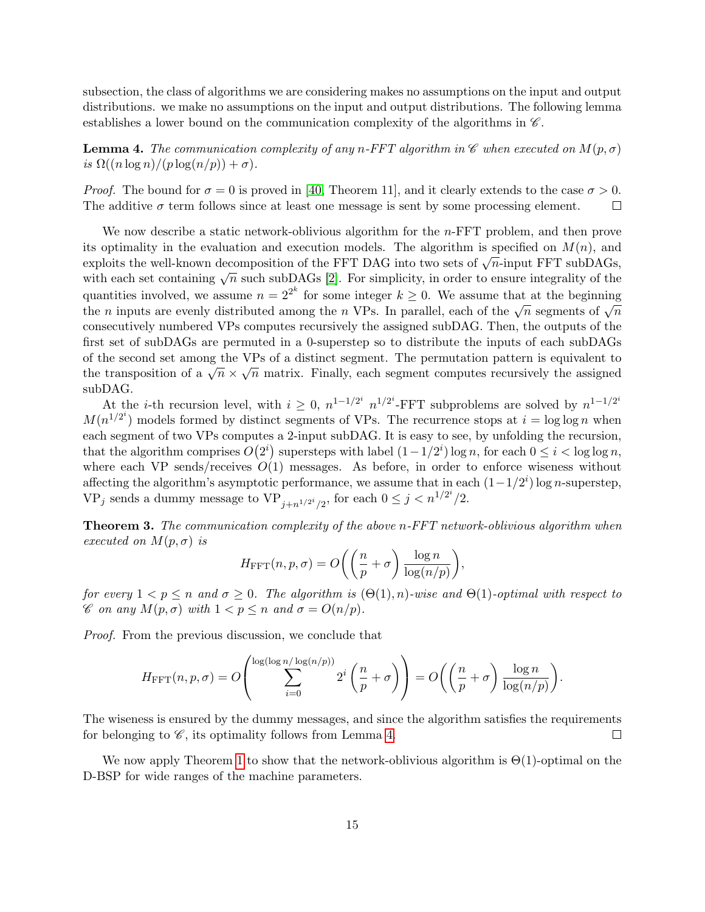subsection, the class of algorithms we are considering makes no assumptions on the input and output distributions. we make no assumptions on the input and output distributions. The following lemma establishes a lower bound on the communication complexity of the algorithms in $\mathscr{C}$.

**Lemma 4.** *The communication complexity of any $n$-FFT algorithm in $\mathscr{C}$ when executed on $M(p,\sigma)$ is $\Omega((n \log n)/(p \log(n/p)) + \sigma)$.*

*Proof.* The bound for $\sigma = 0$ is proved in [40, Theorem 11], and it clearly extends to the case $\sigma > 0$. The additive $\sigma$ term follows since at least one message is sent by some processing element. □

We now describe a static network-oblivious algorithm for the $n$-FFT problem, and then prove its optimality in the evaluation and execution models. The algorithm is specified on $M(n)$, and exploits the well-known decomposition of the FFT DAG into two sets of $\sqrt{n}$-input FFT subDAGs, with each set containing $\sqrt{n}$ such subDAGs [2]. For simplicity, in order to ensure integrality of the quantities involved, we assume $n = 2^{2^k}$ for some integer $k \geq 0$. We assume that at the beginning the $n$ inputs are evenly distributed among the $n$ VPs. In parallel, each of the $\sqrt{n}$ segments of $\sqrt{n}$ consecutively numbered VPs computes recursively the assigned subDAG. Then, the outputs of the first set of subDAGs are permuted in a 0-superstep so to distribute the inputs of each subDAGs of the second set among the VPs of a distinct segment. The permutation pattern is equivalent to the transposition of a $\sqrt{n} \times \sqrt{n}$ matrix. Finally, each segment computes recursively the assigned subDAG.

At the $i$-th recursion level, with $i \geq 0$, $n^{1-1/2^i}$ $n^{1/2^i}$-FFT subproblems are solved by $n^{1-1/2^i}$ $M(n^{1/2^i})$ models formed by distinct segments of VPs. The recurrence stops at $i = \log\log n$ when each segment of two VPs computes a 2-input subDAG. It is easy to see, by unfolding the recursion, that the algorithm comprises $O(2^i)$ supersteps with label $(1-1/2^i)\log n$, for each $0 \leq i < \log\log n$, where each VP sends/receives $O(1)$ messages. As before, in order to enforce wiseness without affecting the algorithm's asymptotic performance, we assume that in each $(1-1/2^i)\log n$-superstep, $\text{VP}_j$ sends a dummy message to $\text{VP}_{j+n^{1/2^i}/2}$, for each $0 \leq j < n^{1/2^i}/2$.

**Theorem 3.** *The communication complexity of the above $n$-FFT network-oblivious algorithm when executed on $M(p,\sigma)$ is*

$$H_{\text{FFT}}(n,p,\sigma) = O\left(\left(\frac{n}{p} + \sigma\right)\frac{\log n}{\log(n/p)}\right),$$

*for every $1 < p \leq n$ and $\sigma \geq 0$. The algorithm is $(\Theta(1), n)$-wise and $\Theta(1)$-optimal with respect to $\mathscr{C}$ on any $M(p,\sigma)$ with $1 < p \leq n$ and $\sigma = O(n/p)$.*

*Proof.* From the previous discussion, we conclude that

$$H_{\text{FFT}}(n,p,\sigma) = O\left(\sum_{i=0}^{\log(\log n/\log(n/p))} 2^i \left(\frac{n}{p} + \sigma\right)\right) = O\left(\left(\frac{n}{p} + \sigma\right)\frac{\log n}{\log(n/p)}\right).$$

The wiseness is ensured by the dummy messages, and since the algorithm satisfies the requirements for belonging to $\mathscr{C}$, its optimality follows from Lemma 4. □

We now apply Theorem 1 to show that the network-oblivious algorithm is $\Theta(1)$-optimal on the D-BSP for wide ranges of the machine parameters.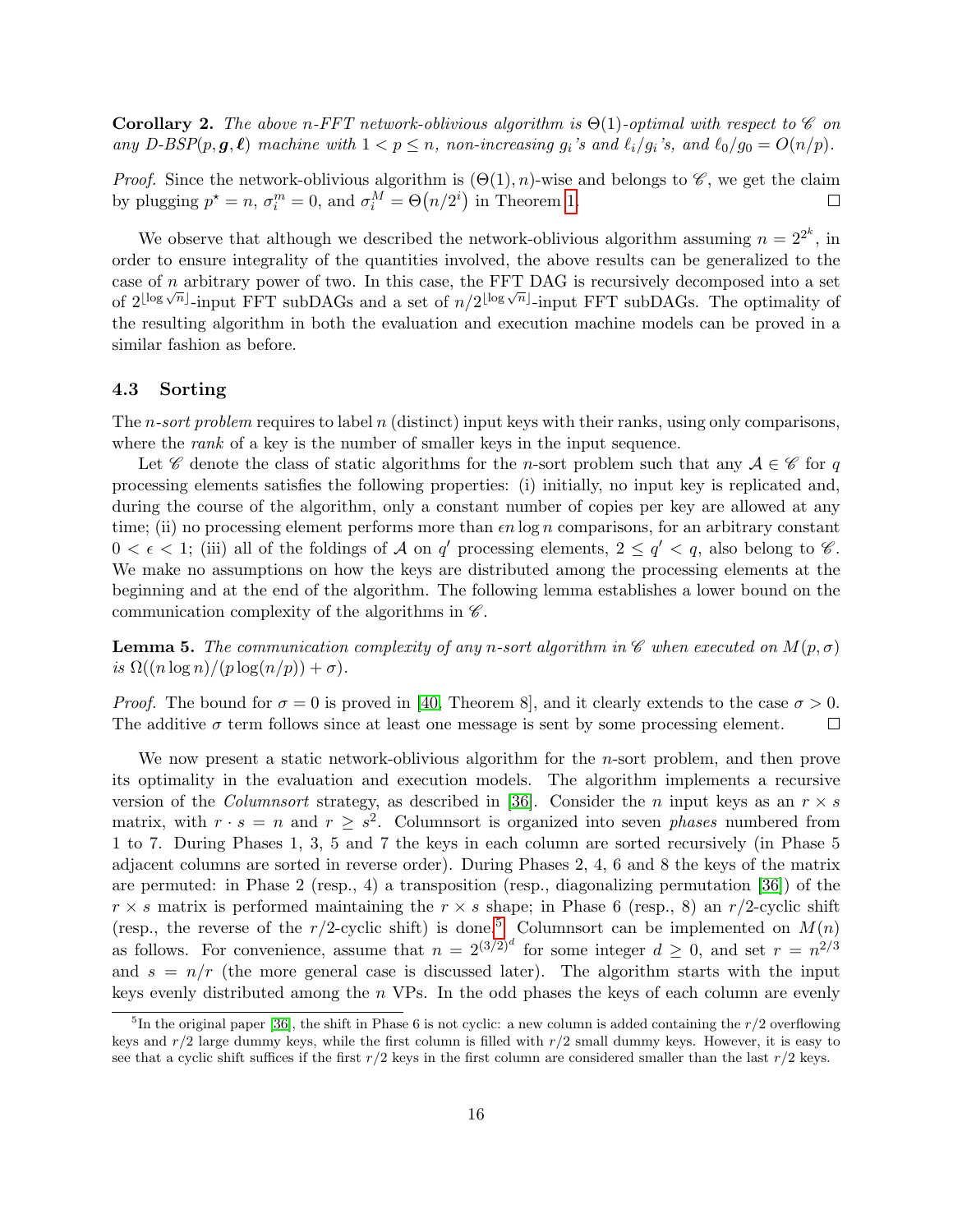**Corollary 2.** *The above n-FFT network-oblivious algorithm is $\Theta(1)$-optimal with respect to $\mathscr{C}$ on any D-BSP$(p, \boldsymbol{g}, \boldsymbol{\ell})$ machine with $1 < p \leq n$, non-increasing $g_i$'s and $\ell_i/g_i$'s, and $\ell_0/g_0 = O(n/p)$.*

*Proof.* Since the network-oblivious algorithm is $(\Theta(1), n)$-wise and belongs to $\mathscr{C}$, we get the claim by plugging $p^\star = n$, $\sigma_i^m = 0$, and $\sigma_i^M = \Theta(n/2^i)$ in Theorem 1. □

We observe that although we described the network-oblivious algorithm assuming $n = 2^{2^k}$, in order to ensure integrality of the quantities involved, the above results can be generalized to the case of $n$ arbitrary power of two. In this case, the FFT DAG is recursively decomposed into a set of $2^{\lfloor \log \sqrt{n} \rfloor}$-input FFT subDAGs and a set of $n/2^{\lfloor \log \sqrt{n} \rfloor}$-input FFT subDAGs. The optimality of the resulting algorithm in both the evaluation and execution machine models can be proved in a similar fashion as before.

### 4.3 Sorting

The *n-sort problem* requires to label $n$ (distinct) input keys with their ranks, using only comparisons, where the *rank* of a key is the number of smaller keys in the input sequence.

Let $\mathscr{C}$ denote the class of static algorithms for the $n$-sort problem such that any $\mathcal{A} \in \mathscr{C}$ for $q$ processing elements satisfies the following properties: (i) initially, no input key is replicated and, during the course of the algorithm, only a constant number of copies per key are allowed at any time; (ii) no processing element performs more than $\epsilon n \log n$ comparisons, for an arbitrary constant $0 < \epsilon < 1$; (iii) all of the foldings of $\mathcal{A}$ on $q'$ processing elements, $2 \leq q' < q$, also belong to $\mathscr{C}$. We make no assumptions on how the keys are distributed among the processing elements at the beginning and at the end of the algorithm. The following lemma establishes a lower bound on the communication complexity of the algorithms in $\mathscr{C}$.

**Lemma 5.** *The communication complexity of any n-sort algorithm in $\mathscr{C}$ when executed on $M(p, \sigma)$ is $\Omega((n \log n)/(p \log(n/p)) + \sigma)$.*

*Proof.* The bound for $\sigma = 0$ is proved in [40, Theorem 8], and it clearly extends to the case $\sigma > 0$. The additive $\sigma$ term follows since at least one message is sent by some processing element. □

We now present a static network-oblivious algorithm for the $n$-sort problem, and then prove its optimality in the evaluation and execution models. The algorithm implements a recursive version of the *Columnsort* strategy, as described in [36]. Consider the $n$ input keys as an $r \times s$ matrix, with $r \cdot s = n$ and $r \geq s^2$. Columnsort is organized into seven *phases* numbered from 1 to 7. During Phases 1, 3, 5 and 7 the keys in each column are sorted recursively (in Phase 5 adjacent columns are sorted in reverse order). During Phases 2, 4, 6 and 8 the keys of the matrix are permuted: in Phase 2 (resp., 4) a transposition (resp., diagonalizing permutation [36]) of the $r \times s$ matrix is performed maintaining the $r \times s$ shape; in Phase 6 (resp., 8) an $r/2$-cyclic shift (resp., the reverse of the $r/2$-cyclic shift) is done.[5] Columnsort can be implemented on $M(n)$ as follows. For convenience, assume that $n = 2^{(3/2)^d}$ for some integer $d \geq 0$, and set $r = n^{2/3}$ and $s = n/r$ (the more general case is discussed later). The algorithm starts with the input keys evenly distributed among the $n$ VPs. In the odd phases the keys of each column are evenly

[5] In the original paper [36], the shift in Phase 6 is not cyclic: a new column is added containing the $r/2$ overflowing keys and $r/2$ large dummy keys, while the first column is filled with $r/2$ small dummy keys. However, it is easy to see that a cyclic shift suffices if the first $r/2$ keys in the first column are considered smaller than the last $r/2$ keys.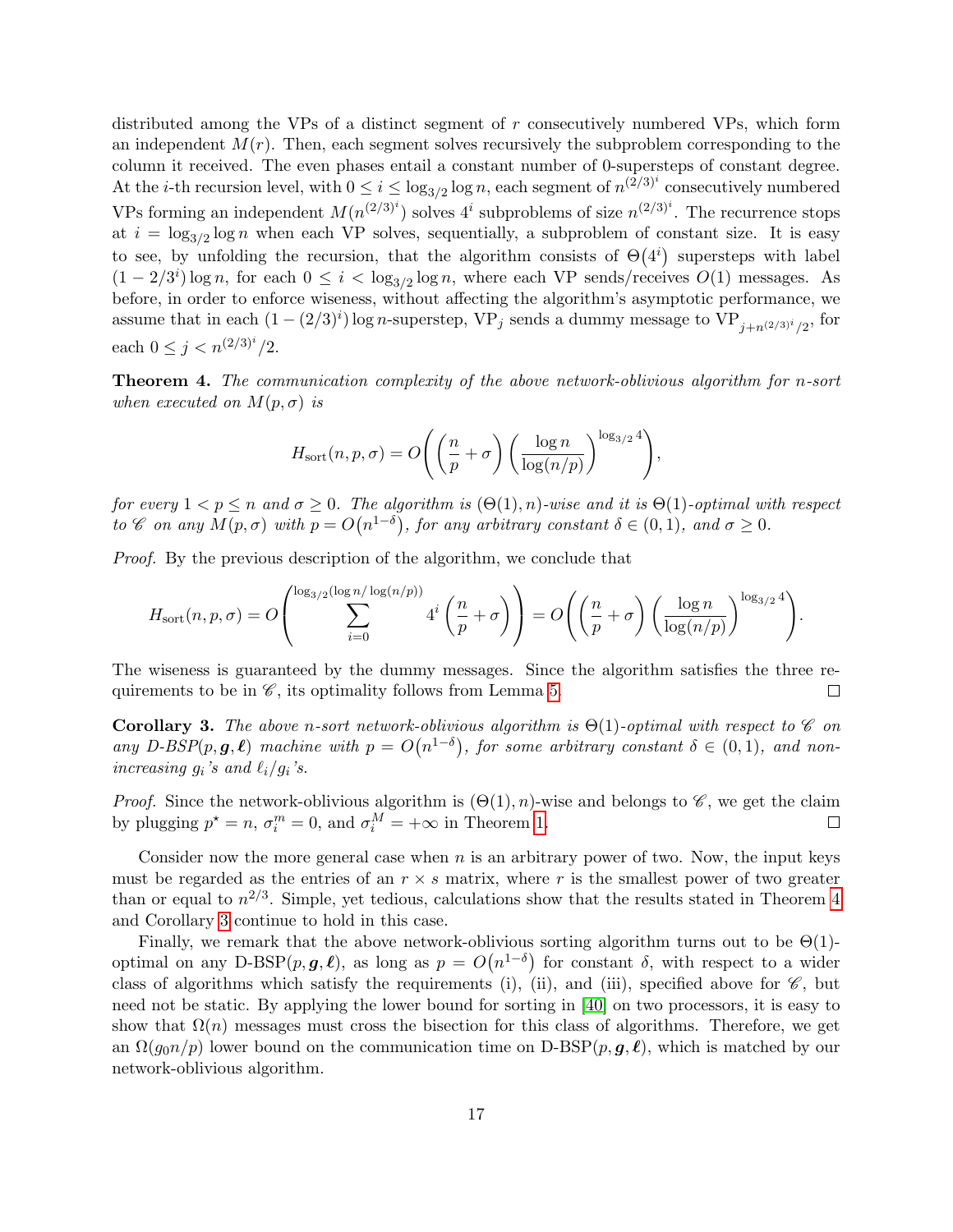distributed among the VPs of a distinct segment of $r$ consecutively numbered VPs, which form an independent $M(r)$. Then, each segment solves recursively the subproblem corresponding to the column it received. The even phases entail a constant number of 0-supersteps of constant degree. At the $i$-th recursion level, with $0 \leq i \leq \log_{3/2} \log n$, each segment of $n^{(2/3)^i}$ consecutively numbered VPs forming an independent $M(n^{(2/3)^i})$ solves $4^i$ subproblems of size $n^{(2/3)^i}$. The recurrence stops at $i = \log_{3/2} \log n$ when each VP solves, sequentially, a subproblem of constant size. It is easy to see, by unfolding the recursion, that the algorithm consists of $\Theta(4^i)$ supersteps with label $(1 - 2/3^i) \log n$, for each $0 \leq i < \log_{3/2} \log n$, where each VP sends/receives $O(1)$ messages. As before, in order to enforce wiseness, without affecting the algorithm's asymptotic performance, we assume that in each $(1 - (2/3)^i) \log n$-superstep, $\mathrm{VP}_j$ sends a dummy message to $\mathrm{VP}_{j+n^{(2/3)^i}/2}$, for each $0 \leq j < n^{(2/3)^i}/2$.

**Theorem 4.** *The communication complexity of the above network-oblivious algorithm for $n$-sort when executed on $M(p, \sigma)$ is*

$$H_{\mathrm{sort}}(n, p, \sigma) = O\left(\left(\frac{n}{p} + \sigma\right)\left(\frac{\log n}{\log(n/p)}\right)^{\log_{3/2} 4}\right),$$

*for every $1 < p \leq n$ and $\sigma \geq 0$. The algorithm is $(\Theta(1), n)$-wise and it is $\Theta(1)$-optimal with respect to $\mathscr{C}$ on any $M(p, \sigma)$ with $p = O(n^{1-\delta})$, for any arbitrary constant $\delta \in (0, 1)$, and $\sigma \geq 0$.*

*Proof.* By the previous description of the algorithm, we conclude that

$$H_{\mathrm{sort}}(n, p, \sigma) = O\left(\sum_{i=0}^{\log_{3/2}(\log n/\log(n/p))} 4^i \left(\frac{n}{p} + \sigma\right)\right) = O\left(\left(\frac{n}{p} + \sigma\right)\left(\frac{\log n}{\log(n/p)}\right)^{\log_{3/2} 4}\right).$$

The wiseness is guaranteed by the dummy messages. Since the algorithm satisfies the three requirements to be in $\mathscr{C}$, its optimality follows from Lemma 5. □

**Corollary 3.** *The above $n$-sort network-oblivious algorithm is $\Theta(1)$-optimal with respect to $\mathscr{C}$ on any D-BSP$(p, \boldsymbol{g}, \boldsymbol{\ell})$ machine with $p = O(n^{1-\delta})$, for some arbitrary constant $\delta \in (0, 1)$, and non-increasing $g_i$'s and $\ell_i/g_i$'s.*

*Proof.* Since the network-oblivious algorithm is $(\Theta(1), n)$-wise and belongs to $\mathscr{C}$, we get the claim by plugging $p^\star = n$, $\sigma_i^m = 0$, and $\sigma_i^M = +\infty$ in Theorem 1. □

Consider now the more general case when $n$ is an arbitrary power of two. Now, the input keys must be regarded as the entries of an $r \times s$ matrix, where $r$ is the smallest power of two greater than or equal to $n^{2/3}$. Simple, yet tedious, calculations show that the results stated in Theorem 4 and Corollary 3 continue to hold in this case.

Finally, we remark that the above network-oblivious sorting algorithm turns out to be $\Theta(1)$-optimal on any D-BSP$(p, \boldsymbol{g}, \boldsymbol{\ell})$, as long as $p = O(n^{1-\delta})$ for constant $\delta$, with respect to a wider class of algorithms which satisfy the requirements (i), (ii), and (iii), specified above for $\mathscr{C}$, but need not be static. By applying the lower bound for sorting in [40] on two processors, it is easy to show that $\Omega(n)$ messages must cross the bisection for this class of algorithms. Therefore, we get an $\Omega(g_0 n/p)$ lower bound on the communication time on D-BSP$(p, \boldsymbol{g}, \boldsymbol{\ell})$, which is matched by our network-oblivious algorithm.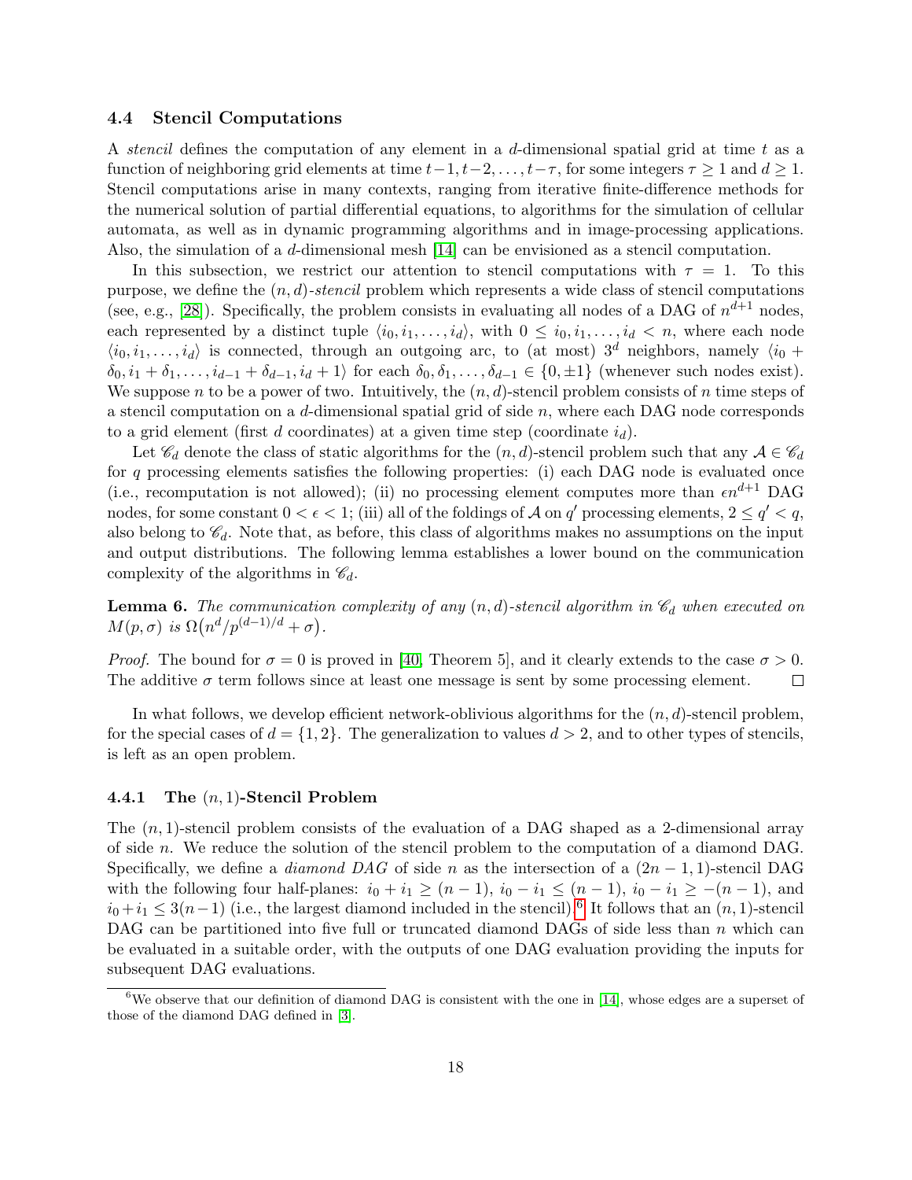### 4.4 Stencil Computations

A *stencil* defines the computation of any element in a $d$-dimensional spatial grid at time $t$ as a function of neighboring grid elements at time $t-1, t-2, \ldots, t-\tau$, for some integers $\tau \geq 1$ and $d \geq 1$. Stencil computations arise in many contexts, ranging from iterative finite-difference methods for the numerical solution of partial differential equations, to algorithms for the simulation of cellular automata, as well as in dynamic programming algorithms and in image-processing applications. Also, the simulation of a $d$-dimensional mesh [14] can be envisioned as a stencil computation.

In this subsection, we restrict our attention to stencil computations with $\tau = 1$. To this purpose, we define the $(n,d)$-*stencil* problem which represents a wide class of stencil computations (see, e.g., [28]). Specifically, the problem consists in evaluating all nodes of a DAG of $n^{d+1}$ nodes, each represented by a distinct tuple $\langle i_0, i_1, \ldots, i_d \rangle$, with $0 \leq i_0, i_1, \ldots, i_d < n$, where each node $\langle i_0, i_1, \ldots, i_d \rangle$ is connected, through an outgoing arc, to (at most) $3^d$ neighbors, namely $\langle i_0 + \delta_0, i_1 + \delta_1, \ldots, i_{d-1} + \delta_{d-1}, i_d + 1 \rangle$ for each $\delta_0, \delta_1, \ldots, \delta_{d-1} \in \{0, \pm 1\}$ (whenever such nodes exist). We suppose $n$ to be a power of two. Intuitively, the $(n,d)$-stencil problem consists of $n$ time steps of a stencil computation on a $d$-dimensional spatial grid of side $n$, where each DAG node corresponds to a grid element (first $d$ coordinates) at a given time step (coordinate $i_d$).

Let $\mathscr{C}_d$ denote the class of static algorithms for the $(n,d)$-stencil problem such that any $\mathcal{A} \in \mathscr{C}_d$ for $q$ processing elements satisfies the following properties: (i) each DAG node is evaluated once (i.e., recomputation is not allowed); (ii) no processing element computes more than $\epsilon n^{d+1}$ DAG nodes, for some constant $0 < \epsilon < 1$; (iii) all of the foldings of $\mathcal{A}$ on $q'$ processing elements, $2 \leq q' < q$, also belong to $\mathscr{C}_d$. Note that, as before, this class of algorithms makes no assumptions on the input and output distributions. The following lemma establishes a lower bound on the communication complexity of the algorithms in $\mathscr{C}_d$.

**Lemma 6.** *The communication complexity of any $(n,d)$-stencil algorithm in $\mathscr{C}_d$ when executed on $M(p,\sigma)$ is $\Omega\left(n^d/p^{(d-1)/d} + \sigma\right)$.*

*Proof.* The bound for $\sigma = 0$ is proved in [40, Theorem 5], and it clearly extends to the case $\sigma > 0$. The additive $\sigma$ term follows since at least one message is sent by some processing element. $\square$

In what follows, we develop efficient network-oblivious algorithms for the $(n,d)$-stencil problem, for the special cases of $d = \{1, 2\}$. The generalization to values $d > 2$, and to other types of stencils, is left as an open problem.

#### 4.4.1 The $(n,1)$-Stencil Problem

The $(n,1)$-stencil problem consists of the evaluation of a DAG shaped as a 2-dimensional array of side $n$. We reduce the solution of the stencil problem to the computation of a diamond DAG. Specifically, we define a *diamond DAG* of side $n$ as the intersection of a $(2n-1,1)$-stencil DAG with the following four half-planes: $i_0 + i_1 \geq (n-1)$, $i_0 - i_1 \leq (n-1)$, $i_0 - i_1 \geq -(n-1)$, and $i_0 + i_1 \leq 3(n-1)$ (i.e., the largest diamond included in the stencil).[6] It follows that an $(n,1)$-stencil DAG can be partitioned into five full or truncated diamond DAGs of side less than $n$ which can be evaluated in a suitable order, with the outputs of one DAG evaluation providing the inputs for subsequent DAG evaluations.

[6] We observe that our definition of diamond DAG is consistent with the one in [14], whose edges are a superset of those of the diamond DAG defined in [3].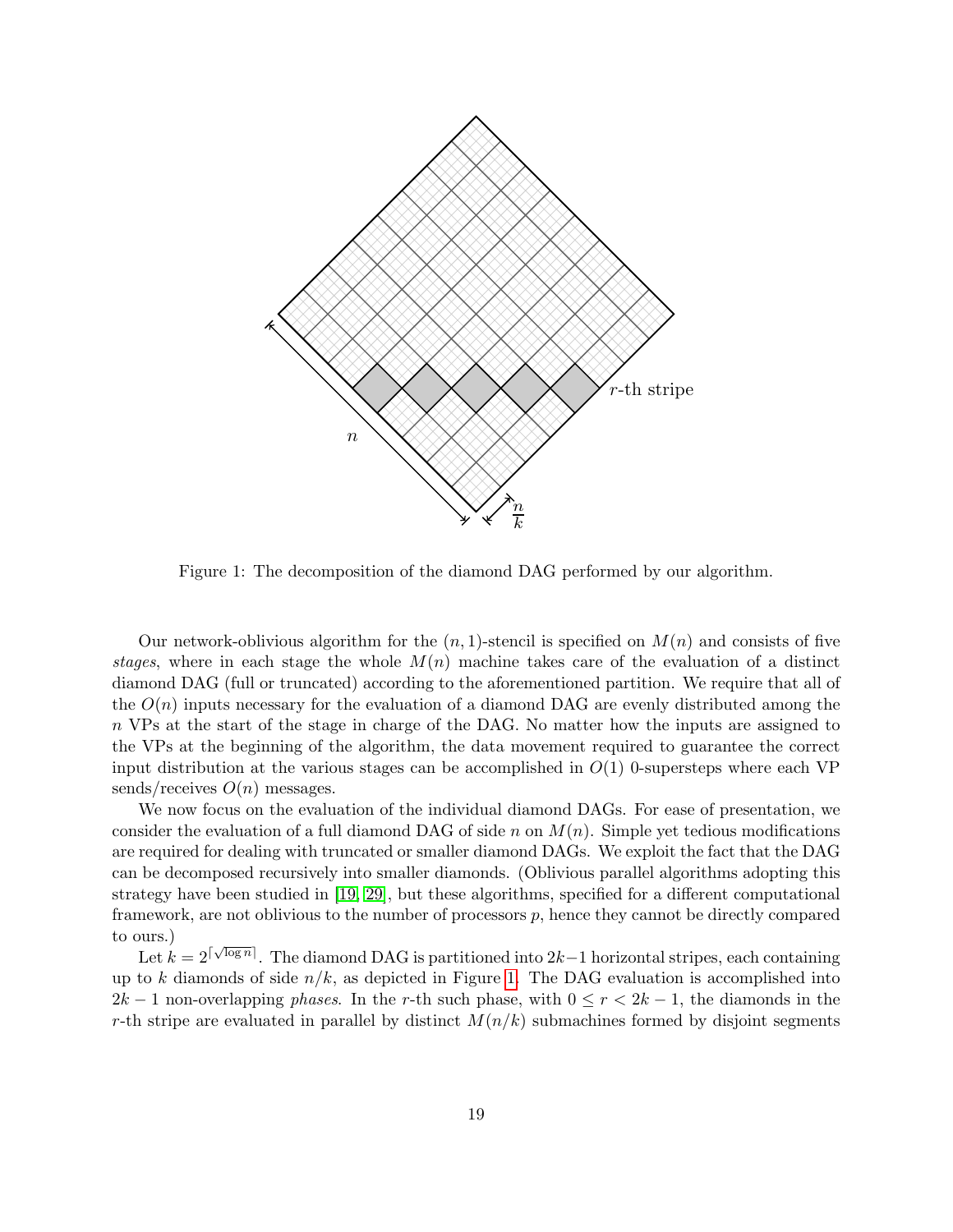Figure 1: The decomposition of the diamond DAG performed by our algorithm.

Our network-oblivious algorithm for the $(n, 1)$-stencil is specified on $M(n)$ and consists of five *stages*, where in each stage the whole $M(n)$ machine takes care of the evaluation of a distinct diamond DAG (full or truncated) according to the aforementioned partition. We require that all of the $O(n)$ inputs necessary for the evaluation of a diamond DAG are evenly distributed among the $n$ VPs at the start of the stage in charge of the DAG. No matter how the inputs are assigned to the VPs at the beginning of the algorithm, the data movement required to guarantee the correct input distribution at the various stages can be accomplished in $O(1)$ 0-supersteps where each VP sends/receives $O(n)$ messages.

We now focus on the evaluation of the individual diamond DAGs. For ease of presentation, we consider the evaluation of a full diamond DAG of side $n$ on $M(n)$. Simple yet tedious modifications are required for dealing with truncated or smaller diamond DAGs. We exploit the fact that the DAG can be decomposed recursively into smaller diamonds. (Oblivious parallel algorithms adopting this strategy have been studied in [19, 29], but these algorithms, specified for a different computational framework, are not oblivious to the number of processors $p$, hence they cannot be directly compared to ours.)

Let $k = 2^{\lceil \sqrt{\log n} \rceil}$. The diamond DAG is partitioned into $2k-1$ horizontal stripes, each containing up to $k$ diamonds of side $n/k$, as depicted in Figure 1. The DAG evaluation is accomplished into $2k-1$ non-overlapping *phases*. In the $r$-th such phase, with $0 \leq r < 2k-1$, the diamonds in the $r$-th stripe are evaluated in parallel by distinct $M(n/k)$ submachines formed by disjoint segments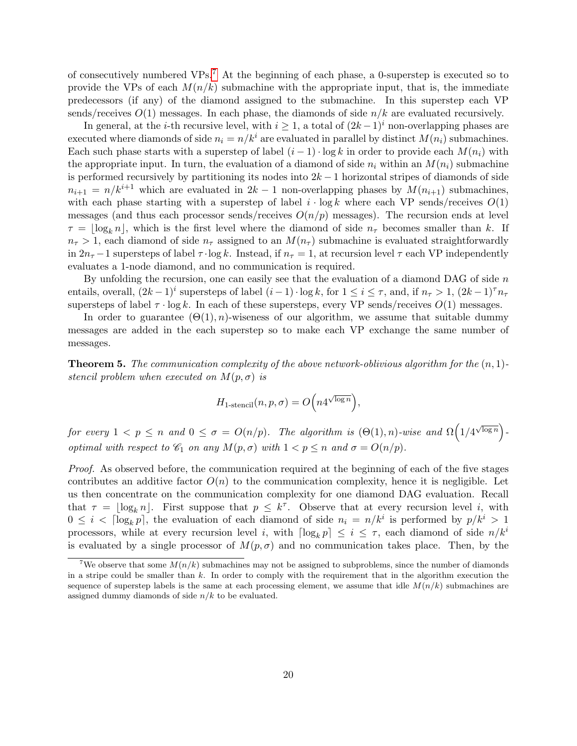of consecutively numbered VPs.[7] At the beginning of each phase, a 0-superstep is executed so to provide the VPs of each $M(n/k)$ submachine with the appropriate input, that is, the immediate predecessors (if any) of the diamond assigned to the submachine. In this superstep each VP sends/receives $O(1)$ messages. In each phase, the diamonds of side $n/k$ are evaluated recursively.

In general, at the $i$-th recursive level, with $i \geq 1$, a total of $(2k-1)^i$ non-overlapping phases are executed where diamonds of side $n_i = n/k^i$ are evaluated in parallel by distinct $M(n_i)$ submachines. Each such phase starts with a superstep of label $(i-1) \cdot \log k$ in order to provide each $M(n_i)$ with the appropriate input. In turn, the evaluation of a diamond of side $n_i$ within an $M(n_i)$ submachine is performed recursively by partitioning its nodes into $2k-1$ horizontal stripes of diamonds of side $n_{i+1} = n/k^{i+1}$ which are evaluated in $2k-1$ non-overlapping phases by $M(n_{i+1})$ submachines, with each phase starting with a superstep of label $i \cdot \log k$ where each VP sends/receives $O(1)$ messages (and thus each processor sends/receives $O(n/p)$ messages). The recursion ends at level $\tau = \lfloor \log_k n \rfloor$, which is the first level where the diamond of side $n_\tau$ becomes smaller than $k$. If $n_\tau > 1$, each diamond of side $n_\tau$ assigned to an $M(n_\tau)$ submachine is evaluated straightforwardly in $2n_\tau - 1$ supersteps of label $\tau \cdot \log k$. Instead, if $n_\tau = 1$, at recursion level $\tau$ each VP independently evaluates a 1-node diamond, and no communication is required.

By unfolding the recursion, one can easily see that the evaluation of a diamond DAG of side $n$ entails, overall, $(2k-1)^i$ supersteps of label $(i-1) \cdot \log k$, for $1 \leq i \leq \tau$, and, if $n_\tau > 1$, $(2k-1)^\tau n_\tau$ supersteps of label $\tau \cdot \log k$. In each of these supersteps, every VP sends/receives $O(1)$ messages.

In order to guarantee $(\Theta(1), n)$-wiseness of our algorithm, we assume that suitable dummy messages are added in the each superstep so to make each VP exchange the same number of messages.

**Theorem 5.** *The communication complexity of the above network-oblivious algorithm for the $(n,1)$-stencil problem when executed on $M(p,\sigma)$ is*

$$H_{\text{1-stencil}}(n,p,\sigma) = O\Big(n 4^{\sqrt{\log n}}\Big),$$

*for every $1 < p \leq n$ and $0 \leq \sigma = O(n/p)$. The algorithm is $(\Theta(1), n)$-wise and $\Omega\Big(1/4^{\sqrt{\log n}}\Big)$-optimal with respect to $\mathscr{C}_1$ on any $M(p,\sigma)$ with $1 < p \leq n$ and $\sigma = O(n/p)$.*

*Proof.* As observed before, the communication required at the beginning of each of the five stages contributes an additive factor $O(n)$ to the communication complexity, hence it is negligible. Let us then concentrate on the communication complexity for one diamond DAG evaluation. Recall that $\tau = \lfloor \log_k n \rfloor$. First suppose that $p \leq k^\tau$. Observe that at every recursion level $i$, with $0 \leq i < \lceil \log_k p \rceil$, the evaluation of each diamond of side $n_i = n/k^i$ is performed by $p/k^i > 1$ processors, while at every recursion level $i$, with $\lceil \log_k p \rceil \leq i \leq \tau$, each diamond of side $n/k^i$ is evaluated by a single processor of $M(p,\sigma)$ and no communication takes place. Then, by the

[7] We observe that some $M(n/k)$ submachines may not be assigned to subproblems, since the number of diamonds in a stripe could be smaller than $k$. In order to comply with the requirement that in the algorithm execution the sequence of superstep labels is the same at each processing element, we assume that idle $M(n/k)$ submachines are assigned dummy diamonds of side $n/k$ to be evaluated.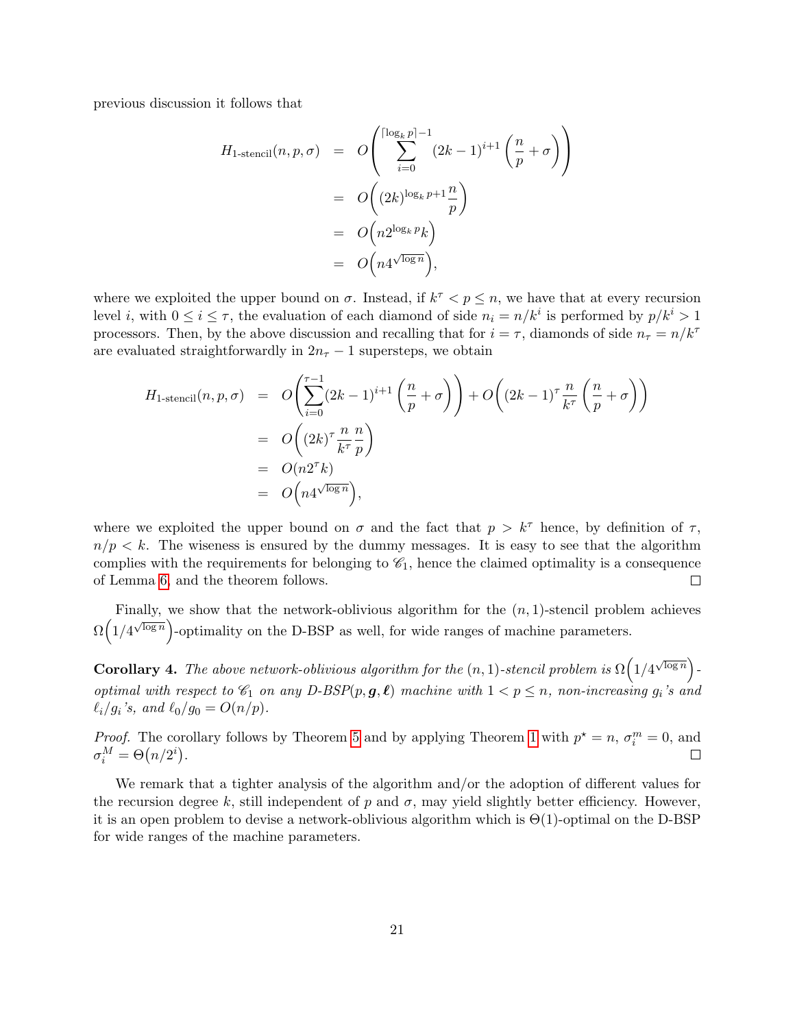previous discussion it follows that

$$
\begin{aligned}
H_{1\text{-stencil}}(n,p,\sigma) &= O\left(\sum_{i=0}^{\lceil \log_k p\rceil -1} (2k-1)^{i+1}\left(\frac{n}{p}+\sigma\right)\right) \\
&= O\left((2k)^{\log_k p+1}\frac{n}{p}\right) \\
&= O\left(n2^{\log_k p}k\right) \\
&= O\left(n4^{\sqrt{\log n}}\right),
\end{aligned}
$$

where we exploited the upper bound on $\sigma$. Instead, if $k^\tau < p \leq n$, we have that at every recursion level $i$, with $0 \leq i \leq \tau$, the evaluation of each diamond of side $n_i = n/k^i$ is performed by $p/k^i > 1$ processors. Then, by the above discussion and recalling that for $i = \tau$, diamonds of side $n_\tau = n/k^\tau$ are evaluated straightforwardly in $2n_\tau - 1$ supersteps, we obtain

$$
\begin{aligned}
H_{1\text{-stencil}}(n,p,\sigma) &= O\left(\sum_{i=0}^{\tau-1}(2k-1)^{i+1}\left(\frac{n}{p}+\sigma\right)\right) + O\left((2k-1)^\tau \frac{n}{k^\tau}\left(\frac{n}{p}+\sigma\right)\right) \\
&= O\left((2k)^\tau \frac{n}{k^\tau}\frac{n}{p}\right) \\
&= O(n2^\tau k) \\
&= O\left(n4^{\sqrt{\log n}}\right),
\end{aligned}
$$

where we exploited the upper bound on $\sigma$ and the fact that $p > k^\tau$ hence, by definition of $\tau$, $n/p < k$. The wiseness is ensured by the dummy messages. It is easy to see that the algorithm complies with the requirements for belonging to $\mathscr{C}_1$, hence the claimed optimality is a consequence of Lemma 6, and the theorem follows. □

Finally, we show that the network-oblivious algorithm for the $(n,1)$-stencil problem achieves $\Omega\left(1/4^{\sqrt{\log n}}\right)$-optimality on the D-BSP as well, for wide ranges of machine parameters.

**Corollary 4.** *The above network-oblivious algorithm for the $(n,1)$-stencil problem is $\Omega\left(1/4^{\sqrt{\log n}}\right)$-optimal with respect to $\mathscr{C}_1$ on any D-BSP$(p,\boldsymbol{g},\boldsymbol{\ell})$ machine with $1 < p \leq n$, non-increasing $g_i$'s and $\ell_i/g_i$'s, and $\ell_0/g_0 = O(n/p)$.*

*Proof.* The corollary follows by Theorem 5 and by applying Theorem 1 with $p^\star = n$, $\sigma_i^m = 0$, and $\sigma_i^M = \Theta\left(n/2^i\right)$. □

We remark that a tighter analysis of the algorithm and/or the adoption of different values for the recursion degree $k$, still independent of $p$ and $\sigma$, may yield slightly better efficiency. However, it is an open problem to devise a network-oblivious algorithm which is $\Theta(1)$-optimal on the D-BSP for wide ranges of the machine parameters.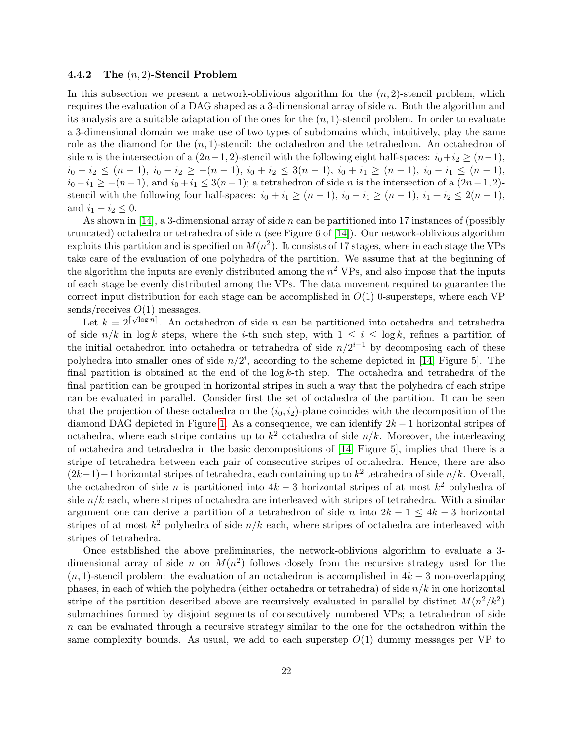#### 4.4.2 The $(n, 2)$-Stencil Problem

In this subsection we present a network-oblivious algorithm for the $(n, 2)$-stencil problem, which requires the evaluation of a DAG shaped as a 3-dimensional array of side $n$. Both the algorithm and its analysis are a suitable adaptation of the ones for the $(n, 1)$-stencil problem. In order to evaluate a 3-dimensional domain we make use of two types of subdomains which, intuitively, play the same role as the diamond for the $(n, 1)$-stencil: the octahedron and the tetrahedron. An octahedron of side $n$ is the intersection of a $(2n-1, 2)$-stencil with the following eight half-spaces: $i_0+i_2 \geq (n-1)$, $i_0 - i_2 \leq (n-1)$, $i_0 - i_2 \geq -(n-1)$, $i_0 + i_2 \leq 3(n-1)$, $i_0 + i_1 \geq (n-1)$, $i_0 - i_1 \leq (n-1)$, $i_0 - i_1 \geq -(n-1)$, and $i_0 + i_1 \leq 3(n-1)$; a tetrahedron of side $n$ is the intersection of a $(2n-1, 2)$-stencil with the following four half-spaces: $i_0 + i_1 \geq (n-1)$, $i_0 - i_1 \geq (n-1)$, $i_1 + i_2 \leq 2(n-1)$, and $i_1 - i_2 \leq 0$.

As shown in [14], a 3-dimensional array of side $n$ can be partitioned into 17 instances of (possibly truncated) octahedra or tetrahedra of side $n$ (see Figure 6 of [14]). Our network-oblivious algorithm exploits this partition and is specified on $M(n^2)$. It consists of 17 stages, where in each stage the VPs take care of the evaluation of one polyhedra of the partition. We assume that at the beginning of the algorithm the inputs are evenly distributed among the $n^2$ VPs, and also impose that the inputs of each stage be evenly distributed among the VPs. The data movement required to guarantee the correct input distribution for each stage can be accomplished in $O(1)$ 0-supersteps, where each VP sends/receives $O(1)$ messages.

Let $k = 2^{\lceil \sqrt{\log n} \rceil}$. An octahedron of side $n$ can be partitioned into octahedra and tetrahedra of side $n/k$ in $\log k$ steps, where the $i$-th such step, with $1 \leq i \leq \log k$, refines a partition of the initial octahedron into octahedra or tetrahedra of side $n/2^{i-1}$ by decomposing each of these polyhedra into smaller ones of side $n/2^i$, according to the scheme depicted in [14, Figure 5]. The final partition is obtained at the end of the $\log k$-th step. The octahedra and tetrahedra of the final partition can be grouped in horizontal stripes in such a way that the polyhedra of each stripe can be evaluated in parallel. Consider first the set of octahedra of the partition. It can be seen that the projection of these octahedra on the $(i_0, i_2)$-plane coincides with the decomposition of the diamond DAG depicted in Figure 1. As a consequence, we can identify $2k - 1$ horizontal stripes of octahedra, where each stripe contains up to $k^2$ octahedra of side $n/k$. Moreover, the interleaving of octahedra and tetrahedra in the basic decompositions of [14, Figure 5], implies that there is a stripe of tetrahedra between each pair of consecutive stripes of octahedra. Hence, there are also $(2k-1)-1$ horizontal stripes of tetrahedra, each containing up to $k^2$ tetrahedra of side $n/k$. Overall, the octahedron of side $n$ is partitioned into $4k - 3$ horizontal stripes of at most $k^2$ polyhedra of side $n/k$ each, where stripes of octahedra are interleaved with stripes of tetrahedra. With a similar argument one can derive a partition of a tetrahedron of side $n$ into $2k - 1 \leq 4k - 3$ horizontal stripes of at most $k^2$ polyhedra of side $n/k$ each, where stripes of octahedra are interleaved with stripes of tetrahedra.

Once established the above preliminaries, the network-oblivious algorithm to evaluate a 3-dimensional array of side $n$ on $M(n^2)$ follows closely from the recursive strategy used for the $(n, 1)$-stencil problem: the evaluation of an octahedron is accomplished in $4k - 3$ non-overlapping phases, in each of which the polyhedra (either octahedra or tetrahedra) of side $n/k$ in one horizontal stripe of the partition described above are recursively evaluated in parallel by distinct $M(n^2/k^2)$ submachines formed by disjoint segments of consecutively numbered VPs; a tetrahedron of side $n$ can be evaluated through a recursive strategy similar to the one for the octahedron within the same complexity bounds. As usual, we add to each superstep $O(1)$ dummy messages per VP to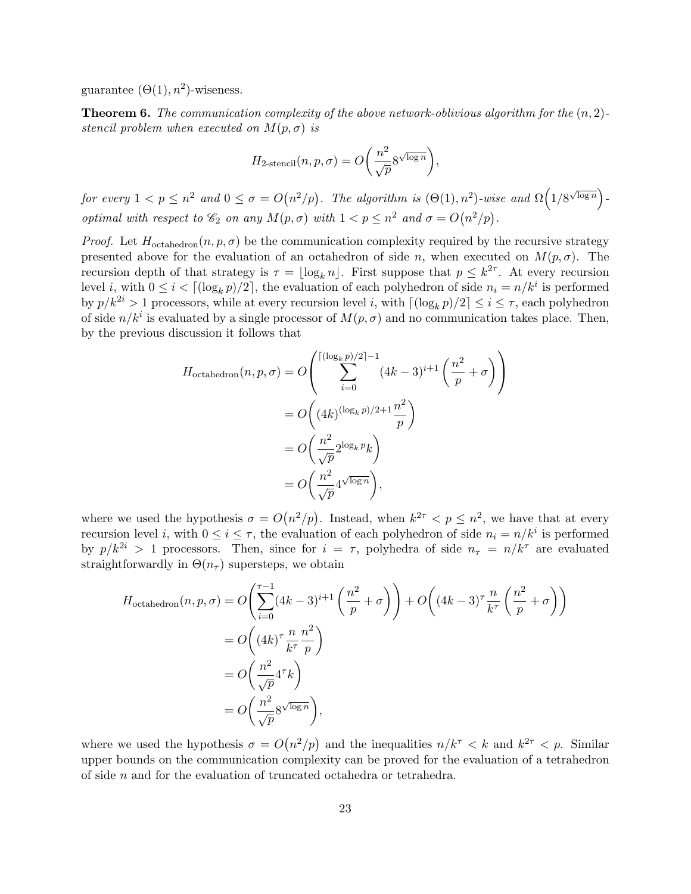guarantee $(\Theta(1), n^2)$-wiseness.

**Theorem 6.** *The communication complexity of the above network-oblivious algorithm for the $(n,2)$-stencil problem when executed on $M(p,\sigma)$ is*

$$H_{\text{2-stencil}}(n,p,\sigma) = O\left(\frac{n^2}{\sqrt{p}} 8^{\sqrt{\log n}}\right),$$

*for every $1 < p \leq n^2$ and $0 \leq \sigma = O(n^2/p)$. The algorithm is $(\Theta(1), n^2)$-wise and $\Omega\left(1/8^{\sqrt{\log n}}\right)$-optimal with respect to $\mathscr{C}_2$ on any $M(p,\sigma)$ with $1 < p \leq n^2$ and $\sigma = O(n^2/p)$.*

*Proof.* Let $H_{\text{octahedron}}(n,p,\sigma)$ be the communication complexity required by the recursive strategy presented above for the evaluation of an octahedron of side $n$, when executed on $M(p,\sigma)$. The recursion depth of that strategy is $\tau = \lfloor \log_k n \rfloor$. First suppose that $p \leq k^{2\tau}$. At every recursion level $i$, with $0 \leq i < \lceil (\log_k p)/2 \rceil$, the evaluation of each polyhedron of side $n_i = n/k^i$ is performed by $p/k^{2i} > 1$ processors, while at every recursion level $i$, with $\lceil (\log_k p)/2 \rceil \leq i \leq \tau$, each polyhedron of side $n/k^i$ is evaluated by a single processor of $M(p,\sigma)$ and no communication takes place. Then, by the previous discussion it follows that

$$\begin{aligned}
H_{\text{octahedron}}(n,p,\sigma) &= O\left(\sum_{i=0}^{\lceil (\log_k p)/2 \rceil - 1} (4k-3)^{i+1} \left(\frac{n^2}{p} + \sigma\right)\right) \\
&= O\left((4k)^{(\log_k p)/2+1} \frac{n^2}{p}\right) \\
&= O\left(\frac{n^2}{\sqrt{p}} 2^{\log_k p} k\right) \\
&= O\left(\frac{n^2}{\sqrt{p}} 4^{\sqrt{\log n}}\right),
\end{aligned}$$

where we used the hypothesis $\sigma = O(n^2/p)$. Instead, when $k^{2\tau} < p \leq n^2$, we have that at every recursion level $i$, with $0 \leq i \leq \tau$, the evaluation of each polyhedron of side $n_i = n/k^i$ is performed by $p/k^{2i} > 1$ processors. Then, since for $i = \tau$, polyhedra of side $n_\tau = n/k^\tau$ are evaluated straightforwardly in $\Theta(n_\tau)$ supersteps, we obtain

$$\begin{aligned}
H_{\text{octahedron}}(n,p,\sigma) &= O\left(\sum_{i=0}^{\tau-1} (4k-3)^{i+1} \left(\frac{n^2}{p} + \sigma\right)\right) + O\left((4k-3)^{\tau} \frac{n}{k^\tau} \left(\frac{n^2}{p} + \sigma\right)\right) \\
&= O\left((4k)^\tau \frac{n}{k^\tau} \frac{n^2}{p}\right) \\
&= O\left(\frac{n^2}{\sqrt{p}} 4^\tau k\right) \\
&= O\left(\frac{n^2}{\sqrt{p}} 8^{\sqrt{\log n}}\right),
\end{aligned}$$

where we used the hypothesis $\sigma = O(n^2/p)$ and the inequalities $n/k^\tau < k$ and $k^{2\tau} < p$. Similar upper bounds on the communication complexity can be proved for the evaluation of a tetrahedron of side $n$ and for the evaluation of truncated octahedra or tetrahedra.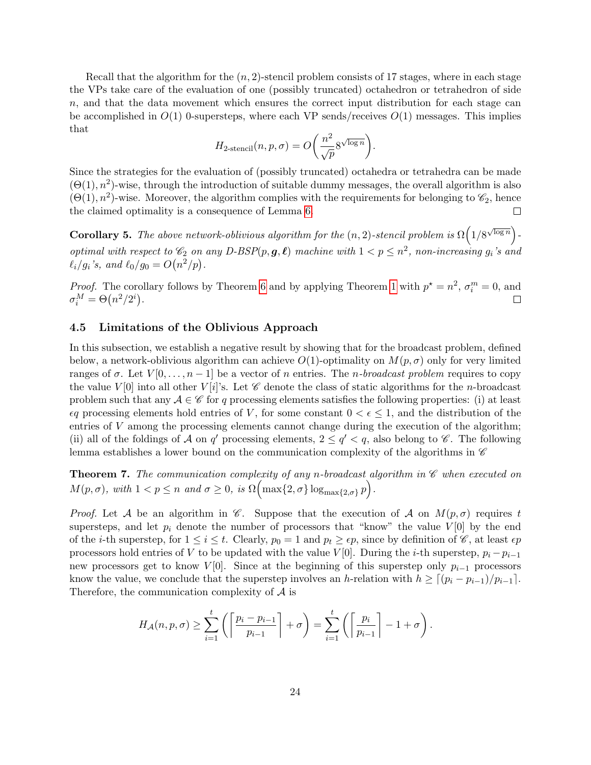Recall that the algorithm for the $(n, 2)$-stencil problem consists of 17 stages, where in each stage the VPs take care of the evaluation of one (possibly truncated) octahedron or tetrahedron of side $n$, and that the data movement which ensures the correct input distribution for each stage can be accomplished in $O(1)$ 0-supersteps, where each VP sends/receives $O(1)$ messages. This implies that

$$H_{\text{2-stencil}}(n, p, \sigma) = O\left(\frac{n^2}{\sqrt{p}} 8^{\sqrt{\log n}}\right).$$

Since the strategies for the evaluation of (possibly truncated) octahedra or tetrahedra can be made $(\Theta(1), n^2)$-wise, through the introduction of suitable dummy messages, the overall algorithm is also $(\Theta(1), n^2)$-wise. Moreover, the algorithm complies with the requirements for belonging to $\mathscr{C}_2$, hence the claimed optimality is a consequence of Lemma 6. ◻

**Corollary 5.** *The above network-oblivious algorithm for the $(n, 2)$-stencil problem is $\Omega\left(1/8^{\sqrt{\log n}}\right)$-optimal with respect to $\mathscr{C}_2$ on any D-BSP$(p, \boldsymbol{g}, \boldsymbol{\ell})$ machine with $1 < p \leq n^2$, non-increasing $g_i$'s and $\ell_i/g_i$'s, and $\ell_0/g_0 = O(n^2/p)$.*

*Proof.* The corollary follows by Theorem 6 and by applying Theorem 1 with $p^\star = n^2$, $\sigma_i^m = 0$, and $\sigma_i^M = \Theta(n^2/2^i)$. ◻

### 4.5 Limitations of the Oblivious Approach

In this subsection, we establish a negative result by showing that for the broadcast problem, defined below, a network-oblivious algorithm can achieve $O(1)$-optimality on $M(p, \sigma)$ only for very limited ranges of $\sigma$. Let $V[0, \ldots, n-1]$ be a vector of $n$ entries. The *$n$-broadcast problem* requires to copy the value $V[0]$ into all other $V[i]$'s. Let $\mathscr{C}$ denote the class of static algorithms for the $n$-broadcast problem such that any $\mathcal{A} \in \mathscr{C}$ for $q$ processing elements satisfies the following properties: (i) at least $\epsilon q$ processing elements hold entries of $V$, for some constant $0 < \epsilon \leq 1$, and the distribution of the entries of $V$ among the processing elements cannot change during the execution of the algorithm; (ii) all of the foldings of $\mathcal{A}$ on $q'$ processing elements, $2 \leq q' < q$, also belong to $\mathscr{C}$. The following lemma establishes a lower bound on the communication complexity of the algorithms in $\mathscr{C}$

**Theorem 7.** *The communication complexity of any $n$-broadcast algorithm in $\mathscr{C}$ when executed on $M(p, \sigma)$, with $1 < p \leq n$ and $\sigma \geq 0$, is $\Omega\left(\max\{2, \sigma\} \log_{\max\{2,\sigma\}} p\right)$.*

*Proof.* Let $\mathcal{A}$ be an algorithm in $\mathscr{C}$. Suppose that the execution of $\mathcal{A}$ on $M(p, \sigma)$ requires $t$ supersteps, and let $p_i$ denote the number of processors that "know" the value $V[0]$ by the end of the $i$-th superstep, for $1 \leq i \leq t$. Clearly, $p_0 = 1$ and $p_t \geq \epsilon p$, since by definition of $\mathscr{C}$, at least $\epsilon p$ processors hold entries of $V$ to be updated with the value $V[0]$. During the $i$-th superstep, $p_i - p_{i-1}$ new processors get to know $V[0]$. Since at the beginning of this superstep only $p_{i-1}$ processors know the value, we conclude that the superstep involves an $h$-relation with $h \geq \lceil (p_i - p_{i-1})/p_{i-1} \rceil$. Therefore, the communication complexity of $\mathcal{A}$ is

$$H_{\mathcal{A}}(n, p, \sigma) \geq \sum_{i=1}^{t} \left( \left\lceil \frac{p_i - p_{i-1}}{p_{i-1}} \right\rceil + \sigma \right) = \sum_{i=1}^{t} \left( \left\lceil \frac{p_i}{p_{i-1}} \right\rceil - 1 + \sigma \right).$$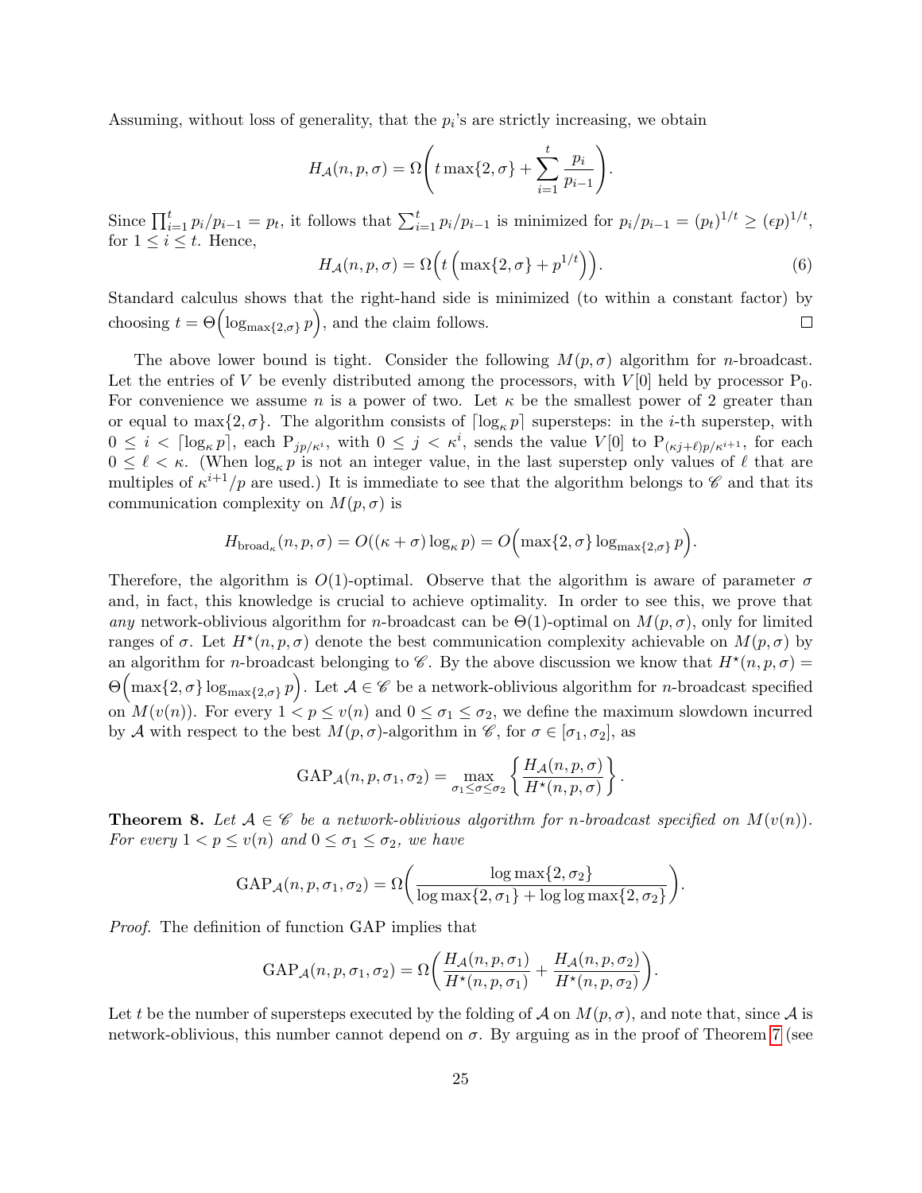Assuming, without loss of generality, that the $p_i$'s are strictly increasing, we obtain

$$H_{\mathcal{A}}(n,p,\sigma) = \Omega\left(t\max\{2,\sigma\} + \sum_{i=1}^{t}\frac{p_i}{p_{i-1}}\right).$$

Since $\prod_{i=1}^{t} p_i/p_{i-1} = p_t$, it follows that $\sum_{i=1}^{t} p_i/p_{i-1}$ is minimized for $p_i/p_{i-1} = (p_t)^{1/t} \geq (\epsilon p)^{1/t}$, for $1 \leq i \leq t$. Hence,

$$H_{\mathcal{A}}(n,p,\sigma) = \Omega\Big(t\left(\max\{2,\sigma\} + p^{1/t}\right)\Big). \tag{6}$$

Standard calculus shows that the right-hand side is minimized (to within a constant factor) by choosing $t = \Theta\Big(\log_{\max\{2,\sigma\}} p\Big)$, and the claim follows. $\square$

The above lower bound is tight. Consider the following $M(p,\sigma)$ algorithm for $n$-broadcast. Let the entries of $V$ be evenly distributed among the processors, with $V[0]$ held by processor $\mathrm{P}_0$. For convenience we assume $n$ is a power of two. Let $\kappa$ be the smallest power of 2 greater than or equal to $\max\{2,\sigma\}$. The algorithm consists of $\lceil \log_\kappa p \rceil$ supersteps: in the $i$-th superstep, with $0 \leq i < \lceil \log_\kappa p \rceil$, each $\mathrm{P}_{jp/\kappa^i}$, with $0 \leq j < \kappa^i$, sends the value $V[0]$ to $\mathrm{P}_{(\kappa j+\ell)p/\kappa^{i+1}}$, for each $0 \leq \ell < \kappa$. (When $\log_\kappa p$ is not an integer value, in the last superstep only values of $\ell$ that are multiples of $\kappa^{i+1}/p$ are used.) It is immediate to see that the algorithm belongs to $\mathscr{C}$ and that its communication complexity on $M(p,\sigma)$ is

$$H_{\mathrm{broad}_\kappa}(n,p,\sigma) = O((\kappa+\sigma)\log_\kappa p) = O\Big(\max\{2,\sigma\}\log_{\max\{2,\sigma\}} p\Big).$$

Therefore, the algorithm is $O(1)$-optimal. Observe that the algorithm is aware of parameter $\sigma$ and, in fact, this knowledge is crucial to achieve optimality. In order to see this, we prove that *any* network-oblivious algorithm for $n$-broadcast can be $\Theta(1)$-optimal on $M(p,\sigma)$, only for limited ranges of $\sigma$. Let $H^\star(n,p,\sigma)$ denote the best communication complexity achievable on $M(p,\sigma)$ by an algorithm for $n$-broadcast belonging to $\mathscr{C}$. By the above discussion we know that $H^\star(n,p,\sigma) = \Theta\Big(\max\{2,\sigma\}\log_{\max\{2,\sigma\}} p\Big)$. Let $\mathcal{A} \in \mathscr{C}$ be a network-oblivious algorithm for $n$-broadcast specified on $M(v(n))$. For every $1 < p \leq v(n)$ and $0 \leq \sigma_1 \leq \sigma_2$, we define the maximum slowdown incurred by $\mathcal{A}$ with respect to the best $M(p,\sigma)$-algorithm in $\mathscr{C}$, for $\sigma \in [\sigma_1,\sigma_2]$, as

$$\mathrm{GAP}_{\mathcal{A}}(n,p,\sigma_1,\sigma_2) = \max_{\sigma_1\leq\sigma\leq\sigma_2}\left\{\frac{H_{\mathcal{A}}(n,p,\sigma)}{H^\star(n,p,\sigma)}\right\}.$$

**Theorem 8.** *Let $\mathcal{A} \in \mathscr{C}$ be a network-oblivious algorithm for $n$-broadcast specified on $M(v(n))$. For every $1 < p \leq v(n)$ and $0 \leq \sigma_1 \leq \sigma_2$, we have*

$$\mathrm{GAP}_{\mathcal{A}}(n,p,\sigma_1,\sigma_2) = \Omega\left(\frac{\log\max\{2,\sigma_2\}}{\log\max\{2,\sigma_1\} + \log\log\max\{2,\sigma_2\}}\right).$$

*Proof.* The definition of function GAP implies that

$$\mathrm{GAP}_{\mathcal{A}}(n,p,\sigma_1,\sigma_2) = \Omega\left(\frac{H_{\mathcal{A}}(n,p,\sigma_1)}{H^\star(n,p,\sigma_1)} + \frac{H_{\mathcal{A}}(n,p,\sigma_2)}{H^\star(n,p,\sigma_2)}\right).$$

Let $t$ be the number of supersteps executed by the folding of $\mathcal{A}$ on $M(p,\sigma)$, and note that, since $\mathcal{A}$ is network-oblivious, this number cannot depend on $\sigma$. By arguing as in the proof of Theorem 7 (see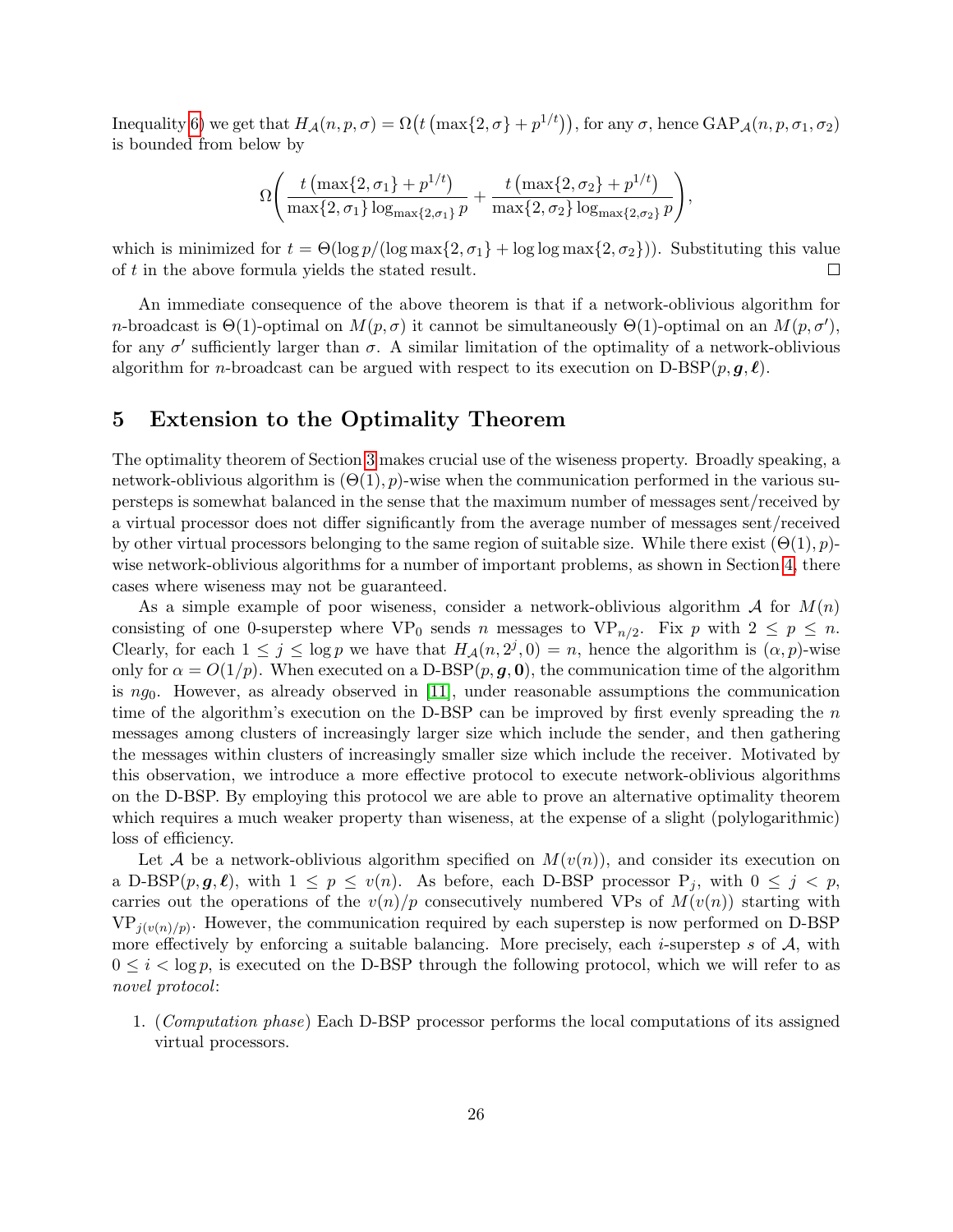Inequality 6) we get that $H_{\mathcal{A}}(n, p, \sigma) = \Omega\big(t\left(\max\{2, \sigma\} + p^{1/t}\right)\big)$, for any $\sigma$, hence $\mathrm{GAP}_{\mathcal{A}}(n, p, \sigma_1, \sigma_2)$ is bounded from below by

$$\Omega\left(\frac{t\left(\max\{2, \sigma_1\} + p^{1/t}\right)}{\max\{2, \sigma_1\} \log_{\max\{2,\sigma_1\}} p} + \frac{t\left(\max\{2, \sigma_2\} + p^{1/t}\right)}{\max\{2, \sigma_2\} \log_{\max\{2,\sigma_2\}} p}\right),$$

which is minimized for $t = \Theta(\log p/(\log \max\{2, \sigma_1\} + \log\log \max\{2, \sigma_2\}))$. Substituting this value of $t$ in the above formula yields the stated result. □

An immediate consequence of the above theorem is that if a network-oblivious algorithm for $n$-broadcast is $\Theta(1)$-optimal on $M(p, \sigma)$ it cannot be simultaneously $\Theta(1)$-optimal on an $M(p, \sigma')$, for any $\sigma'$ sufficiently larger than $\sigma$. A similar limitation of the optimality of a network-oblivious algorithm for $n$-broadcast can be argued with respect to its execution on D-BSP$(p, \boldsymbol{g}, \boldsymbol{\ell})$.

## 5 Extension to the Optimality Theorem

The optimality theorem of Section 3 makes crucial use of the wiseness property. Broadly speaking, a network-oblivious algorithm is $(\Theta(1), p)$-wise when the communication performed in the various supersteps is somewhat balanced in the sense that the maximum number of messages sent/received by a virtual processor does not differ significantly from the average number of messages sent/received by other virtual processors belonging to the same region of suitable size. While there exist $(\Theta(1), p)$-wise network-oblivious algorithms for a number of important problems, as shown in Section 4, there cases where wiseness may not be guaranteed.

As a simple example of poor wiseness, consider a network-oblivious algorithm $\mathcal{A}$ for $M(n)$ consisting of one 0-superstep where $\mathrm{VP}_0$ sends $n$ messages to $\mathrm{VP}_{n/2}$. Fix $p$ with $2 \le p \le n$. Clearly, for each $1 \le j \le \log p$ we have that $H_{\mathcal{A}}(n, 2^j, 0) = n$, hence the algorithm is $(\alpha, p)$-wise only for $\alpha = O(1/p)$. When executed on a D-BSP$(p, \boldsymbol{g}, \boldsymbol{0})$, the communication time of the algorithm is $ng_0$. However, as already observed in [11], under reasonable assumptions the communication time of the algorithm's execution on the D-BSP can be improved by first evenly spreading the $n$ messages among clusters of increasingly larger size which include the sender, and then gathering the messages within clusters of increasingly smaller size which include the receiver. Motivated by this observation, we introduce a more effective protocol to execute network-oblivious algorithms on the D-BSP. By employing this protocol we are able to prove an alternative optimality theorem which requires a much weaker property than wiseness, at the expense of a slight (polylogarithmic) loss of efficiency.

Let $\mathcal{A}$ be a network-oblivious algorithm specified on $M(v(n))$, and consider its execution on a D-BSP$(p, \boldsymbol{g}, \boldsymbol{\ell})$, with $1 \le p \le v(n)$. As before, each D-BSP processor $\mathrm{P}_j$, with $0 \le j < p$, carries out the operations of the $v(n)/p$ consecutively numbered VPs of $M(v(n))$ starting with $\mathrm{VP}_{j(v(n)/p)}$. However, the communication required by each superstep is now performed on D-BSP more effectively by enforcing a suitable balancing. More precisely, each $i$-superstep $s$ of $\mathcal{A}$, with $0 \le i < \log p$, is executed on the D-BSP through the following protocol, which we will refer to as *novel protocol*:

1. (*Computation phase*) Each D-BSP processor performs the local computations of its assigned virtual processors.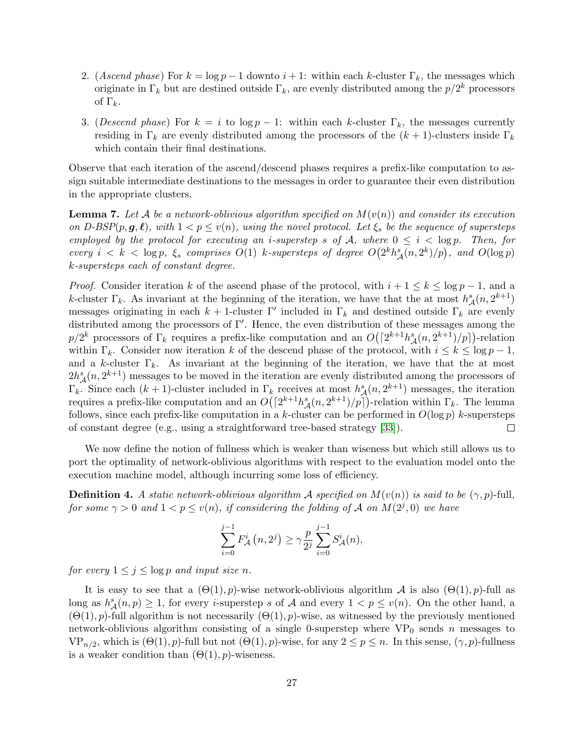2. (*Ascend phase*) For $k = \log p - 1$ downto $i+1$: within each $k$-cluster $\Gamma_k$, the messages which originate in $\Gamma_k$ but are destined outside $\Gamma_k$, are evenly distributed among the $p/2^k$ processors of $\Gamma_k$.

3. (*Descend phase*) For $k = i$ to $\log p - 1$: within each $k$-cluster $\Gamma_k$, the messages currently residing in $\Gamma_k$ are evenly distributed among the processors of the $(k+1)$-clusters inside $\Gamma_k$ which contain their final destinations.

Observe that each iteration of the ascend/descend phases requires a prefix-like computation to assign suitable intermediate destinations to the messages in order to guarantee their even distribution in the appropriate clusters.

**Lemma 7.** *Let $\mathcal{A}$ be a network-oblivious algorithm specified on $M(v(n))$ and consider its execution on D-BSP$(p, \boldsymbol{g}, \boldsymbol{\ell})$, with $1 < p \leq v(n)$, using the novel protocol. Let $\xi_s$ be the sequence of supersteps employed by the protocol for executing an $i$-superstep $s$ of $\mathcal{A}$, where $0 \leq i < \log p$. Then, for every $i < k < \log p$, $\xi_s$ comprises $O(1)$ $k$-supersteps of degree $O\big(2^k h^s_{\mathcal{A}}(n, 2^k)/p\big)$, and $O(\log p)$ $k$-supersteps each of constant degree.*

*Proof.* Consider iteration $k$ of the ascend phase of the protocol, with $i+1 \leq k \leq \log p - 1$, and a $k$-cluster $\Gamma_k$. As invariant at the beginning of the iteration, we have that the at most $h^s_{\mathcal{A}}(n, 2^{k+1})$ messages originating in each $k+1$-cluster $\Gamma'$ included in $\Gamma_k$ and destined outside $\Gamma_k$ are evenly distributed among the processors of $\Gamma'$. Hence, the even distribution of these messages among the $p/2^k$ processors of $\Gamma_k$ requires a prefix-like computation and an $O\big(\lceil 2^{k+1} h^s_{\mathcal{A}}(n, 2^{k+1})/p \rceil\big)$-relation within $\Gamma_k$. Consider now iteration $k$ of the descend phase of the protocol, with $i \leq k \leq \log p - 1$, and a $k$-cluster $\Gamma_k$. As invariant at the beginning of the iteration, we have that the at most $2h^s_{\mathcal{A}}(n, 2^{k+1})$ messages to be moved in the iteration are evenly distributed among the processors of $\Gamma_k$. Since each $(k+1)$-cluster included in $\Gamma_k$ receives at most $h^s_{\mathcal{A}}(n, 2^{k+1})$ messages, the iteration requires a prefix-like computation and an $O\big(\lceil 2^{k+1} h^s_{\mathcal{A}}(n, 2^{k+1})/p \rceil\big)$-relation within $\Gamma_k$. The lemma follows, since each prefix-like computation in a $k$-cluster can be performed in $O(\log p)$ $k$-supersteps of constant degree (e.g., using a straightforward tree-based strategy [33]). $\square$

We now define the notion of fullness which is weaker than wiseness but which still allows us to port the optimality of network-oblivious algorithms with respect to the evaluation model onto the execution machine model, although incurring some loss of efficiency.

**Definition 4.** *A static network-oblivious algorithm $\mathcal{A}$ specified on $M(v(n))$ is said to be $(\gamma, p)$-full, for some $\gamma > 0$ and $1 < p \leq v(n)$, if considering the folding of $\mathcal{A}$ on $M(2^j, 0)$ we have*

$$\sum_{i=0}^{j-1} F^i_{\mathcal{A}}\left(n, 2^j\right) \geq \gamma \frac{p}{2^j} \sum_{i=0}^{j-1} S^i_{\mathcal{A}}(n),$$

*for every $1 \leq j \leq \log p$ and input size $n$.*

It is easy to see that a $(\Theta(1), p)$-wise network-oblivious algorithm $\mathcal{A}$ is also $(\Theta(1), p)$-full as long as $h^s_{\mathcal{A}}(n, p) \geq 1$, for every $i$-superstep $s$ of $\mathcal{A}$ and every $1 < p \leq v(n)$. On the other hand, a $(\Theta(1), p)$-full algorithm is not necessarily $(\Theta(1), p)$-wise, as witnessed by the previously mentioned network-oblivious algorithm consisting of a single 0-superstep where $\mathrm{VP}_0$ sends $n$ messages to $\mathrm{VP}_{n/2}$, which is $(\Theta(1), p)$-full but not $(\Theta(1), p)$-wise, for any $2 \leq p \leq n$. In this sense, $(\gamma, p)$-fullness is a weaker condition than $(\Theta(1), p)$-wiseness.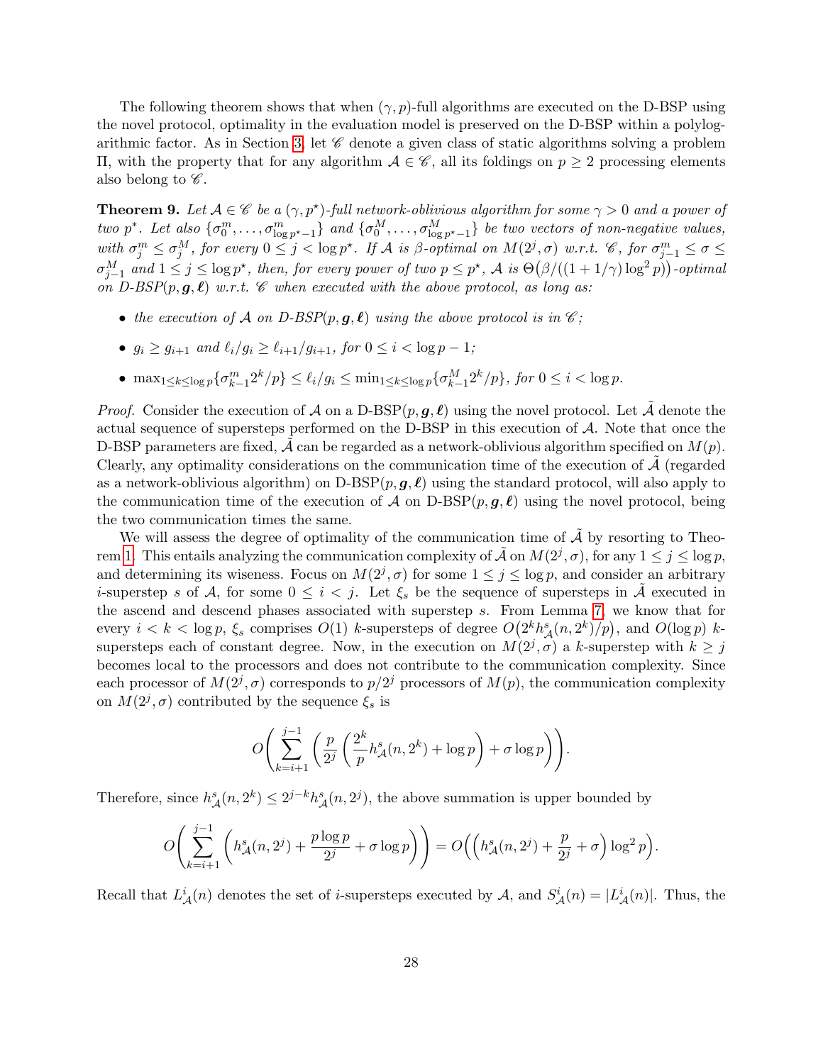The following theorem shows that when $(\gamma, p)$-full algorithms are executed on the D-BSP using the novel protocol, optimality in the evaluation model is preserved on the D-BSP within a polylogarithmic factor. As in Section 3, let $\mathscr{C}$ denote a given class of static algorithms solving a problem $\Pi$, with the property that for any algorithm $\mathcal{A} \in \mathscr{C}$, all its foldings on $p \geq 2$ processing elements also belong to $\mathscr{C}$.

**Theorem 9.** *Let $\mathcal{A} \in \mathscr{C}$ be a $(\gamma, p^\star)$-full network-oblivious algorithm for some $\gamma > 0$ and a power of two $p^*$. Let also $\{\sigma_0^m, \ldots, \sigma_{\log p^\star - 1}^m\}$ and $\{\sigma_0^M, \ldots, \sigma_{\log p^\star-1}^M\}$ be two vectors of non-negative values, with $\sigma_j^m \leq \sigma_j^M$, for every $0 \leq j < \log p^\star$. If $\mathcal{A}$ is $\beta$-optimal on $M(2^j, \sigma)$ w.r.t. $\mathscr{C}$, for $\sigma_{j-1}^m \leq \sigma \leq \sigma_{j-1}^M$ and $1 \leq j \leq \log p^\star$, then, for every power of two $p \leq p^\star$, $\mathcal{A}$ is $\Theta\big(\beta/((1+1/\gamma)\log^2 p)\big)$-optimal on D-BSP$(p, \boldsymbol{g}, \boldsymbol{\ell})$ w.r.t. $\mathscr{C}$ when executed with the above protocol, as long as:*

- *the execution of $\mathcal{A}$ on D-BSP$(p, \boldsymbol{g}, \boldsymbol{\ell})$ using the above protocol is in $\mathscr{C}$;*
- *$g_i \geq g_{i+1}$ and $\ell_i/g_i \geq \ell_{i+1}/g_{i+1}$, for $0 \leq i < \log p - 1$;*
- *$\max_{1 \leq k \leq \log p}\{\sigma_{k-1}^m 2^k/p\} \leq \ell_i/g_i \leq \min_{1\leq k \leq \log p}\{\sigma_{k-1}^M 2^k/p\}$, for $0 \leq i < \log p$.*

*Proof.* Consider the execution of $\mathcal{A}$ on a D-BSP$(p, \boldsymbol{g}, \boldsymbol{\ell})$ using the novel protocol. Let $\tilde{\mathcal{A}}$ denote the actual sequence of supersteps performed on the D-BSP in this execution of $\mathcal{A}$. Note that once the D-BSP parameters are fixed, $\tilde{\mathcal{A}}$ can be regarded as a network-oblivious algorithm specified on $M(p)$. Clearly, any optimality considerations on the communication time of the execution of $\tilde{\mathcal{A}}$ (regarded as a network-oblivious algorithm) on D-BSP$(p, \boldsymbol{g}, \boldsymbol{\ell})$ using the standard protocol, will also apply to the communication time of the execution of $\mathcal{A}$ on D-BSP$(p, \boldsymbol{g}, \boldsymbol{\ell})$ using the novel protocol, being the two communication times the same.

We will assess the degree of optimality of the communication time of $\tilde{\mathcal{A}}$ by resorting to Theorem 1. This entails analyzing the communication complexity of $\tilde{\mathcal{A}}$ on $M(2^j, \sigma)$, for any $1 \leq j \leq \log p$, and determining its wiseness. Focus on $M(2^j, \sigma)$ for some $1 \leq j \leq \log p$, and consider an arbitrary $i$-superstep $s$ of $\mathcal{A}$, for some $0 \leq i < j$. Let $\xi_s$ be the sequence of supersteps in $\tilde{\mathcal{A}}$ executed in the ascend and descend phases associated with superstep $s$. From Lemma 7, we know that for every $i < k < \log p$, $\xi_s$ comprises $O(1)$ $k$-supersteps of degree $O\big(2^k h_{\mathcal{A}}^s(n, 2^k)/p\big)$, and $O(\log p)$ $k$-supersteps each of constant degree. Now, in the execution on $M(2^j, \sigma)$ a $k$-superstep with $k \geq j$ becomes local to the processors and does not contribute to the communication complexity. Since each processor of $M(2^j, \sigma)$ corresponds to $p/2^j$ processors of $M(p)$, the communication complexity on $M(2^j, \sigma)$ contributed by the sequence $\xi_s$ is

$$O\left(\sum_{k=i+1}^{j-1} \left(\frac{p}{2^j}\left(\frac{2^k}{p} h_{\mathcal{A}}^s(n, 2^k) + \log p\right) + \sigma \log p\right)\right).$$

Therefore, since $h_{\mathcal{A}}^s(n, 2^k) \leq 2^{j-k} h_{\mathcal{A}}^s(n, 2^j)$, the above summation is upper bounded by

$$O\left(\sum_{k=i+1}^{j-1}\left(h_{\mathcal{A}}^s(n, 2^j) + \frac{p \log p}{2^j} + \sigma \log p\right)\right) = O\Big(\Big(h_{\mathcal{A}}^s(n, 2^j) + \frac{p}{2^j} + \sigma\Big)\log^2 p\Big).$$

Recall that $L_{\mathcal{A}}^i(n)$ denotes the set of $i$-supersteps executed by $\mathcal{A}$, and $S_{\mathcal{A}}^i(n) = |L_{\mathcal{A}}^i(n)|$. Thus, the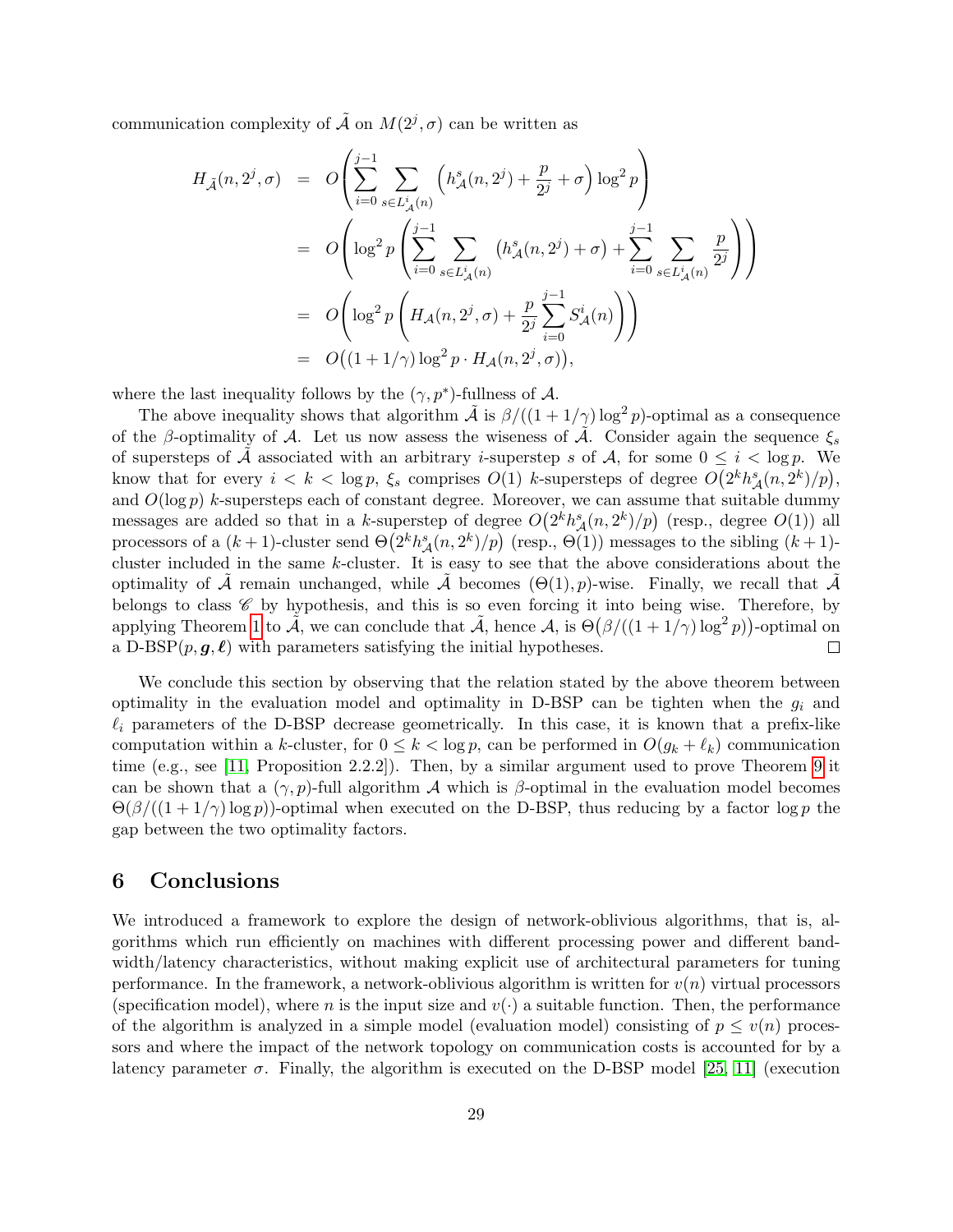communication complexity of $\tilde{\mathcal{A}}$ on $M(2^j, \sigma)$ can be written as

$$
\begin{aligned}
H_{\tilde{\mathcal{A}}}(n, 2^j, \sigma) &= O\left( \sum_{i=0}^{j-1} \sum_{s \in L^i_{\mathcal{A}}(n)} \left( h^s_{\mathcal{A}}(n, 2^j) + \frac{p}{2^j} + \sigma \right) \log^2 p \right) \\
&= O\left( \log^2 p \left( \sum_{i=0}^{j-1} \sum_{s \in L^i_{\mathcal{A}}(n)} \left( h^s_{\mathcal{A}}(n, 2^j) + \sigma \right) + \sum_{i=0}^{j-1} \sum_{s \in L^i_{\mathcal{A}}(n)} \frac{p}{2^j} \right) \right) \\
&= O\left( \log^2 p \left( H_{\mathcal{A}}(n, 2^j, \sigma) + \frac{p}{2^j} \sum_{i=0}^{j-1} S^i_{\mathcal{A}}(n) \right) \right) \\
&= O\big( (1 + 1/\gamma) \log^2 p \cdot H_{\mathcal{A}}(n, 2^j, \sigma) \big),
\end{aligned}
$$

where the last inequality follows by the $(\gamma, p^*)$-fullness of $\mathcal{A}$.

The above inequality shows that algorithm $\tilde{\mathcal{A}}$ is $\beta/((1+1/\gamma)\log^2 p)$-optimal as a consequence of the $\beta$-optimality of $\mathcal{A}$. Let us now assess the wiseness of $\tilde{\mathcal{A}}$. Consider again the sequence $\xi_s$ of supersteps of $\tilde{\mathcal{A}}$ associated with an arbitrary $i$-superstep $s$ of $\mathcal{A}$, for some $0 \leq i < \log p$. We know that for every $i < k < \log p$, $\xi_s$ comprises $O(1)$ $k$-supersteps of degree $O\big(2^k h^s_{\mathcal{A}}(n, 2^k)/p\big)$, and $O(\log p)$ $k$-supersteps each of constant degree. Moreover, we can assume that suitable dummy messages are added so that in a $k$-superstep of degree $O\big(2^k h^s_{\mathcal{A}}(n, 2^k)/p\big)$ (resp., degree $O(1)$) all processors of a $(k+1)$-cluster send $\Theta\big(2^k h^s_{\mathcal{A}}(n, 2^k)/p\big)$ (resp., $\Theta(1)$) messages to the sibling $(k+1)$-cluster included in the same $k$-cluster. It is easy to see that the above considerations about the optimality of $\tilde{\mathcal{A}}$ remain unchanged, while $\tilde{\mathcal{A}}$ becomes $(\Theta(1), p)$-wise. Finally, we recall that $\tilde{\mathcal{A}}$ belongs to class $\mathscr{C}$ by hypothesis, and this is so even forcing it into being wise. Therefore, by applying Theorem 1 to $\tilde{\mathcal{A}}$, we can conclude that $\tilde{\mathcal{A}}$, hence $\mathcal{A}$, is $\Theta\big(\beta/((1+1/\gamma)\log^2 p)\big)$-optimal on a D-BSP$(p, \boldsymbol{g}, \boldsymbol{\ell})$ with parameters satisfying the initial hypotheses. □

We conclude this section by observing that the relation stated by the above theorem between optimality in the evaluation model and optimality in D-BSP can be tighten when the $g_i$ and $\ell_i$ parameters of the D-BSP decrease geometrically. In this case, it is known that a prefix-like computation within a $k$-cluster, for $0 \leq k < \log p$, can be performed in $O(g_k + \ell_k)$ communication time (e.g., see [11, Proposition 2.2.2]). Then, by a similar argument used to prove Theorem 9 it can be shown that a $(\gamma, p)$-full algorithm $\mathcal{A}$ which is $\beta$-optimal in the evaluation model becomes $\Theta(\beta/((1+1/\gamma)\log p))$-optimal when executed on the D-BSP, thus reducing by a factor $\log p$ the gap between the two optimality factors.

## 6 Conclusions

We introduced a framework to explore the design of network-oblivious algorithms, that is, algorithms which run efficiently on machines with different processing power and different bandwidth/latency characteristics, without making explicit use of architectural parameters for tuning performance. In the framework, a network-oblivious algorithm is written for $v(n)$ virtual processors (specification model), where $n$ is the input size and $v(\cdot)$ a suitable function. Then, the performance of the algorithm is analyzed in a simple model (evaluation model) consisting of $p \leq v(n)$ processors and where the impact of the network topology on communication costs is accounted for by a latency parameter $\sigma$. Finally, the algorithm is executed on the D-BSP model [25, 11] (execution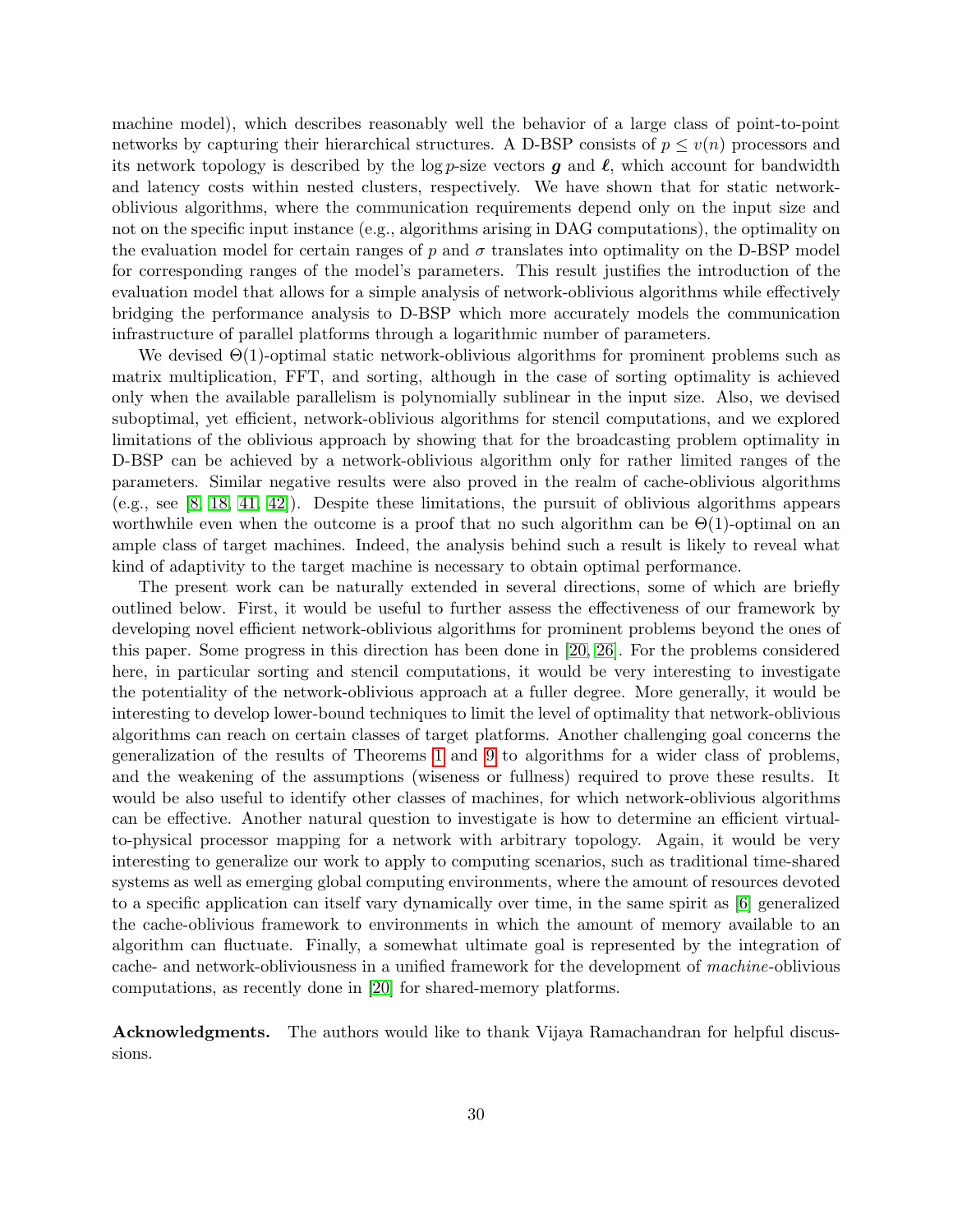machine model), which describes reasonably well the behavior of a large class of point-to-point networks by capturing their hierarchical structures. A D-BSP consists of $p \leq v(n)$ processors and its network topology is described by the $\log p$-size vectors $\boldsymbol{g}$ and $\boldsymbol{\ell}$, which account for bandwidth and latency costs within nested clusters, respectively. We have shown that for static network-oblivious algorithms, where the communication requirements depend only on the input size and not on the specific input instance (e.g., algorithms arising in DAG computations), the optimality on the evaluation model for certain ranges of $p$ and $\sigma$ translates into optimality on the D-BSP model for corresponding ranges of the model's parameters. This result justifies the introduction of the evaluation model that allows for a simple analysis of network-oblivious algorithms while effectively bridging the performance analysis to D-BSP which more accurately models the communication infrastructure of parallel platforms through a logarithmic number of parameters.

We devised $\Theta(1)$-optimal static network-oblivious algorithms for prominent problems such as matrix multiplication, FFT, and sorting, although in the case of sorting optimality is achieved only when the available parallelism is polynomially sublinear in the input size. Also, we devised suboptimal, yet efficient, network-oblivious algorithms for stencil computations, and we explored limitations of the oblivious approach by showing that for the broadcasting problem optimality in D-BSP can be achieved by a network-oblivious algorithm only for rather limited ranges of the parameters. Similar negative results were also proved in the realm of cache-oblivious algorithms (e.g., see [8, 18, 41, 42]). Despite these limitations, the pursuit of oblivious algorithms appears worthwhile even when the outcome is a proof that no such algorithm can be $\Theta(1)$-optimal on an ample class of target machines. Indeed, the analysis behind such a result is likely to reveal what kind of adaptivity to the target machine is necessary to obtain optimal performance.

The present work can be naturally extended in several directions, some of which are briefly outlined below. First, it would be useful to further assess the effectiveness of our framework by developing novel efficient network-oblivious algorithms for prominent problems beyond the ones of this paper. Some progress in this direction has been done in [20, 26]. For the problems considered here, in particular sorting and stencil computations, it would be very interesting to investigate the potentiality of the network-oblivious approach at a fuller degree. More generally, it would be interesting to develop lower-bound techniques to limit the level of optimality that network-oblivious algorithms can reach on certain classes of target platforms. Another challenging goal concerns the generalization of the results of Theorems 1 and 9 to algorithms for a wider class of problems, and the weakening of the assumptions (wiseness or fullness) required to prove these results. It would be also useful to identify other classes of machines, for which network-oblivious algorithms can be effective. Another natural question to investigate is how to determine an efficient virtual-to-physical processor mapping for a network with arbitrary topology. Again, it would be very interesting to generalize our work to apply to computing scenarios, such as traditional time-shared systems as well as emerging global computing environments, where the amount of resources devoted to a specific application can itself vary dynamically over time, in the same spirit as [6] generalized the cache-oblivious framework to environments in which the amount of memory available to an algorithm can fluctuate. Finally, a somewhat ultimate goal is represented by the integration of cache- and network-obliviousness in a unified framework for the development of *machine*-oblivious computations, as recently done in [20] for shared-memory platforms.

**Acknowledgments.** The authors would like to thank Vijaya Ramachandran for helpful discussions.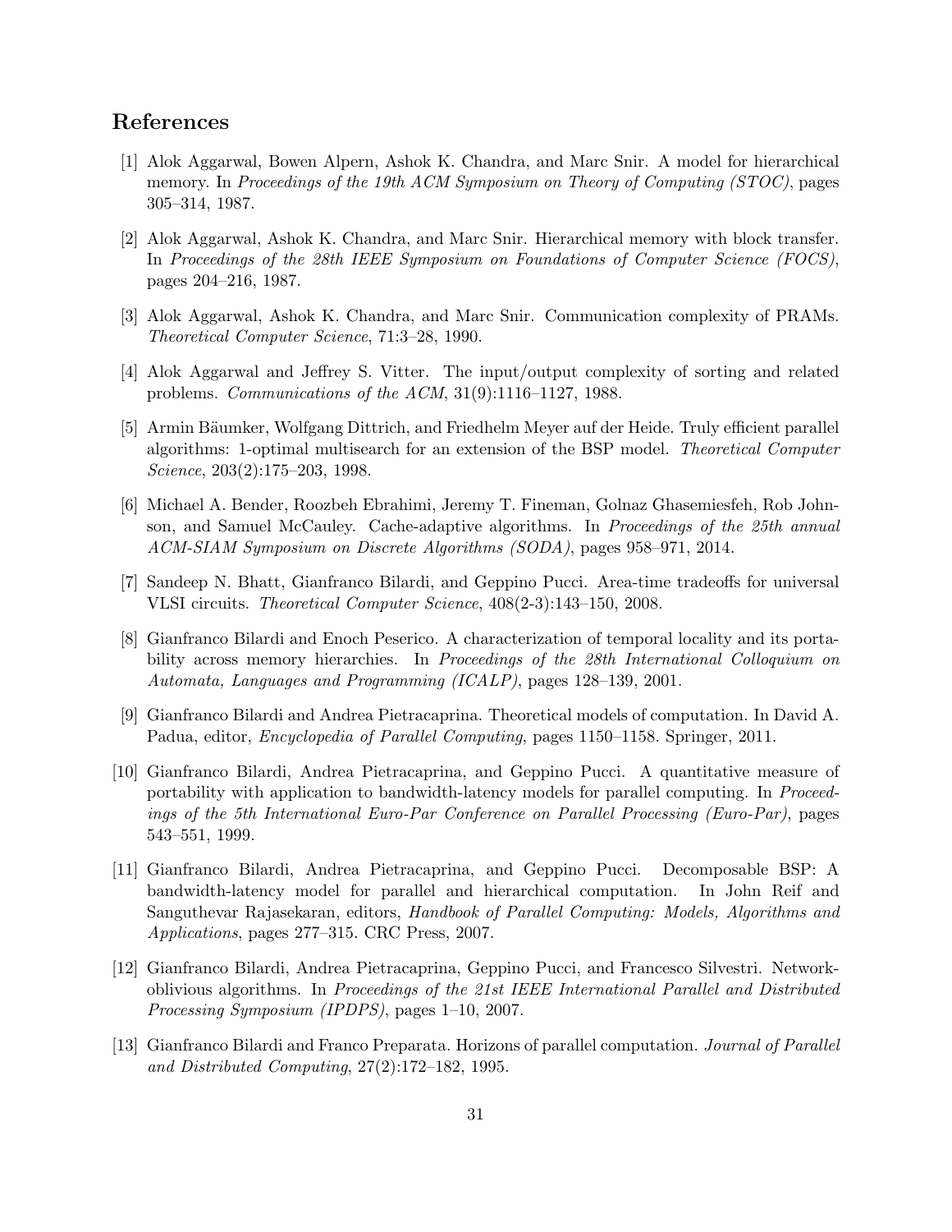## References

[1] Alok Aggarwal, Bowen Alpern, Ashok K. Chandra, and Marc Snir. A model for hierarchical memory. In *Proceedings of the 19th ACM Symposium on Theory of Computing (STOC)*, pages 305–314, 1987.

[2] Alok Aggarwal, Ashok K. Chandra, and Marc Snir. Hierarchical memory with block transfer. In *Proceedings of the 28th IEEE Symposium on Foundations of Computer Science (FOCS)*, pages 204–216, 1987.

[3] Alok Aggarwal, Ashok K. Chandra, and Marc Snir. Communication complexity of PRAMs. *Theoretical Computer Science*, 71:3–28, 1990.

[4] Alok Aggarwal and Jeffrey S. Vitter. The input/output complexity of sorting and related problems. *Communications of the ACM*, 31(9):1116–1127, 1988.

[5] Armin Bäumker, Wolfgang Dittrich, and Friedhelm Meyer auf der Heide. Truly efficient parallel algorithms: 1-optimal multisearch for an extension of the BSP model. *Theoretical Computer Science*, 203(2):175–203, 1998.

[6] Michael A. Bender, Roozbeh Ebrahimi, Jeremy T. Fineman, Golnaz Ghasemiesfeh, Rob Johnson, and Samuel McCauley. Cache-adaptive algorithms. In *Proceedings of the 25th annual ACM-SIAM Symposium on Discrete Algorithms (SODA)*, pages 958–971, 2014.

[7] Sandeep N. Bhatt, Gianfranco Bilardi, and Geppino Pucci. Area-time tradeoffs for universal VLSI circuits. *Theoretical Computer Science*, 408(2-3):143–150, 2008.

[8] Gianfranco Bilardi and Enoch Peserico. A characterization of temporal locality and its portability across memory hierarchies. In *Proceedings of the 28th International Colloquium on Automata, Languages and Programming (ICALP)*, pages 128–139, 2001.

[9] Gianfranco Bilardi and Andrea Pietracaprina. Theoretical models of computation. In David A. Padua, editor, *Encyclopedia of Parallel Computing*, pages 1150–1158. Springer, 2011.

[10] Gianfranco Bilardi, Andrea Pietracaprina, and Geppino Pucci. A quantitative measure of portability with application to bandwidth-latency models for parallel computing. In *Proceedings of the 5th International Euro-Par Conference on Parallel Processing (Euro-Par)*, pages 543–551, 1999.

[11] Gianfranco Bilardi, Andrea Pietracaprina, and Geppino Pucci. Decomposable BSP: A bandwidth-latency model for parallel and hierarchical computation. In John Reif and Sanguthevar Rajasekaran, editors, *Handbook of Parallel Computing: Models, Algorithms and Applications*, pages 277–315. CRC Press, 2007.

[12] Gianfranco Bilardi, Andrea Pietracaprina, Geppino Pucci, and Francesco Silvestri. Network-oblivious algorithms. In *Proceedings of the 21st IEEE International Parallel and Distributed Processing Symposium (IPDPS)*, pages 1–10, 2007.

[13] Gianfranco Bilardi and Franco Preparata. Horizons of parallel computation. *Journal of Parallel and Distributed Computing*, 27(2):172–182, 1995.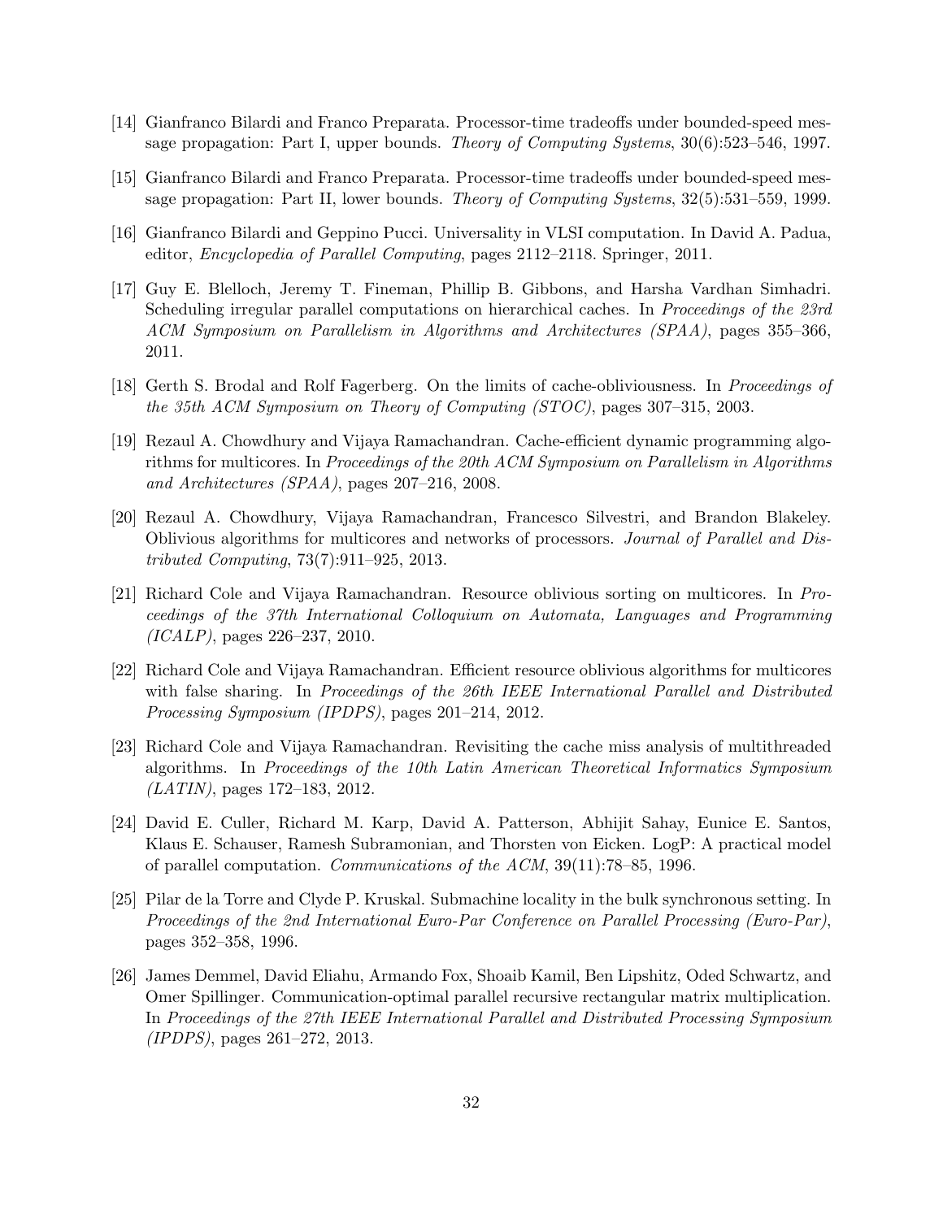[14] Gianfranco Bilardi and Franco Preparata. Processor-time tradeoffs under bounded-speed message propagation: Part I, upper bounds. *Theory of Computing Systems*, 30(6):523–546, 1997.

[15] Gianfranco Bilardi and Franco Preparata. Processor-time tradeoffs under bounded-speed message propagation: Part II, lower bounds. *Theory of Computing Systems*, 32(5):531–559, 1999.

[16] Gianfranco Bilardi and Geppino Pucci. Universality in VLSI computation. In David A. Padua, editor, *Encyclopedia of Parallel Computing*, pages 2112–2118. Springer, 2011.

[17] Guy E. Blelloch, Jeremy T. Fineman, Phillip B. Gibbons, and Harsha Vardhan Simhadri. Scheduling irregular parallel computations on hierarchical caches. In *Proceedings of the 23rd ACM Symposium on Parallelism in Algorithms and Architectures (SPAA)*, pages 355–366, 2011.

[18] Gerth S. Brodal and Rolf Fagerberg. On the limits of cache-obliviousness. In *Proceedings of the 35th ACM Symposium on Theory of Computing (STOC)*, pages 307–315, 2003.

[19] Rezaul A. Chowdhury and Vijaya Ramachandran. Cache-efficient dynamic programming algorithms for multicores. In *Proceedings of the 20th ACM Symposium on Parallelism in Algorithms and Architectures (SPAA)*, pages 207–216, 2008.

[20] Rezaul A. Chowdhury, Vijaya Ramachandran, Francesco Silvestri, and Brandon Blakeley. Oblivious algorithms for multicores and networks of processors. *Journal of Parallel and Distributed Computing*, 73(7):911–925, 2013.

[21] Richard Cole and Vijaya Ramachandran. Resource oblivious sorting on multicores. In *Proceedings of the 37th International Colloquium on Automata, Languages and Programming (ICALP)*, pages 226–237, 2010.

[22] Richard Cole and Vijaya Ramachandran. Efficient resource oblivious algorithms for multicores with false sharing. In *Proceedings of the 26th IEEE International Parallel and Distributed Processing Symposium (IPDPS)*, pages 201–214, 2012.

[23] Richard Cole and Vijaya Ramachandran. Revisiting the cache miss analysis of multithreaded algorithms. In *Proceedings of the 10th Latin American Theoretical Informatics Symposium (LATIN)*, pages 172–183, 2012.

[24] David E. Culler, Richard M. Karp, David A. Patterson, Abhijit Sahay, Eunice E. Santos, Klaus E. Schauser, Ramesh Subramonian, and Thorsten von Eicken. LogP: A practical model of parallel computation. *Communications of the ACM*, 39(11):78–85, 1996.

[25] Pilar de la Torre and Clyde P. Kruskal. Submachine locality in the bulk synchronous setting. In *Proceedings of the 2nd International Euro-Par Conference on Parallel Processing (Euro-Par)*, pages 352–358, 1996.

[26] James Demmel, David Eliahu, Armando Fox, Shoaib Kamil, Ben Lipshitz, Oded Schwartz, and Omer Spillinger. Communication-optimal parallel recursive rectangular matrix multiplication. In *Proceedings of the 27th IEEE International Parallel and Distributed Processing Symposium (IPDPS)*, pages 261–272, 2013.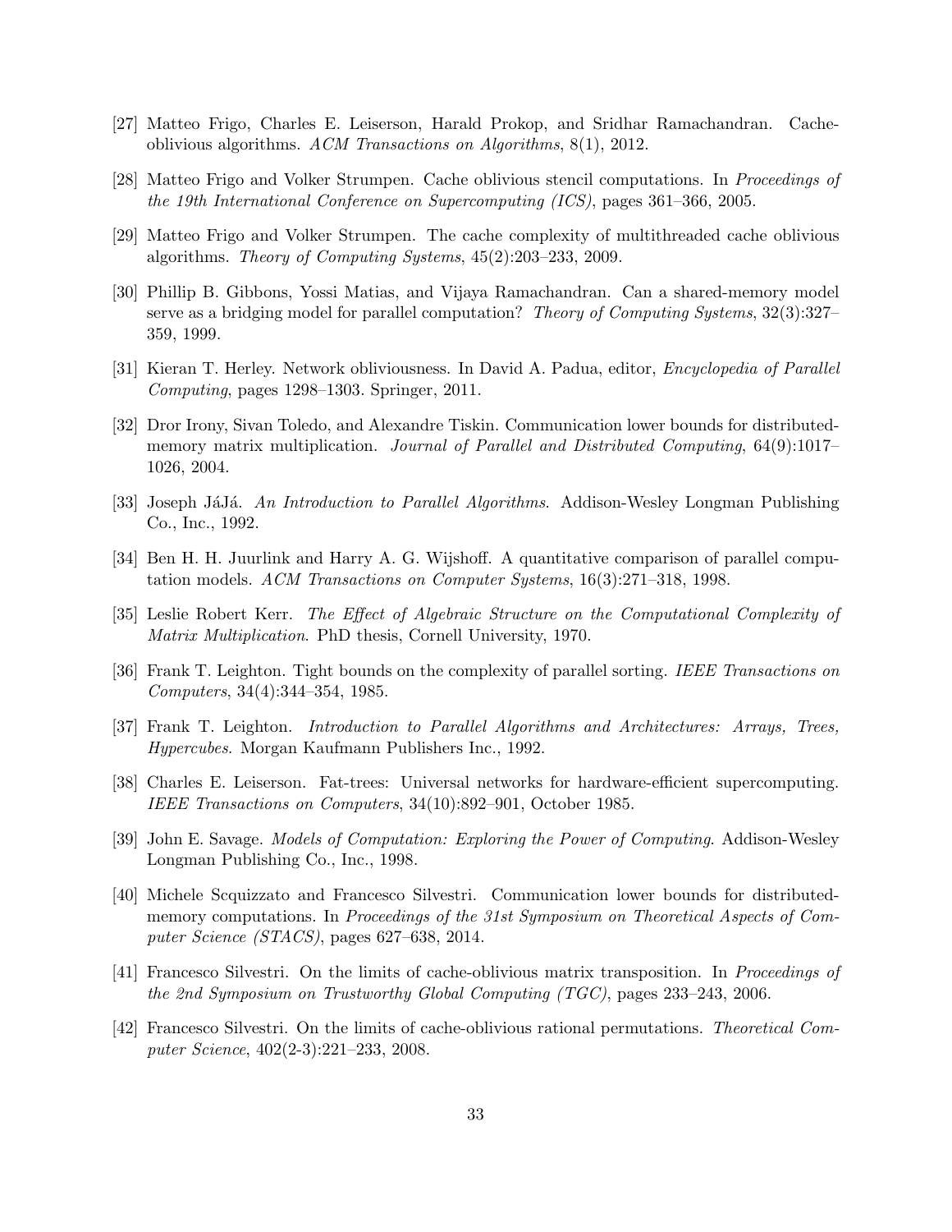[27] Matteo Frigo, Charles E. Leiserson, Harald Prokop, and Sridhar Ramachandran. Cache-oblivious algorithms. *ACM Transactions on Algorithms*, 8(1), 2012.

[28] Matteo Frigo and Volker Strumpen. Cache oblivious stencil computations. In *Proceedings of the 19th International Conference on Supercomputing (ICS)*, pages 361–366, 2005.

[29] Matteo Frigo and Volker Strumpen. The cache complexity of multithreaded cache oblivious algorithms. *Theory of Computing Systems*, 45(2):203–233, 2009.

[30] Phillip B. Gibbons, Yossi Matias, and Vijaya Ramachandran. Can a shared-memory model serve as a bridging model for parallel computation? *Theory of Computing Systems*, 32(3):327–359, 1999.

[31] Kieran T. Herley. Network obliviousness. In David A. Padua, editor, *Encyclopedia of Parallel Computing*, pages 1298–1303. Springer, 2011.

[32] Dror Irony, Sivan Toledo, and Alexandre Tiskin. Communication lower bounds for distributed-memory matrix multiplication. *Journal of Parallel and Distributed Computing*, 64(9):1017–1026, 2004.

[33] Joseph JáJá. *An Introduction to Parallel Algorithms*. Addison-Wesley Longman Publishing Co., Inc., 1992.

[34] Ben H. H. Juurlink and Harry A. G. Wijshoff. A quantitative comparison of parallel computation models. *ACM Transactions on Computer Systems*, 16(3):271–318, 1998.

[35] Leslie Robert Kerr. *The Effect of Algebraic Structure on the Computational Complexity of Matrix Multiplication*. PhD thesis, Cornell University, 1970.

[36] Frank T. Leighton. Tight bounds on the complexity of parallel sorting. *IEEE Transactions on Computers*, 34(4):344–354, 1985.

[37] Frank T. Leighton. *Introduction to Parallel Algorithms and Architectures: Arrays, Trees, Hypercubes*. Morgan Kaufmann Publishers Inc., 1992.

[38] Charles E. Leiserson. Fat-trees: Universal networks for hardware-efficient supercomputing. *IEEE Transactions on Computers*, 34(10):892–901, October 1985.

[39] John E. Savage. *Models of Computation: Exploring the Power of Computing*. Addison-Wesley Longman Publishing Co., Inc., 1998.

[40] Michele Scquizzato and Francesco Silvestri. Communication lower bounds for distributed-memory computations. In *Proceedings of the 31st Symposium on Theoretical Aspects of Computer Science (STACS)*, pages 627–638, 2014.

[41] Francesco Silvestri. On the limits of cache-oblivious matrix transposition. In *Proceedings of the 2nd Symposium on Trustworthy Global Computing (TGC)*, pages 233–243, 2006.

[42] Francesco Silvestri. On the limits of cache-oblivious rational permutations. *Theoretical Computer Science*, 402(2-3):221–233, 2008.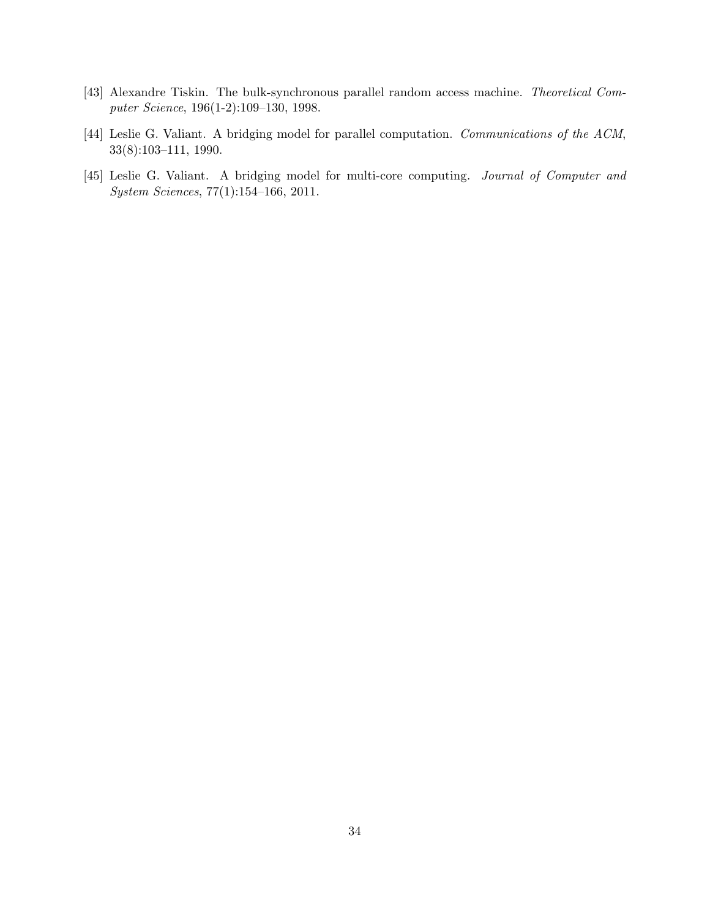[43] Alexandre Tiskin. The bulk-synchronous parallel random access machine. *Theoretical Computer Science*, 196(1-2):109–130, 1998.

[44] Leslie G. Valiant. A bridging model for parallel computation. *Communications of the ACM*, 33(8):103–111, 1990.

[45] Leslie G. Valiant. A bridging model for multi-core computing. *Journal of Computer and System Sciences*, 77(1):154–166, 2011.